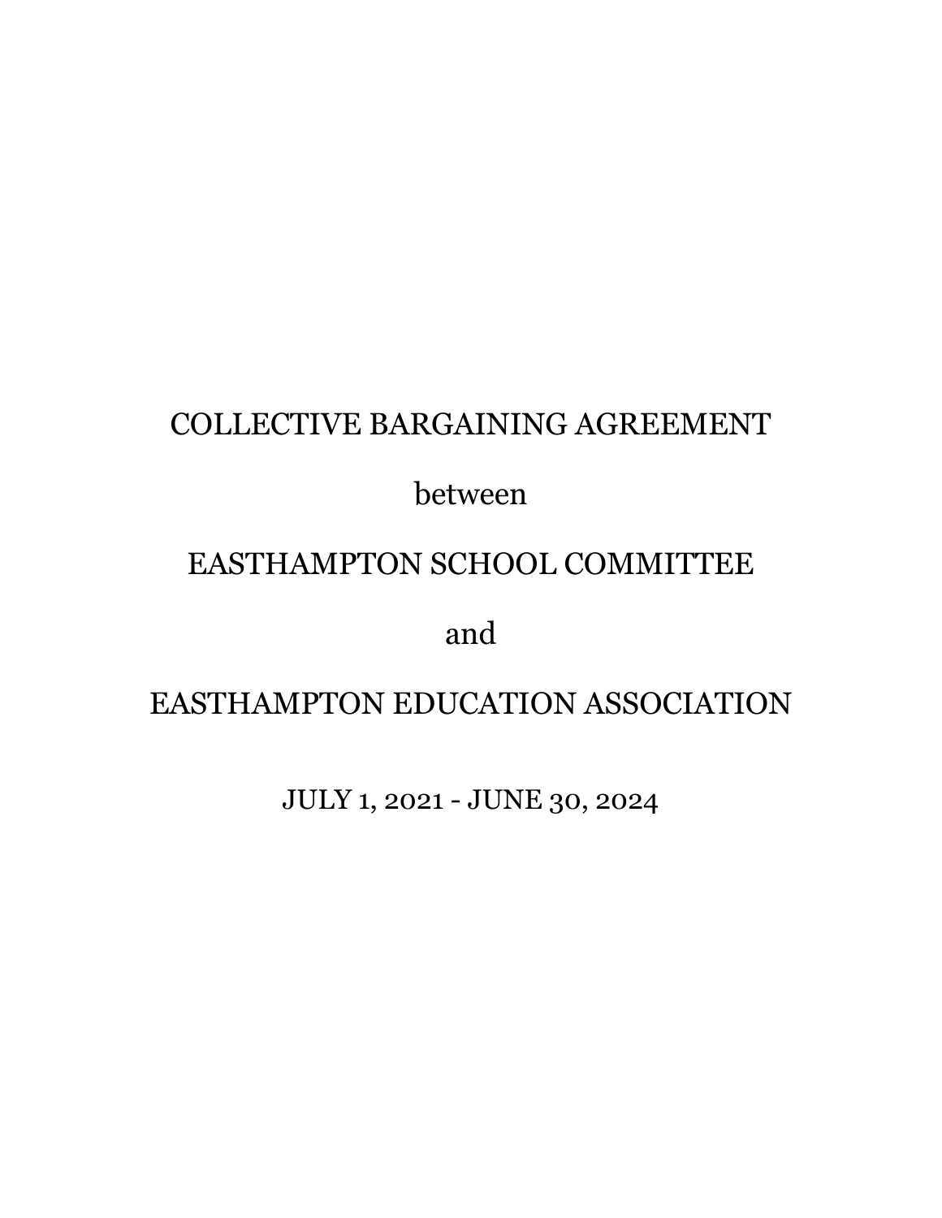# COLLECTIVE BARGAINING AGREEMENT

between

# EASTHAMPTON SCHOOL COMMITTEE

and

# EASTHAMPTON EDUCATION ASSOCIATION

JULY 1, 2021 - JUNE 30, 2024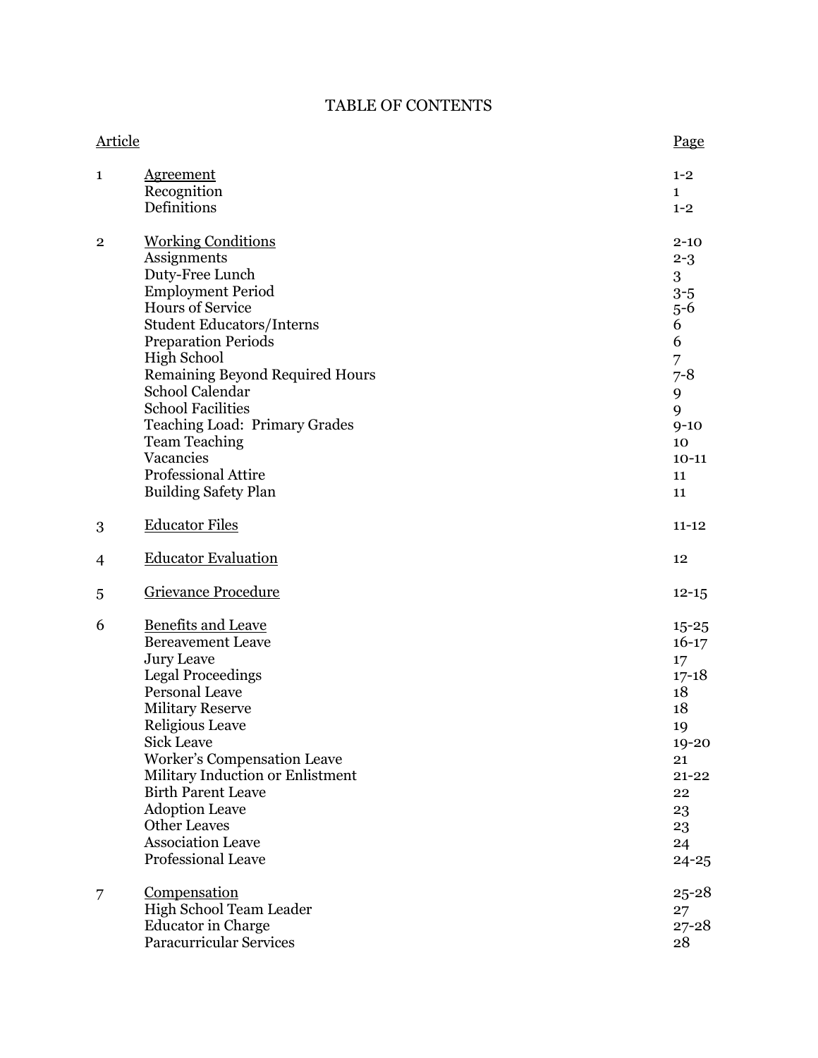# TABLE OF CONTENTS

| Article | | Page |
|---|---|---|
| 1 | Agreement | 1-2 |
| | Recognition | 1 |
| | Definitions | 1-2 |
| 2 | Working Conditions | 2-10 |
| | Assignments | 2-3 |
| | Duty-Free Lunch | 3 |
| | Employment Period | 3-5 |
| | Hours of Service | 5-6 |
| | Student Educators/Interns | 6 |
| | Preparation Periods | 6 |
| | High School | 7 |
| | Remaining Beyond Required Hours | 7-8 |
| | School Calendar | 9 |
| | School Facilities | 9 |
| | Teaching Load: Primary Grades | 9-10 |
| | Team Teaching | 10 |
| | Vacancies | 10-11 |
| | Professional Attire | 11 |
| | Building Safety Plan | 11 |
| 3 | Educator Files | 11-12 |
| 4 | Educator Evaluation | 12 |
| 5 | Grievance Procedure | 12-15 |
| 6 | Benefits and Leave | 15-25 |
| | Bereavement Leave | 16-17 |
| | Jury Leave | 17 |
| | Legal Proceedings | 17-18 |
| | Personal Leave | 18 |
| | Military Reserve | 18 |
| | Religious Leave | 19 |
| | Sick Leave | 19-20 |
| | Worker's Compensation Leave | 21 |
| | Military Induction or Enlistment | 21-22 |
| | Birth Parent Leave | 22 |
| | Adoption Leave | 23 |
| | Other Leaves | 23 |
| | Association Leave | 24 |
| | Professional Leave | 24-25 |
| 7 | Compensation | 25-28 |
| | High School Team Leader | 27 |
| | Educator in Charge | 27-28 |
| | Paracurricular Services | 28 |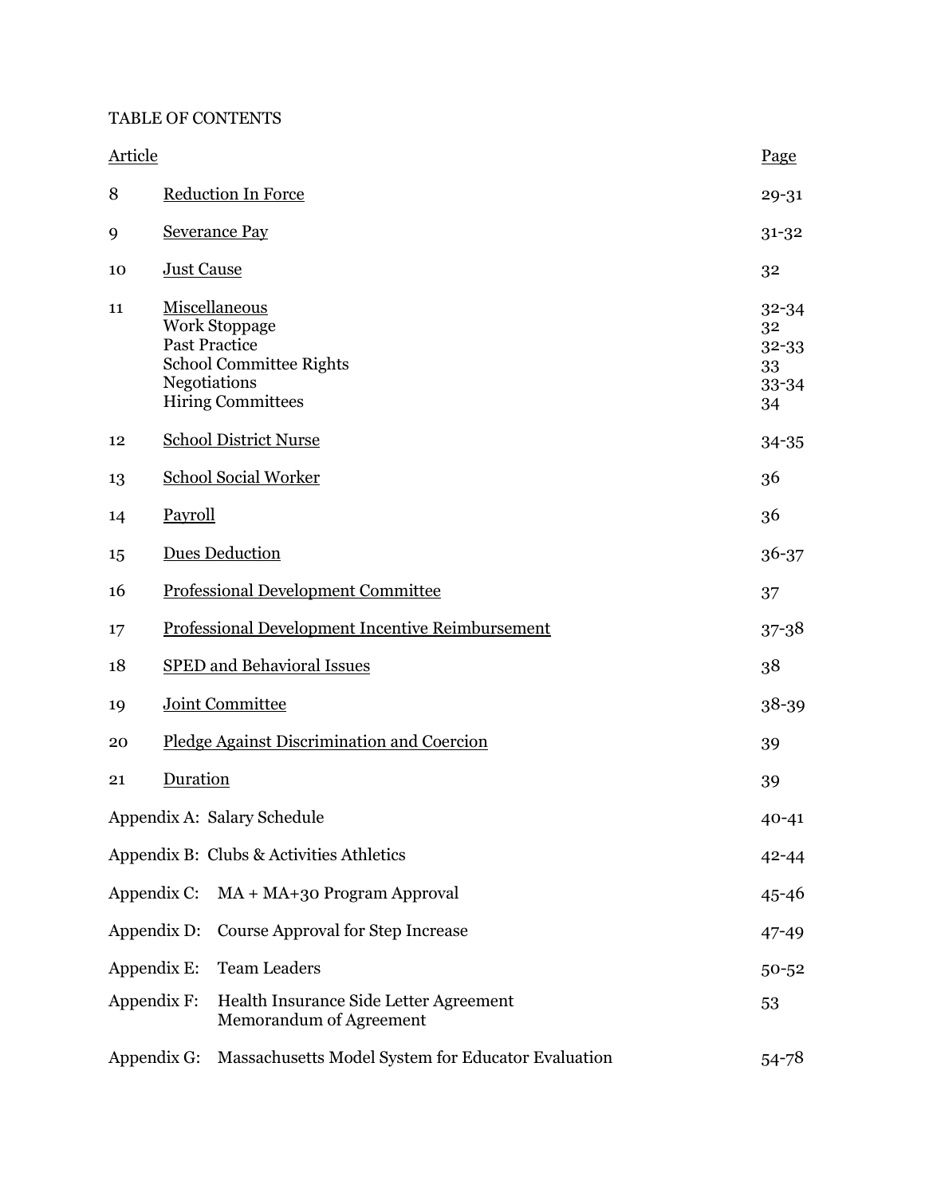TABLE OF CONTENTS

| Article | | Page |
|---|---|---|
| 8 | Reduction In Force | 29-31 |
| 9 | Severance Pay | 31-32 |
| 10 | Just Cause | 32 |
| 11 | Miscellaneous | 32-34 |
| | Work Stoppage | 32 |
| | Past Practice | 32-33 |
| | School Committee Rights | 33 |
| | Negotiations | 33-34 |
| | Hiring Committees | 34 |
| 12 | School District Nurse | 34-35 |
| 13 | School Social Worker | 36 |
| 14 | Payroll | 36 |
| 15 | Dues Deduction | 36-37 |
| 16 | Professional Development Committee | 37 |
| 17 | Professional Development Incentive Reimbursement | 37-38 |
| 18 | SPED and Behavioral Issues | 38 |
| 19 | Joint Committee | 38-39 |
| 20 | Pledge Against Discrimination and Coercion | 39 |
| 21 | Duration | 39 |
| Appendix A: | Salary Schedule | 40-41 |
| Appendix B: | Clubs & Activities Athletics | 42-44 |
| Appendix C: | MA + MA+30 Program Approval | 45-46 |
| Appendix D: | Course Approval for Step Increase | 47-49 |
| Appendix E: | Team Leaders | 50-52 |
| Appendix F: | Health Insurance Side Letter Agreement Memorandum of Agreement | 53 |
| Appendix G: | Massachusetts Model System for Educator Evaluation | 54-78 |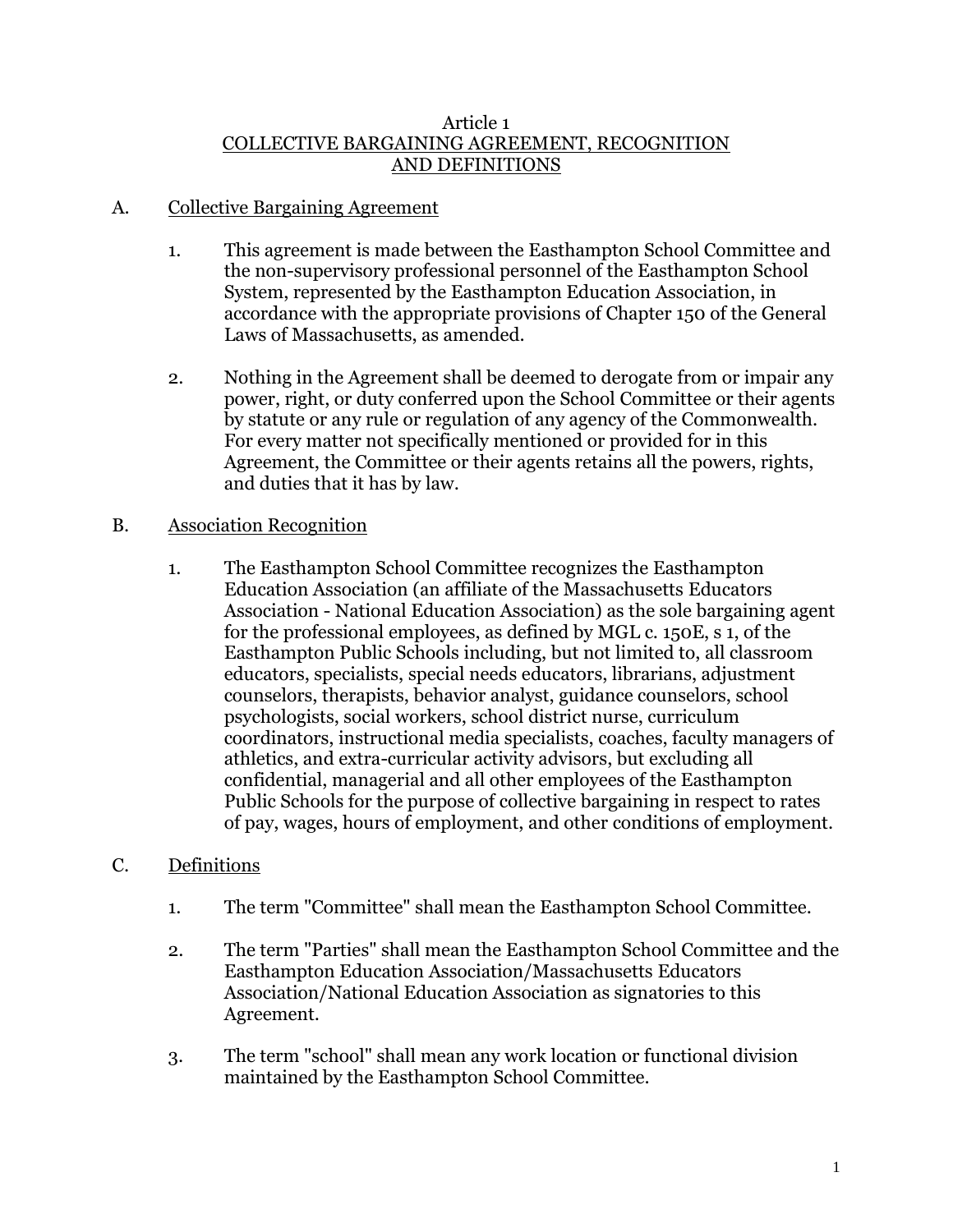# Article 1
## COLLECTIVE BARGAINING AGREEMENT, RECOGNITION AND DEFINITIONS

### A. Collective Bargaining Agreement

1. This agreement is made between the Easthampton School Committee and the non-supervisory professional personnel of the Easthampton School System, represented by the Easthampton Education Association, in accordance with the appropriate provisions of Chapter 150 of the General Laws of Massachusetts, as amended.

2. Nothing in the Agreement shall be deemed to derogate from or impair any power, right, or duty conferred upon the School Committee or their agents by statute or any rule or regulation of any agency of the Commonwealth. For every matter not specifically mentioned or provided for in this Agreement, the Committee or their agents retains all the powers, rights, and duties that it has by law.

### B. Association Recognition

1. The Easthampton School Committee recognizes the Easthampton Education Association (an affiliate of the Massachusetts Educators Association - National Education Association) as the sole bargaining agent for the professional employees, as defined by MGL c. 150E, s 1, of the Easthampton Public Schools including, but not limited to, all classroom educators, specialists, special needs educators, librarians, adjustment counselors, therapists, behavior analyst, guidance counselors, school psychologists, social workers, school district nurse, curriculum coordinators, instructional media specialists, coaches, faculty managers of athletics, and extra-curricular activity advisors, but excluding all confidential, managerial and all other employees of the Easthampton Public Schools for the purpose of collective bargaining in respect to rates of pay, wages, hours of employment, and other conditions of employment.

### C. Definitions

1. The term "Committee" shall mean the Easthampton School Committee.

2. The term "Parties" shall mean the Easthampton School Committee and the Easthampton Education Association/Massachusetts Educators Association/National Education Association as signatories to this Agreement.

3. The term "school" shall mean any work location or functional division maintained by the Easthampton School Committee.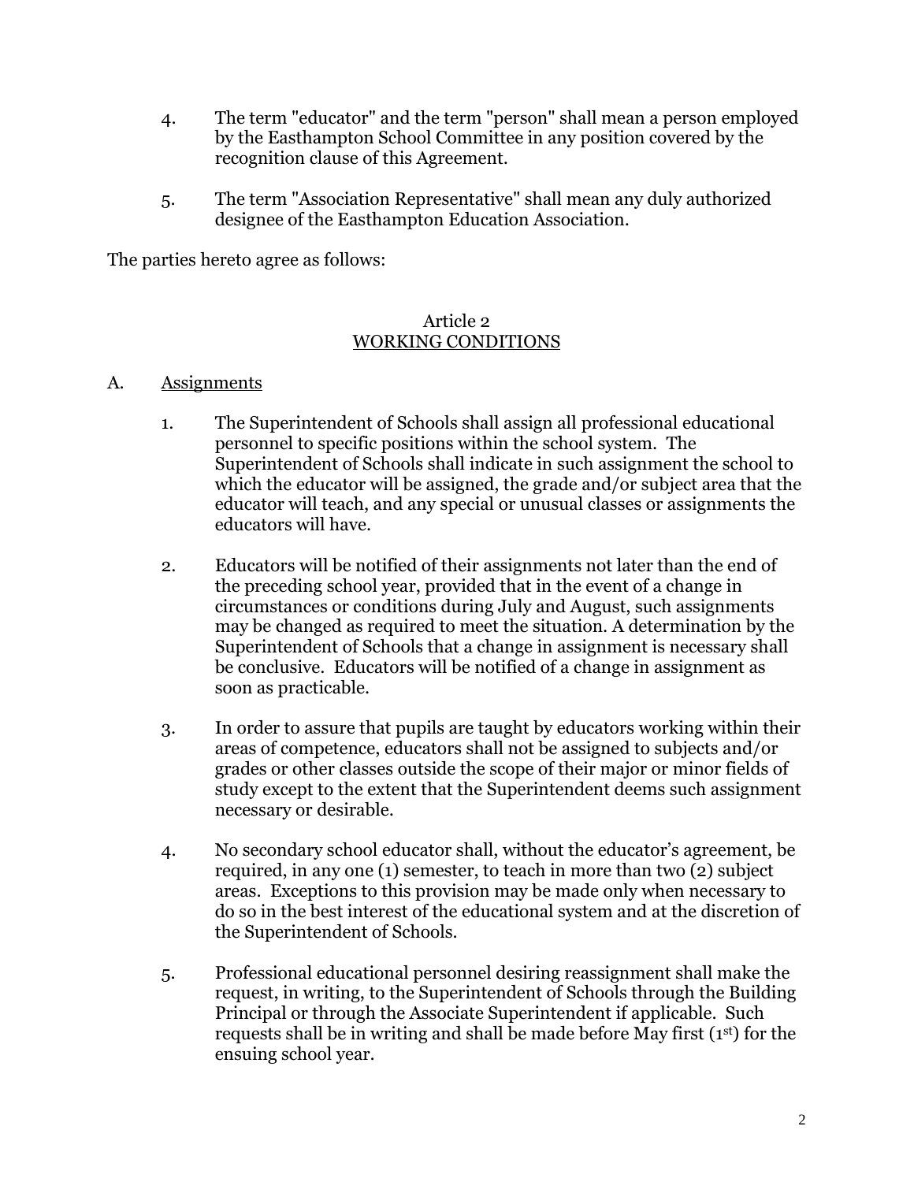4. The term "educator" and the term "person" shall mean a person employed by the Easthampton School Committee in any position covered by the recognition clause of this Agreement.

5. The term "Association Representative" shall mean any duly authorized designee of the Easthampton Education Association.

The parties hereto agree as follows:

## Article 2
## WORKING CONDITIONS

A. Assignments

1. The Superintendent of Schools shall assign all professional educational personnel to specific positions within the school system. The Superintendent of Schools shall indicate in such assignment the school to which the educator will be assigned, the grade and/or subject area that the educator will teach, and any special or unusual classes or assignments the educators will have.

2. Educators will be notified of their assignments not later than the end of the preceding school year, provided that in the event of a change in circumstances or conditions during July and August, such assignments may be changed as required to meet the situation. A determination by the Superintendent of Schools that a change in assignment is necessary shall be conclusive. Educators will be notified of a change in assignment as soon as practicable.

3. In order to assure that pupils are taught by educators working within their areas of competence, educators shall not be assigned to subjects and/or grades or other classes outside the scope of their major or minor fields of study except to the extent that the Superintendent deems such assignment necessary or desirable.

4. No secondary school educator shall, without the educator's agreement, be required, in any one (1) semester, to teach in more than two (2) subject areas. Exceptions to this provision may be made only when necessary to do so in the best interest of the educational system and at the discretion of the Superintendent of Schools.

5. Professional educational personnel desiring reassignment shall make the request, in writing, to the Superintendent of Schools through the Building Principal or through the Associate Superintendent if applicable. Such requests shall be in writing and shall be made before May first (1st) for the ensuing school year.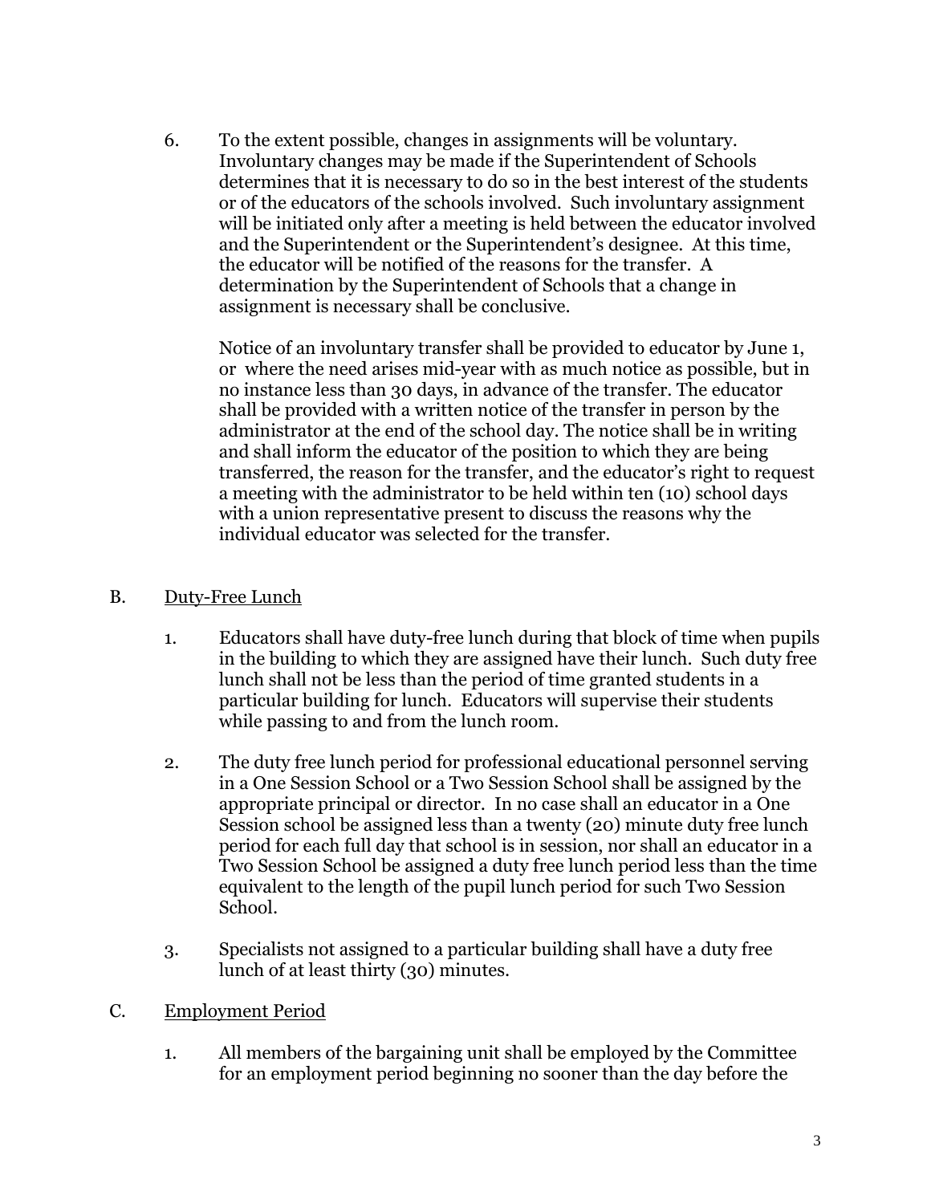6. To the extent possible, changes in assignments will be voluntary. Involuntary changes may be made if the Superintendent of Schools determines that it is necessary to do so in the best interest of the students or of the educators of the schools involved. Such involuntary assignment will be initiated only after a meeting is held between the educator involved and the Superintendent or the Superintendent's designee. At this time, the educator will be notified of the reasons for the transfer. A determination by the Superintendent of Schools that a change in assignment is necessary shall be conclusive.

   Notice of an involuntary transfer shall be provided to educator by June 1, or where the need arises mid-year with as much notice as possible, but in no instance less than 30 days, in advance of the transfer. The educator shall be provided with a written notice of the transfer in person by the administrator at the end of the school day. The notice shall be in writing and shall inform the educator of the position to which they are being transferred, the reason for the transfer, and the educator's right to request a meeting with the administrator to be held within ten (10) school days with a union representative present to discuss the reasons why the individual educator was selected for the transfer.

B. Duty-Free Lunch

1. Educators shall have duty-free lunch during that block of time when pupils in the building to which they are assigned have their lunch. Such duty free lunch shall not be less than the period of time granted students in a particular building for lunch. Educators will supervise their students while passing to and from the lunch room.

2. The duty free lunch period for professional educational personnel serving in a One Session School or a Two Session School shall be assigned by the appropriate principal or director. In no case shall an educator in a One Session school be assigned less than a twenty (20) minute duty free lunch period for each full day that school is in session, nor shall an educator in a Two Session School be assigned a duty free lunch period less than the time equivalent to the length of the pupil lunch period for such Two Session School.

3. Specialists not assigned to a particular building shall have a duty free lunch of at least thirty (30) minutes.

C. Employment Period

1. All members of the bargaining unit shall be employed by the Committee for an employment period beginning no sooner than the day before the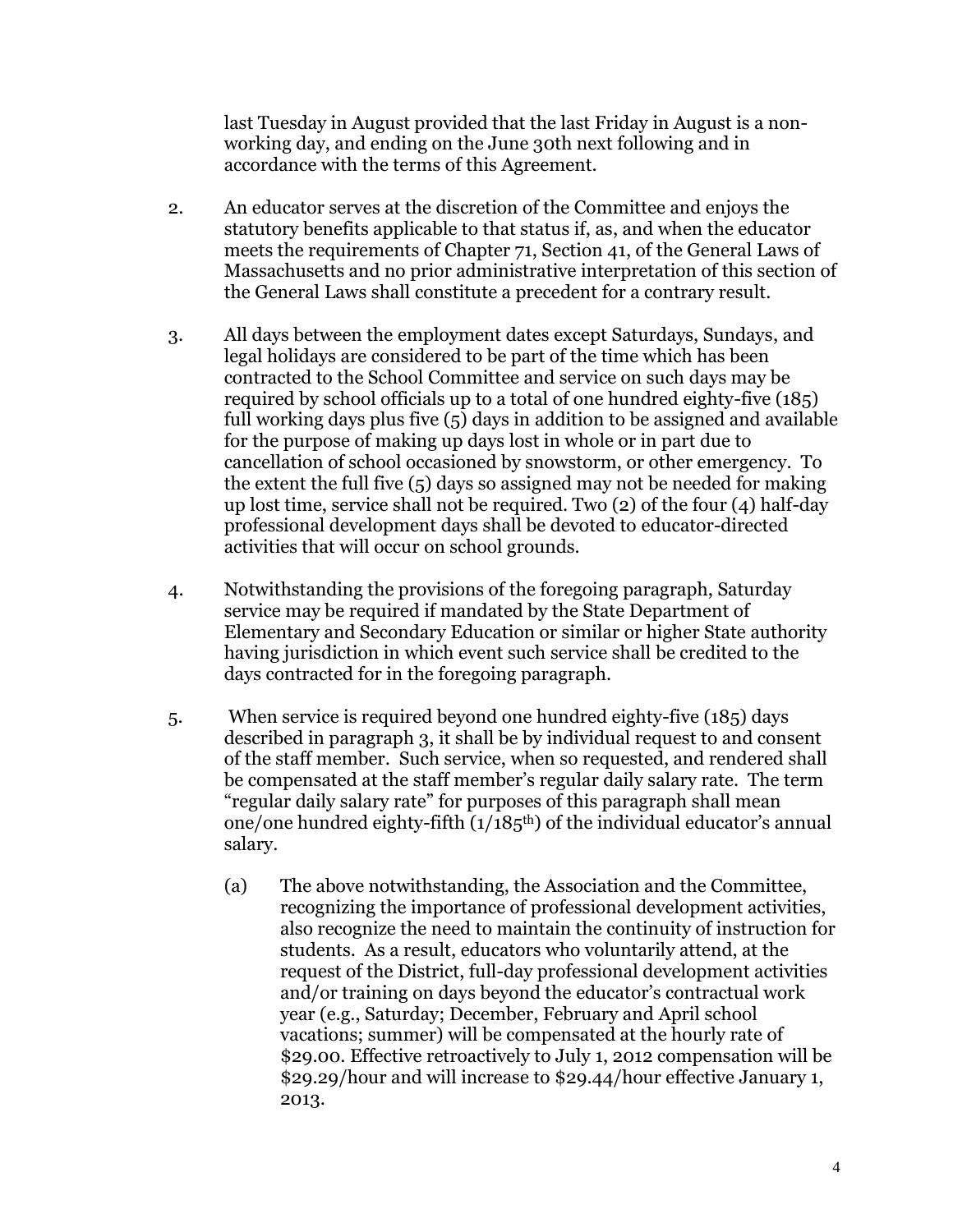last Tuesday in August provided that the last Friday in August is a non-working day, and ending on the June 30th next following and in accordance with the terms of this Agreement.

2. An educator serves at the discretion of the Committee and enjoys the statutory benefits applicable to that status if, as, and when the educator meets the requirements of Chapter 71, Section 41, of the General Laws of Massachusetts and no prior administrative interpretation of this section of the General Laws shall constitute a precedent for a contrary result.

3. All days between the employment dates except Saturdays, Sundays, and legal holidays are considered to be part of the time which has been contracted to the School Committee and service on such days may be required by school officials up to a total of one hundred eighty-five (185) full working days plus five (5) days in addition to be assigned and available for the purpose of making up days lost in whole or in part due to cancellation of school occasioned by snowstorm, or other emergency. To the extent the full five (5) days so assigned may not be needed for making up lost time, service shall not be required. Two (2) of the four (4) half-day professional development days shall be devoted to educator-directed activities that will occur on school grounds.

4. Notwithstanding the provisions of the foregoing paragraph, Saturday service may be required if mandated by the State Department of Elementary and Secondary Education or similar or higher State authority having jurisdiction in which event such service shall be credited to the days contracted for in the foregoing paragraph.

5. When service is required beyond one hundred eighty-five (185) days described in paragraph 3, it shall be by individual request to and consent of the staff member. Such service, when so requested, and rendered shall be compensated at the staff member's regular daily salary rate. The term "regular daily salary rate" for purposes of this paragraph shall mean one/one hundred eighty-fifth ($1/185^{th}$) of the individual educator's annual salary.

   (a) The above notwithstanding, the Association and the Committee, recognizing the importance of professional development activities, also recognize the need to maintain the continuity of instruction for students. As a result, educators who voluntarily attend, at the request of the District, full-day professional development activities and/or training on days beyond the educator's contractual work year (e.g., Saturday; December, February and April school vacations; summer) will be compensated at the hourly rate of $29.00. Effective retroactively to July 1, 2012 compensation will be $29.29/hour and will increase to $29.44/hour effective January 1, 2013.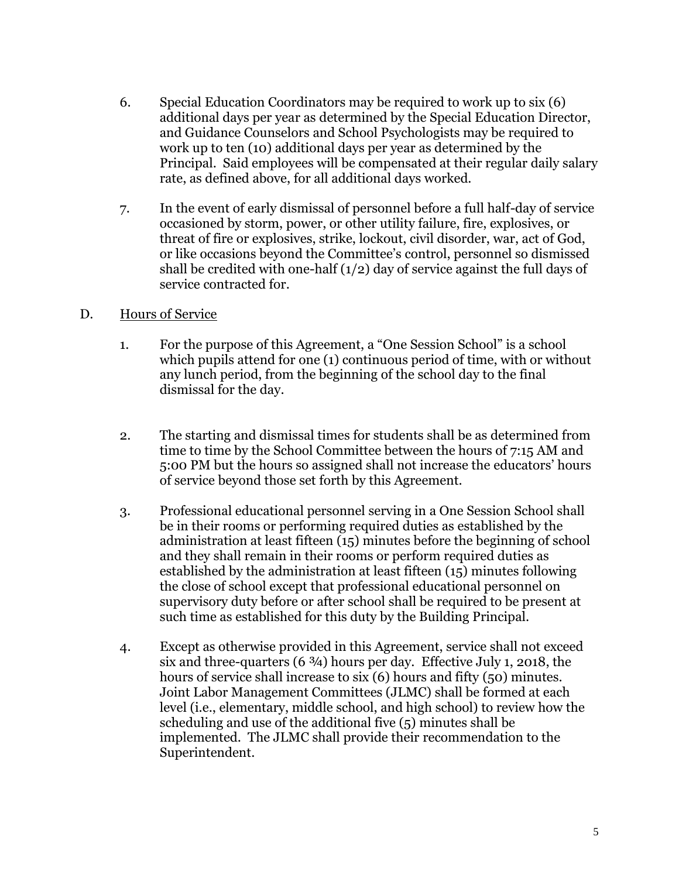6. Special Education Coordinators may be required to work up to six (6) additional days per year as determined by the Special Education Director, and Guidance Counselors and School Psychologists may be required to work up to ten (10) additional days per year as determined by the Principal. Said employees will be compensated at their regular daily salary rate, as defined above, for all additional days worked.

7. In the event of early dismissal of personnel before a full half-day of service occasioned by storm, power, or other utility failure, fire, explosives, or threat of fire or explosives, strike, lockout, civil disorder, war, act of God, or like occasions beyond the Committee's control, personnel so dismissed shall be credited with one-half (1/2) day of service against the full days of service contracted for.

D. Hours of Service

1. For the purpose of this Agreement, a "One Session School" is a school which pupils attend for one (1) continuous period of time, with or without any lunch period, from the beginning of the school day to the final dismissal for the day.

2. The starting and dismissal times for students shall be as determined from time to time by the School Committee between the hours of 7:15 AM and 5:00 PM but the hours so assigned shall not increase the educators' hours of service beyond those set forth by this Agreement.

3. Professional educational personnel serving in a One Session School shall be in their rooms or performing required duties as established by the administration at least fifteen (15) minutes before the beginning of school and they shall remain in their rooms or perform required duties as established by the administration at least fifteen (15) minutes following the close of school except that professional educational personnel on supervisory duty before or after school shall be required to be present at such time as established for this duty by the Building Principal.

4. Except as otherwise provided in this Agreement, service shall not exceed six and three-quarters (6 ¾) hours per day. Effective July 1, 2018, the hours of service shall increase to six (6) hours and fifty (50) minutes. Joint Labor Management Committees (JLMC) shall be formed at each level (i.e., elementary, middle school, and high school) to review how the scheduling and use of the additional five (5) minutes shall be implemented. The JLMC shall provide their recommendation to the Superintendent.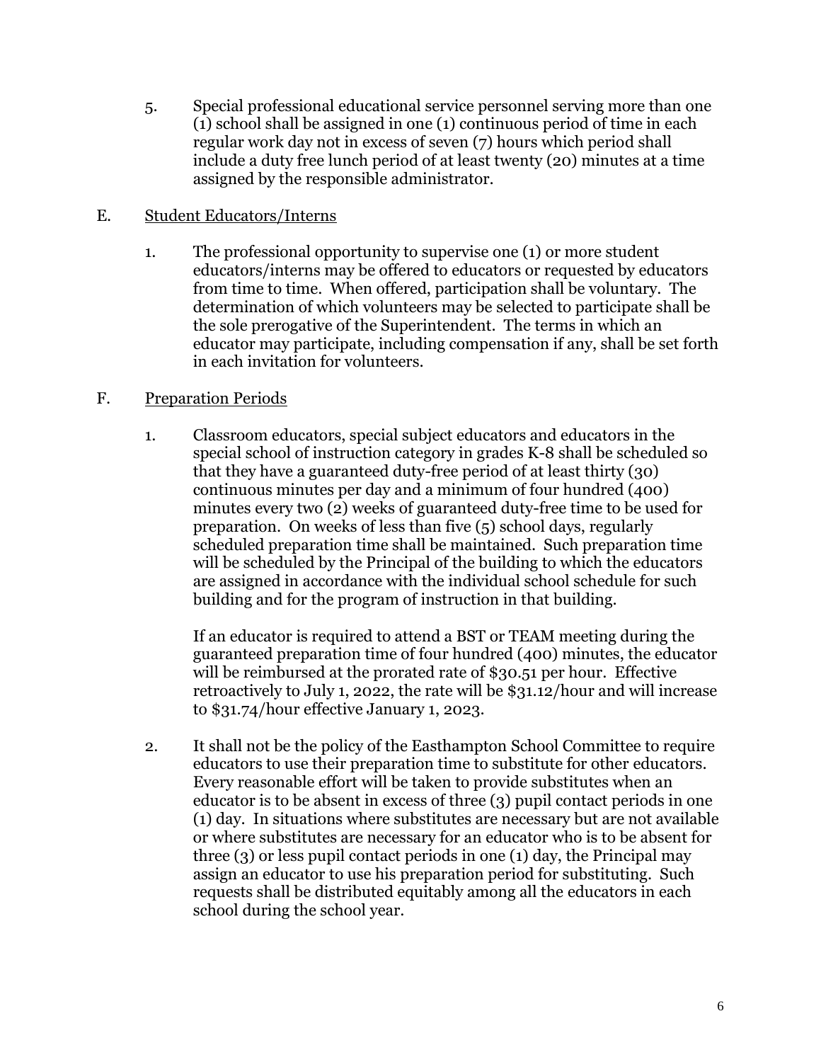5. Special professional educational service personnel serving more than one (1) school shall be assigned in one (1) continuous period of time in each regular work day not in excess of seven (7) hours which period shall include a duty free lunch period of at least twenty (20) minutes at a time assigned by the responsible administrator.

E. Student Educators/Interns

1. The professional opportunity to supervise one (1) or more student educators/interns may be offered to educators or requested by educators from time to time. When offered, participation shall be voluntary. The determination of which volunteers may be selected to participate shall be the sole prerogative of the Superintendent. The terms in which an educator may participate, including compensation if any, shall be set forth in each invitation for volunteers.

F. Preparation Periods

1. Classroom educators, special subject educators and educators in the special school of instruction category in grades K-8 shall be scheduled so that they have a guaranteed duty-free period of at least thirty (30) continuous minutes per day and a minimum of four hundred (400) minutes every two (2) weeks of guaranteed duty-free time to be used for preparation. On weeks of less than five (5) school days, regularly scheduled preparation time shall be maintained. Such preparation time will be scheduled by the Principal of the building to which the educators are assigned in accordance with the individual school schedule for such building and for the program of instruction in that building.

   If an educator is required to attend a BST or TEAM meeting during the guaranteed preparation time of four hundred (400) minutes, the educator will be reimbursed at the prorated rate of $30.51 per hour. Effective retroactively to July 1, 2022, the rate will be $31.12/hour and will increase to $31.74/hour effective January 1, 2023.

2. It shall not be the policy of the Easthampton School Committee to require educators to use their preparation time to substitute for other educators. Every reasonable effort will be taken to provide substitutes when an educator is to be absent in excess of three (3) pupil contact periods in one (1) day. In situations where substitutes are necessary but are not available or where substitutes are necessary for an educator who is to be absent for three (3) or less pupil contact periods in one (1) day, the Principal may assign an educator to use his preparation period for substituting. Such requests shall be distributed equitably among all the educators in each school during the school year.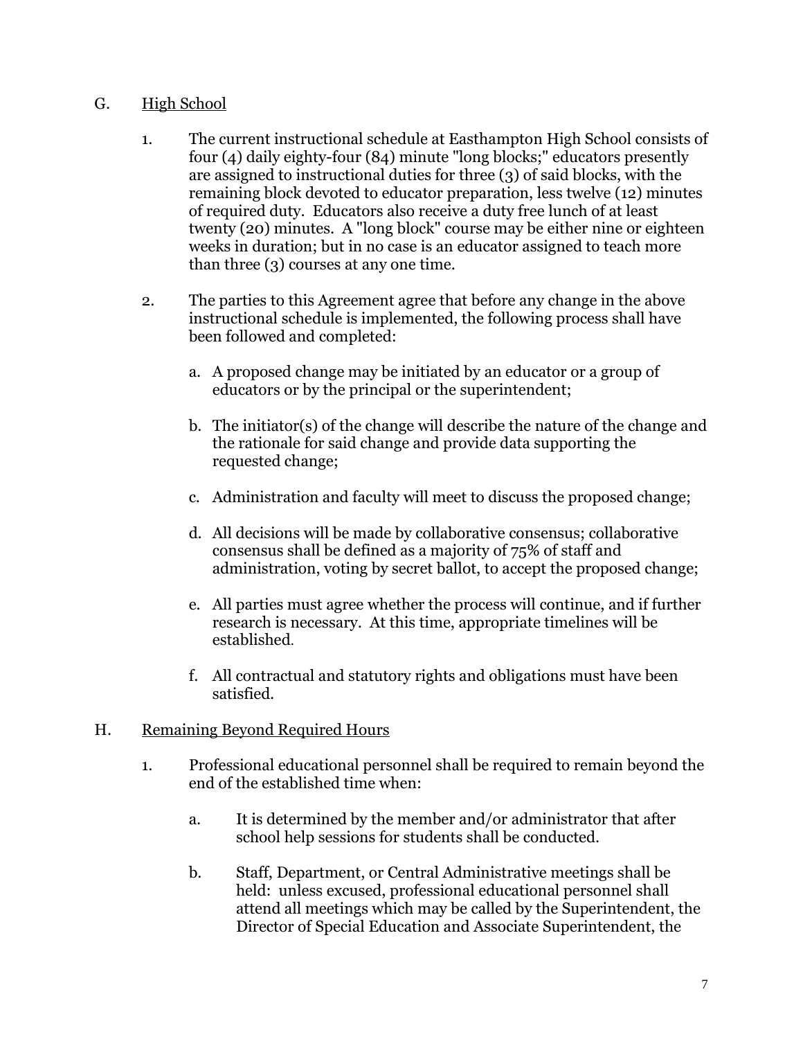G. High School

1. The current instructional schedule at Easthampton High School consists of four (4) daily eighty-four (84) minute "long blocks;" educators presently are assigned to instructional duties for three (3) of said blocks, with the remaining block devoted to educator preparation, less twelve (12) minutes of required duty. Educators also receive a duty free lunch of at least twenty (20) minutes. A "long block" course may be either nine or eighteen weeks in duration; but in no case is an educator assigned to teach more than three (3) courses at any one time.

2. The parties to this Agreement agree that before any change in the above instructional schedule is implemented, the following process shall have been followed and completed:

   a. A proposed change may be initiated by an educator or a group of educators or by the principal or the superintendent;

   b. The initiator(s) of the change will describe the nature of the change and the rationale for said change and provide data supporting the requested change;

   c. Administration and faculty will meet to discuss the proposed change;

   d. All decisions will be made by collaborative consensus; collaborative consensus shall be defined as a majority of 75% of staff and administration, voting by secret ballot, to accept the proposed change;

   e. All parties must agree whether the process will continue, and if further research is necessary. At this time, appropriate timelines will be established.

   f. All contractual and statutory rights and obligations must have been satisfied.

H. Remaining Beyond Required Hours

1. Professional educational personnel shall be required to remain beyond the end of the established time when:

   a. It is determined by the member and/or administrator that after school help sessions for students shall be conducted.

   b. Staff, Department, or Central Administrative meetings shall be held: unless excused, professional educational personnel shall attend all meetings which may be called by the Superintendent, the Director of Special Education and Associate Superintendent, the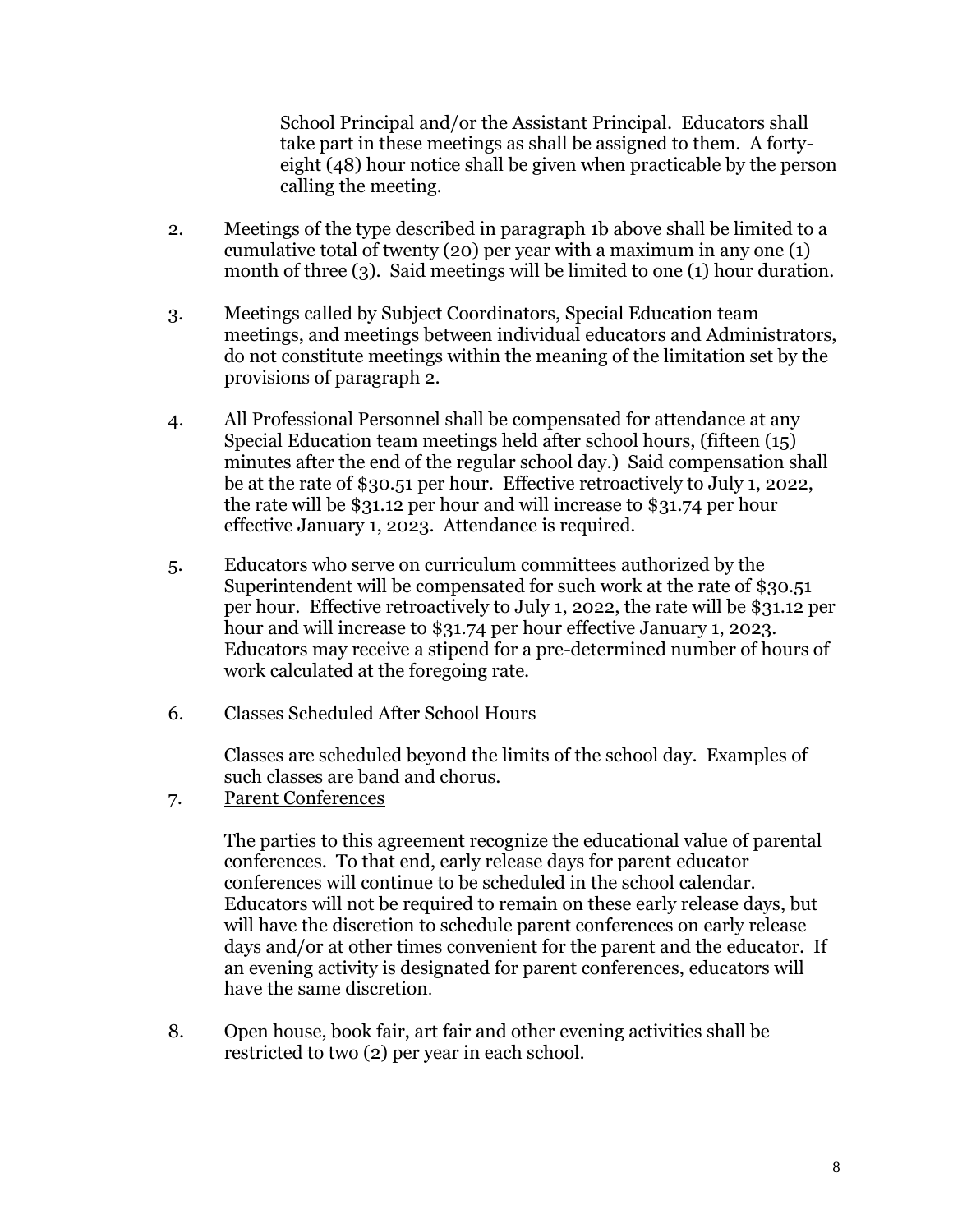School Principal and/or the Assistant Principal. Educators shall take part in these meetings as shall be assigned to them. A forty-eight (48) hour notice shall be given when practicable by the person calling the meeting.

2. Meetings of the type described in paragraph 1b above shall be limited to a cumulative total of twenty (20) per year with a maximum in any one (1) month of three (3). Said meetings will be limited to one (1) hour duration.

3. Meetings called by Subject Coordinators, Special Education team meetings, and meetings between individual educators and Administrators, do not constitute meetings within the meaning of the limitation set by the provisions of paragraph 2.

4. All Professional Personnel shall be compensated for attendance at any Special Education team meetings held after school hours, (fifteen (15) minutes after the end of the regular school day.) Said compensation shall be at the rate of $30.51 per hour. Effective retroactively to July 1, 2022, the rate will be $31.12 per hour and will increase to $31.74 per hour effective January 1, 2023. Attendance is required.

5. Educators who serve on curriculum committees authorized by the Superintendent will be compensated for such work at the rate of $30.51 per hour. Effective retroactively to July 1, 2022, the rate will be $31.12 per hour and will increase to $31.74 per hour effective January 1, 2023. Educators may receive a stipend for a pre-determined number of hours of work calculated at the foregoing rate.

6. Classes Scheduled After School Hours

   Classes are scheduled beyond the limits of the school day. Examples of such classes are band and chorus.

7. Parent Conferences

   The parties to this agreement recognize the educational value of parental conferences. To that end, early release days for parent educator conferences will continue to be scheduled in the school calendar. Educators will not be required to remain on these early release days, but will have the discretion to schedule parent conferences on early release days and/or at other times convenient for the parent and the educator. If an evening activity is designated for parent conferences, educators will have the same discretion.

8. Open house, book fair, art fair and other evening activities shall be restricted to two (2) per year in each school.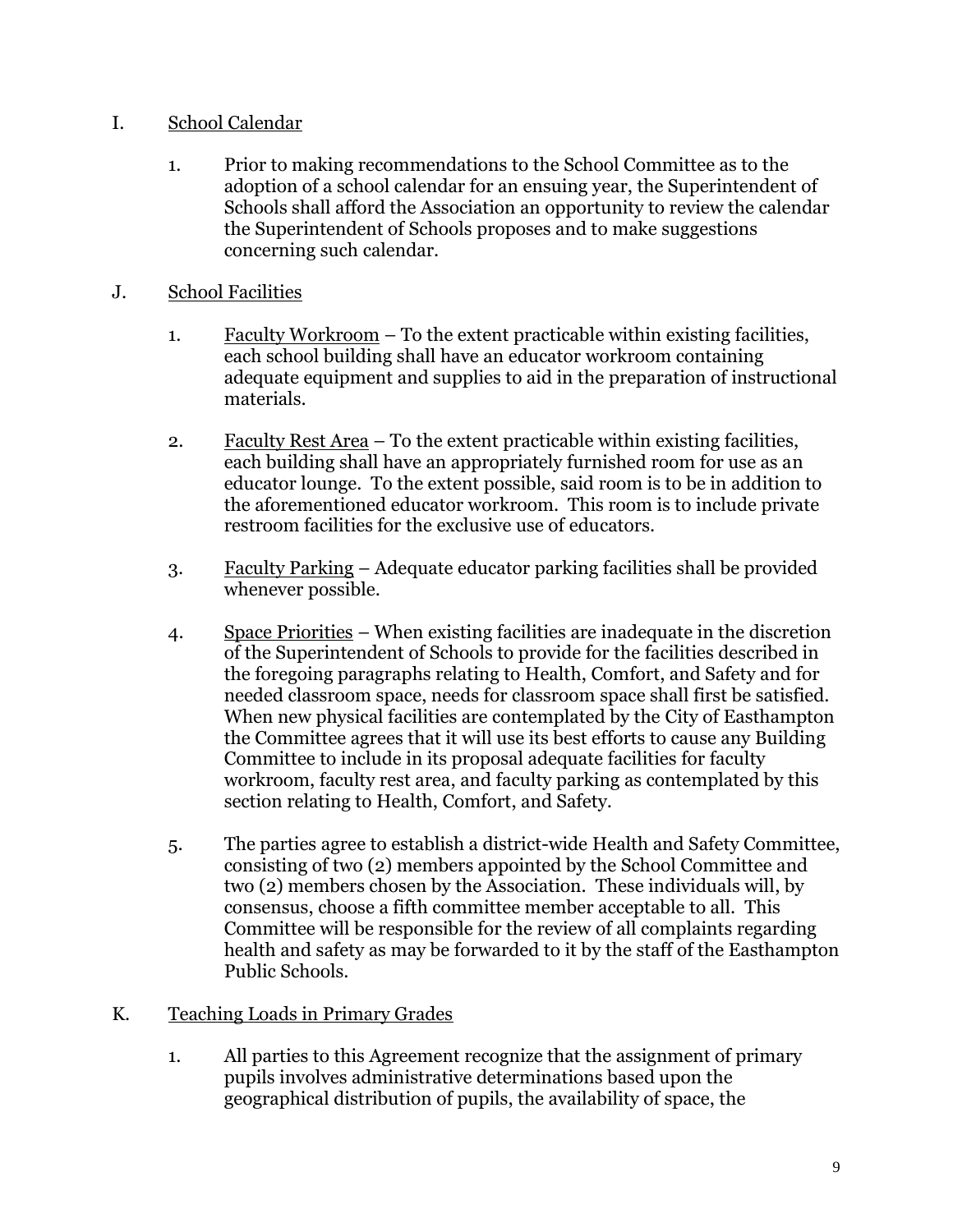I. <u>School Calendar</u>

1. Prior to making recommendations to the School Committee as to the adoption of a school calendar for an ensuing year, the Superintendent of Schools shall afford the Association an opportunity to review the calendar the Superintendent of Schools proposes and to make suggestions concerning such calendar.

J. <u>School Facilities</u>

1. <u>Faculty Workroom</u> – To the extent practicable within existing facilities, each school building shall have an educator workroom containing adequate equipment and supplies to aid in the preparation of instructional materials.

2. <u>Faculty Rest Area</u> – To the extent practicable within existing facilities, each building shall have an appropriately furnished room for use as an educator lounge. To the extent possible, said room is to be in addition to the aforementioned educator workroom. This room is to include private restroom facilities for the exclusive use of educators.

3. <u>Faculty Parking</u> – Adequate educator parking facilities shall be provided whenever possible.

4. <u>Space Priorities</u> – When existing facilities are inadequate in the discretion of the Superintendent of Schools to provide for the facilities described in the foregoing paragraphs relating to Health, Comfort, and Safety and for needed classroom space, needs for classroom space shall first be satisfied. When new physical facilities are contemplated by the City of Easthampton the Committee agrees that it will use its best efforts to cause any Building Committee to include in its proposal adequate facilities for faculty workroom, faculty rest area, and faculty parking as contemplated by this section relating to Health, Comfort, and Safety.

5. The parties agree to establish a district-wide Health and Safety Committee, consisting of two (2) members appointed by the School Committee and two (2) members chosen by the Association. These individuals will, by consensus, choose a fifth committee member acceptable to all. This Committee will be responsible for the review of all complaints regarding health and safety as may be forwarded to it by the staff of the Easthampton Public Schools.

K. <u>Teaching Loads in Primary Grades</u>

1. All parties to this Agreement recognize that the assignment of primary pupils involves administrative determinations based upon the geographical distribution of pupils, the availability of space, the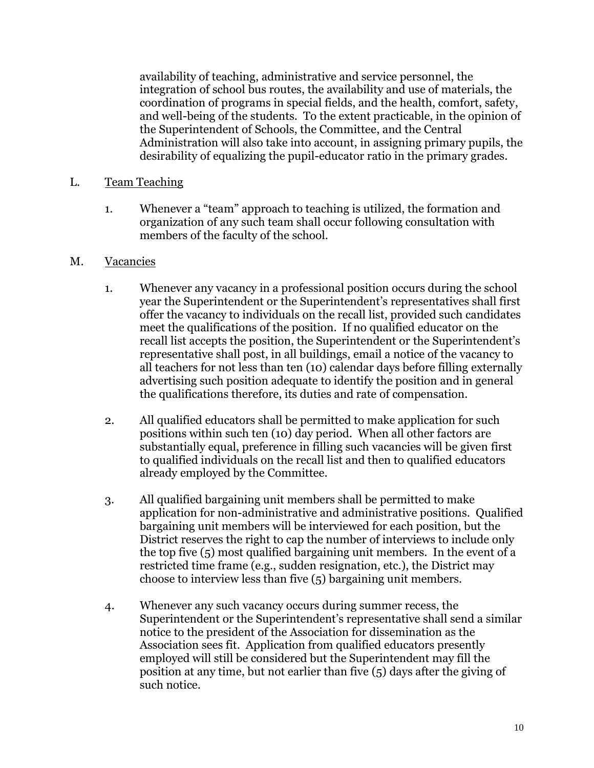availability of teaching, administrative and service personnel, the integration of school bus routes, the availability and use of materials, the coordination of programs in special fields, and the health, comfort, safety, and well-being of the students. To the extent practicable, in the opinion of the Superintendent of Schools, the Committee, and the Central Administration will also take into account, in assigning primary pupils, the desirability of equalizing the pupil-educator ratio in the primary grades.

L. <u>Team Teaching</u>

1. Whenever a "team" approach to teaching is utilized, the formation and organization of any such team shall occur following consultation with members of the faculty of the school.

M. <u>Vacancies</u>

1. Whenever any vacancy in a professional position occurs during the school year the Superintendent or the Superintendent's representatives shall first offer the vacancy to individuals on the recall list, provided such candidates meet the qualifications of the position. If no qualified educator on the recall list accepts the position, the Superintendent or the Superintendent's representative shall post, in all buildings, email a notice of the vacancy to all teachers for not less than ten (10) calendar days before filling externally advertising such position adequate to identify the position and in general the qualifications therefore, its duties and rate of compensation.

2. All qualified educators shall be permitted to make application for such positions within such ten (10) day period. When all other factors are substantially equal, preference in filling such vacancies will be given first to qualified individuals on the recall list and then to qualified educators already employed by the Committee.

3. All qualified bargaining unit members shall be permitted to make application for non-administrative and administrative positions. Qualified bargaining unit members will be interviewed for each position, but the District reserves the right to cap the number of interviews to include only the top five (5) most qualified bargaining unit members. In the event of a restricted time frame (e.g., sudden resignation, etc.), the District may choose to interview less than five (5) bargaining unit members.

4. Whenever any such vacancy occurs during summer recess, the Superintendent or the Superintendent's representative shall send a similar notice to the president of the Association for dissemination as the Association sees fit. Application from qualified educators presently employed will still be considered but the Superintendent may fill the position at any time, but not earlier than five (5) days after the giving of such notice.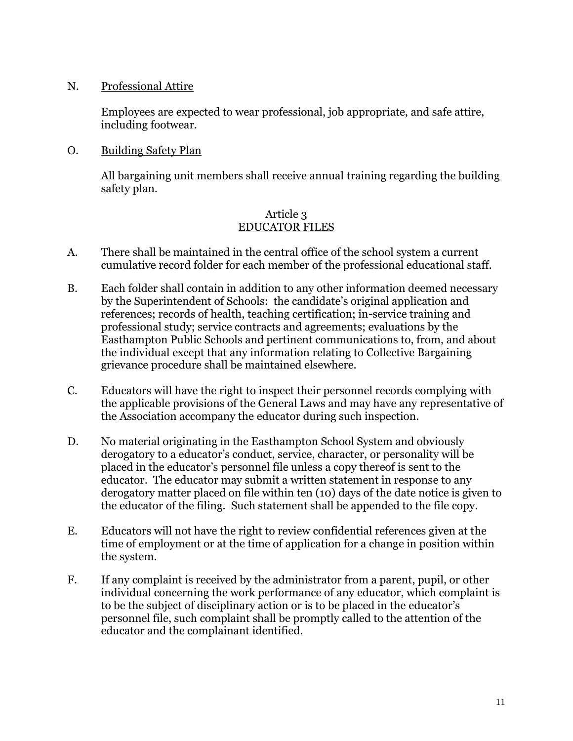N. Professional Attire

Employees are expected to wear professional, job appropriate, and safe attire, including footwear.

O. Building Safety Plan

All bargaining unit members shall receive annual training regarding the building safety plan.

## Article 3
## EDUCATOR FILES

A. There shall be maintained in the central office of the school system a current cumulative record folder for each member of the professional educational staff.

B. Each folder shall contain in addition to any other information deemed necessary by the Superintendent of Schools: the candidate's original application and references; records of health, teaching certification; in-service training and professional study; service contracts and agreements; evaluations by the Easthampton Public Schools and pertinent communications to, from, and about the individual except that any information relating to Collective Bargaining grievance procedure shall be maintained elsewhere.

C. Educators will have the right to inspect their personnel records complying with the applicable provisions of the General Laws and may have any representative of the Association accompany the educator during such inspection.

D. No material originating in the Easthampton School System and obviously derogatory to a educator's conduct, service, character, or personality will be placed in the educator's personnel file unless a copy thereof is sent to the educator. The educator may submit a written statement in response to any derogatory matter placed on file within ten (10) days of the date notice is given to the educator of the filing. Such statement shall be appended to the file copy.

E. Educators will not have the right to review confidential references given at the time of employment or at the time of application for a change in position within the system.

F. If any complaint is received by the administrator from a parent, pupil, or other individual concerning the work performance of any educator, which complaint is to be the subject of disciplinary action or is to be placed in the educator's personnel file, such complaint shall be promptly called to the attention of the educator and the complainant identified.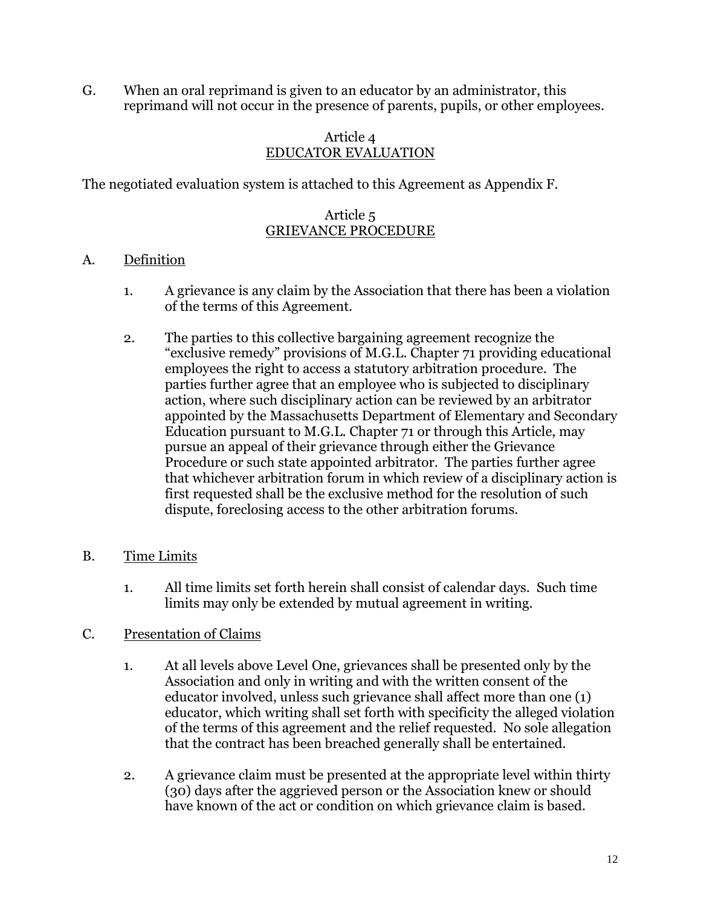G. When an oral reprimand is given to an educator by an administrator, this reprimand will not occur in the presence of parents, pupils, or other employees.

## Article 4
## EDUCATOR EVALUATION

The negotiated evaluation system is attached to this Agreement as Appendix F.

## Article 5
## GRIEVANCE PROCEDURE

A. Definition

1. A grievance is any claim by the Association that there has been a violation of the terms of this Agreement.

2. The parties to this collective bargaining agreement recognize the "exclusive remedy" provisions of M.G.L. Chapter 71 providing educational employees the right to access a statutory arbitration procedure. The parties further agree that an employee who is subjected to disciplinary action, where such disciplinary action can be reviewed by an arbitrator appointed by the Massachusetts Department of Elementary and Secondary Education pursuant to M.G.L. Chapter 71 or through this Article, may pursue an appeal of their grievance through either the Grievance Procedure or such state appointed arbitrator. The parties further agree that whichever arbitration forum in which review of a disciplinary action is first requested shall be the exclusive method for the resolution of such dispute, foreclosing access to the other arbitration forums.

B. Time Limits

1. All time limits set forth herein shall consist of calendar days. Such time limits may only be extended by mutual agreement in writing.

C. Presentation of Claims

1. At all levels above Level One, grievances shall be presented only by the Association and only in writing and with the written consent of the educator involved, unless such grievance shall affect more than one (1) educator, which writing shall set forth with specificity the alleged violation of the terms of this agreement and the relief requested. No sole allegation that the contract has been breached generally shall be entertained.

2. A grievance claim must be presented at the appropriate level within thirty (30) days after the aggrieved person or the Association knew or should have known of the act or condition on which grievance claim is based.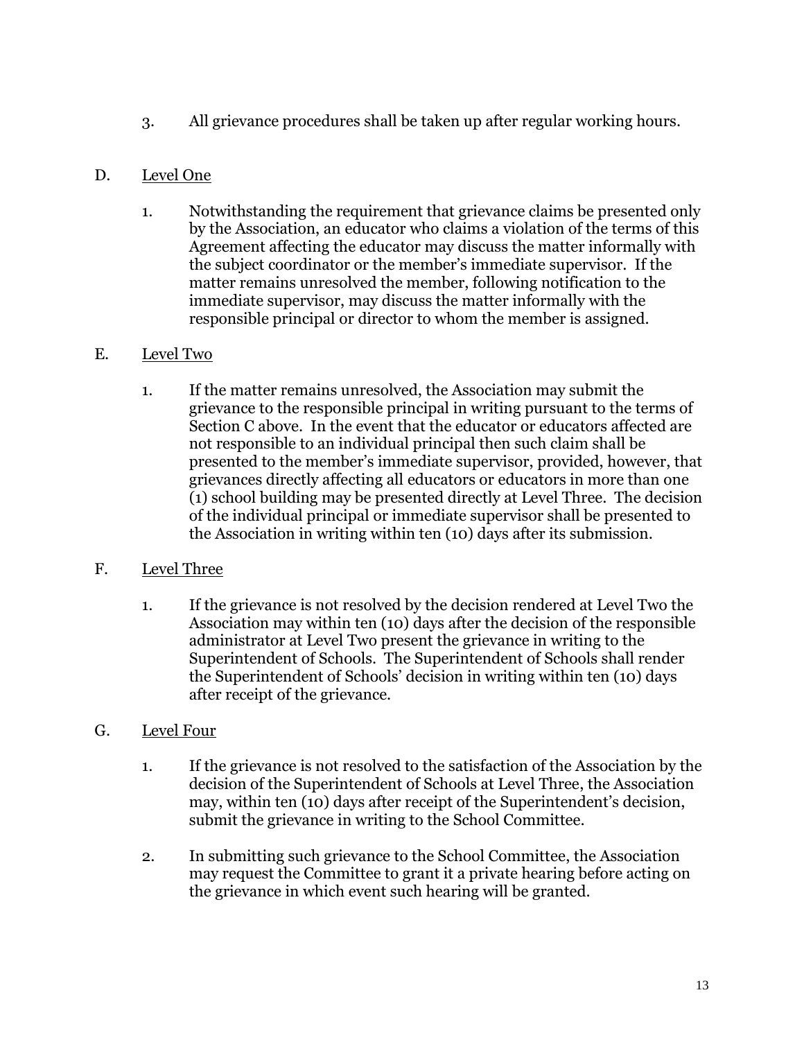3. All grievance procedures shall be taken up after regular working hours.

D. Level One

1. Notwithstanding the requirement that grievance claims be presented only by the Association, an educator who claims a violation of the terms of this Agreement affecting the educator may discuss the matter informally with the subject coordinator or the member's immediate supervisor. If the matter remains unresolved the member, following notification to the immediate supervisor, may discuss the matter informally with the responsible principal or director to whom the member is assigned.

E. Level Two

1. If the matter remains unresolved, the Association may submit the grievance to the responsible principal in writing pursuant to the terms of Section C above. In the event that the educator or educators affected are not responsible to an individual principal then such claim shall be presented to the member's immediate supervisor, provided, however, that grievances directly affecting all educators or educators in more than one (1) school building may be presented directly at Level Three. The decision of the individual principal or immediate supervisor shall be presented to the Association in writing within ten (10) days after its submission.

F. Level Three

1. If the grievance is not resolved by the decision rendered at Level Two the Association may within ten (10) days after the decision of the responsible administrator at Level Two present the grievance in writing to the Superintendent of Schools. The Superintendent of Schools shall render the Superintendent of Schools' decision in writing within ten (10) days after receipt of the grievance.

G. Level Four

1. If the grievance is not resolved to the satisfaction of the Association by the decision of the Superintendent of Schools at Level Three, the Association may, within ten (10) days after receipt of the Superintendent's decision, submit the grievance in writing to the School Committee.

2. In submitting such grievance to the School Committee, the Association may request the Committee to grant it a private hearing before acting on the grievance in which event such hearing will be granted.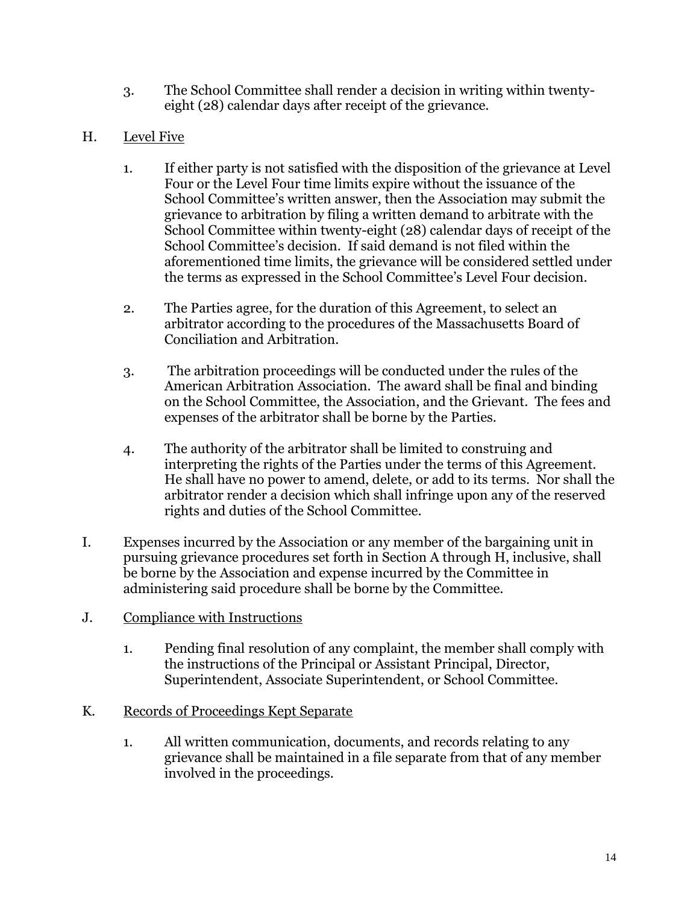3. The School Committee shall render a decision in writing within twenty-eight (28) calendar days after receipt of the grievance.

H. Level Five

1. If either party is not satisfied with the disposition of the grievance at Level Four or the Level Four time limits expire without the issuance of the School Committee's written answer, then the Association may submit the grievance to arbitration by filing a written demand to arbitrate with the School Committee within twenty-eight (28) calendar days of receipt of the School Committee's decision. If said demand is not filed within the aforementioned time limits, the grievance will be considered settled under the terms as expressed in the School Committee's Level Four decision.

2. The Parties agree, for the duration of this Agreement, to select an arbitrator according to the procedures of the Massachusetts Board of Conciliation and Arbitration.

3. The arbitration proceedings will be conducted under the rules of the American Arbitration Association. The award shall be final and binding on the School Committee, the Association, and the Grievant. The fees and expenses of the arbitrator shall be borne by the Parties.

4. The authority of the arbitrator shall be limited to construing and interpreting the rights of the Parties under the terms of this Agreement. He shall have no power to amend, delete, or add to its terms. Nor shall the arbitrator render a decision which shall infringe upon any of the reserved rights and duties of the School Committee.

I. Expenses incurred by the Association or any member of the bargaining unit in pursuing grievance procedures set forth in Section A through H, inclusive, shall be borne by the Association and expense incurred by the Committee in administering said procedure shall be borne by the Committee.

J. Compliance with Instructions

1. Pending final resolution of any complaint, the member shall comply with the instructions of the Principal or Assistant Principal, Director, Superintendent, Associate Superintendent, or School Committee.

K. Records of Proceedings Kept Separate

1. All written communication, documents, and records relating to any grievance shall be maintained in a file separate from that of any member involved in the proceedings.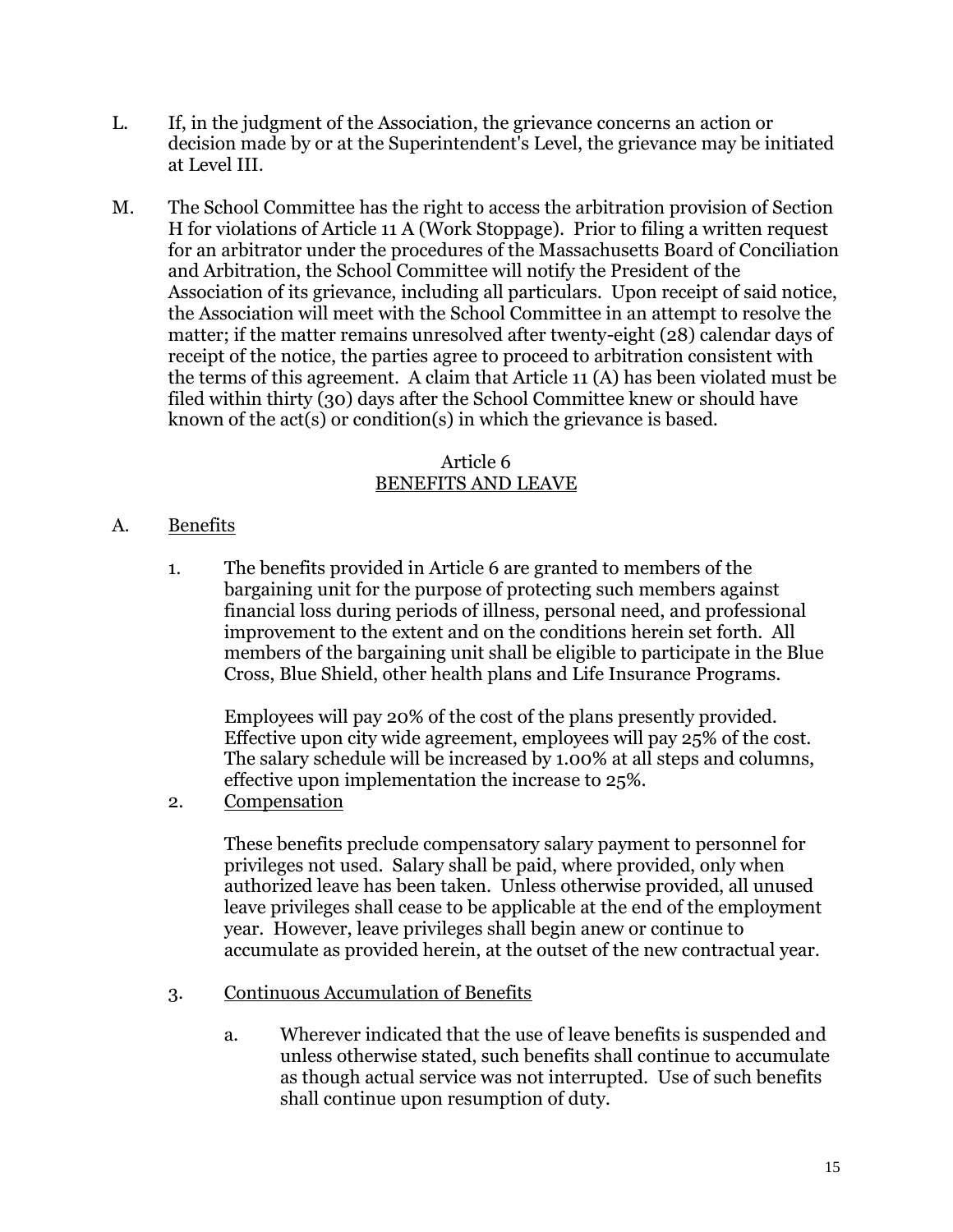L. If, in the judgment of the Association, the grievance concerns an action or decision made by or at the Superintendent's Level, the grievance may be initiated at Level III.

M. The School Committee has the right to access the arbitration provision of Section H for violations of Article 11 A (Work Stoppage). Prior to filing a written request for an arbitrator under the procedures of the Massachusetts Board of Conciliation and Arbitration, the School Committee will notify the President of the Association of its grievance, including all particulars. Upon receipt of said notice, the Association will meet with the School Committee in an attempt to resolve the matter; if the matter remains unresolved after twenty-eight (28) calendar days of receipt of the notice, the parties agree to proceed to arbitration consistent with the terms of this agreement. A claim that Article 11 (A) has been violated must be filed within thirty (30) days after the School Committee knew or should have known of the act(s) or condition(s) in which the grievance is based.

## Article 6
## BENEFITS AND LEAVE

A. Benefits

1. The benefits provided in Article 6 are granted to members of the bargaining unit for the purpose of protecting such members against financial loss during periods of illness, personal need, and professional improvement to the extent and on the conditions herein set forth. All members of the bargaining unit shall be eligible to participate in the Blue Cross, Blue Shield, other health plans and Life Insurance Programs.

   Employees will pay 20% of the cost of the plans presently provided. Effective upon city wide agreement, employees will pay 25% of the cost. The salary schedule will be increased by 1.00% at all steps and columns, effective upon implementation the increase to 25%.

2. Compensation

   These benefits preclude compensatory salary payment to personnel for privileges not used. Salary shall be paid, where provided, only when authorized leave has been taken. Unless otherwise provided, all unused leave privileges shall cease to be applicable at the end of the employment year. However, leave privileges shall begin anew or continue to accumulate as provided herein, at the outset of the new contractual year.

3. Continuous Accumulation of Benefits

   a. Wherever indicated that the use of leave benefits is suspended and unless otherwise stated, such benefits shall continue to accumulate as though actual service was not interrupted. Use of such benefits shall continue upon resumption of duty.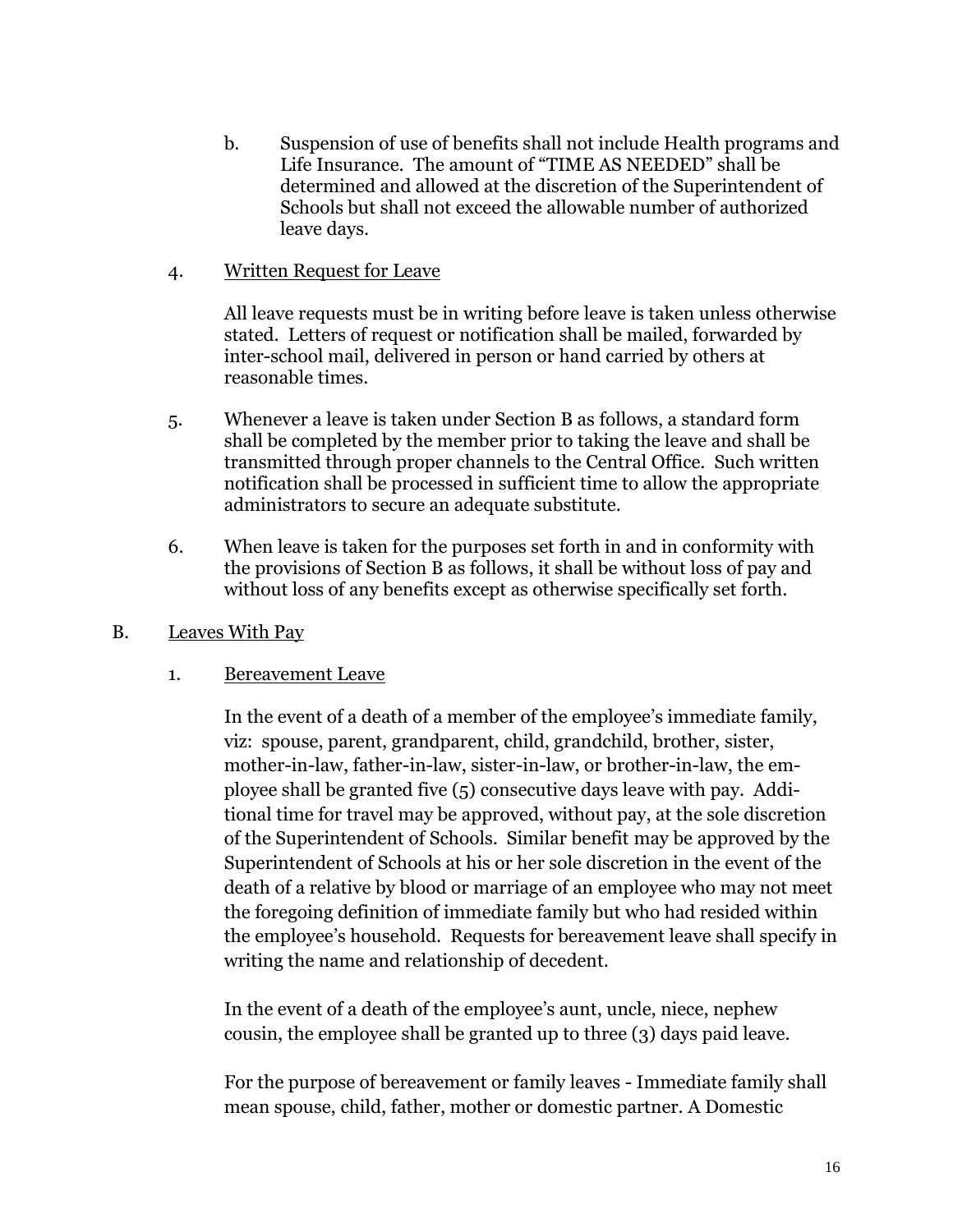b. Suspension of use of benefits shall not include Health programs and Life Insurance. The amount of "TIME AS NEEDED" shall be determined and allowed at the discretion of the Superintendent of Schools but shall not exceed the allowable number of authorized leave days.

4. Written Request for Leave

All leave requests must be in writing before leave is taken unless otherwise stated. Letters of request or notification shall be mailed, forwarded by inter-school mail, delivered in person or hand carried by others at reasonable times.

5. Whenever a leave is taken under Section B as follows, a standard form shall be completed by the member prior to taking the leave and shall be transmitted through proper channels to the Central Office. Such written notification shall be processed in sufficient time to allow the appropriate administrators to secure an adequate substitute.

6. When leave is taken for the purposes set forth in and in conformity with the provisions of Section B as follows, it shall be without loss of pay and without loss of any benefits except as otherwise specifically set forth.

B. Leaves With Pay

1. Bereavement Leave

In the event of a death of a member of the employee's immediate family, viz: spouse, parent, grandparent, child, grandchild, brother, sister, mother-in-law, father-in-law, sister-in-law, or brother-in-law, the employee shall be granted five (5) consecutive days leave with pay. Additional time for travel may be approved, without pay, at the sole discretion of the Superintendent of Schools. Similar benefit may be approved by the Superintendent of Schools at his or her sole discretion in the event of the death of a relative by blood or marriage of an employee who may not meet the foregoing definition of immediate family but who had resided within the employee's household. Requests for bereavement leave shall specify in writing the name and relationship of decedent.

In the event of a death of the employee's aunt, uncle, niece, nephew cousin, the employee shall be granted up to three (3) days paid leave.

For the purpose of bereavement or family leaves - Immediate family shall mean spouse, child, father, mother or domestic partner. A Domestic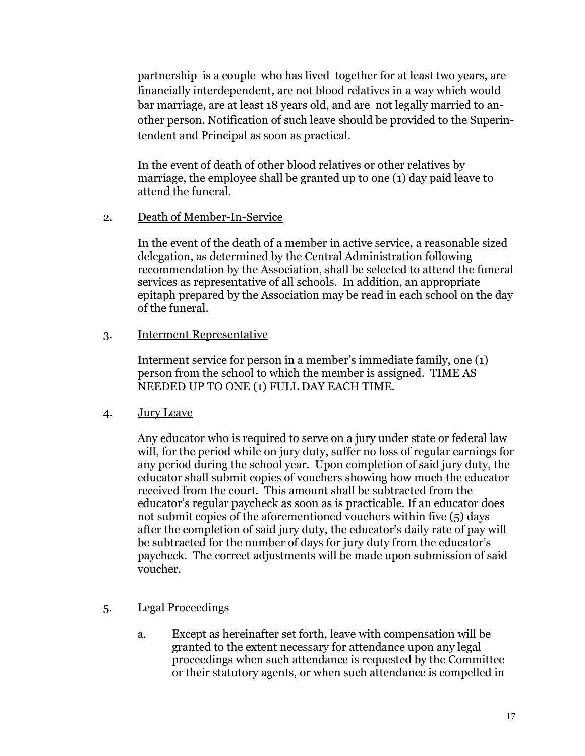partnership is a couple who has lived together for at least two years, are financially interdependent, are not blood relatives in a way which would bar marriage, are at least 18 years old, and are not legally married to another person. Notification of such leave should be provided to the Superintendent and Principal as soon as practical.

In the event of death of other blood relatives or other relatives by marriage, the employee shall be granted up to one (1) day paid leave to attend the funeral.

2. Death of Member-In-Service

   In the event of the death of a member in active service, a reasonable sized delegation, as determined by the Central Administration following recommendation by the Association, shall be selected to attend the funeral services as representative of all schools. In addition, an appropriate epitaph prepared by the Association may be read in each school on the day of the funeral.

3. Interment Representative

   Interment service for person in a member's immediate family, one (1) person from the school to which the member is assigned. TIME AS NEEDED UP TO ONE (1) FULL DAY EACH TIME.

4. Jury Leave

   Any educator who is required to serve on a jury under state or federal law will, for the period while on jury duty, suffer no loss of regular earnings for any period during the school year. Upon completion of said jury duty, the educator shall submit copies of vouchers showing how much the educator received from the court. This amount shall be subtracted from the educator's regular paycheck as soon as is practicable. If an educator does not submit copies of the aforementioned vouchers within five (5) days after the completion of said jury duty, the educator's daily rate of pay will be subtracted for the number of days for jury duty from the educator's paycheck. The correct adjustments will be made upon submission of said voucher.

5. Legal Proceedings

   a. Except as hereinafter set forth, leave with compensation will be granted to the extent necessary for attendance upon any legal proceedings when such attendance is requested by the Committee or their statutory agents, or when such attendance is compelled in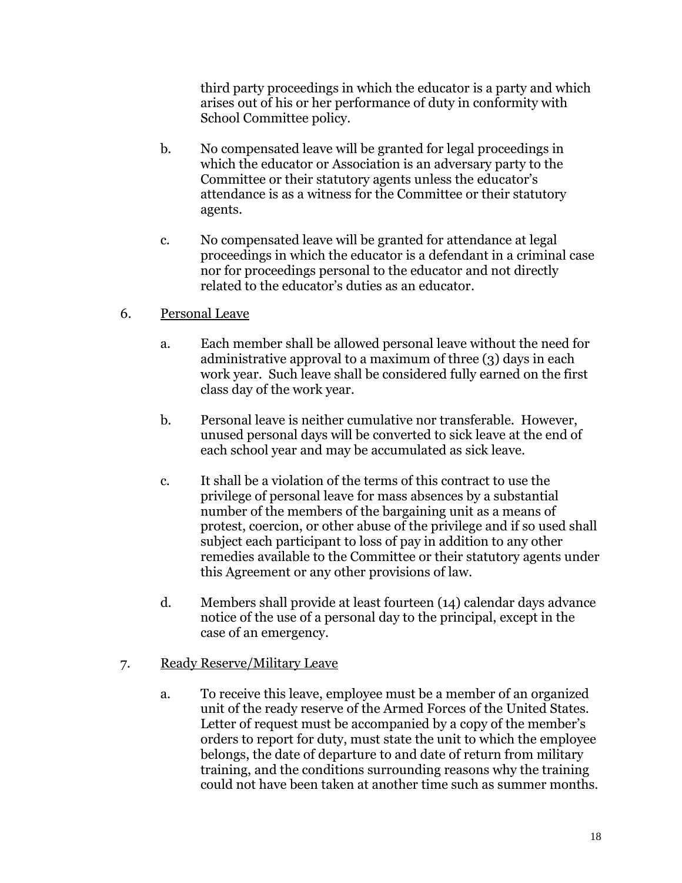third party proceedings in which the educator is a party and which arises out of his or her performance of duty in conformity with School Committee policy.

b. No compensated leave will be granted for legal proceedings in which the educator or Association is an adversary party to the Committee or their statutory agents unless the educator's attendance is as a witness for the Committee or their statutory agents.

c. No compensated leave will be granted for attendance at legal proceedings in which the educator is a defendant in a criminal case nor for proceedings personal to the educator and not directly related to the educator's duties as an educator.

6. Personal Leave

a. Each member shall be allowed personal leave without the need for administrative approval to a maximum of three (3) days in each work year. Such leave shall be considered fully earned on the first class day of the work year.

b. Personal leave is neither cumulative nor transferable. However, unused personal days will be converted to sick leave at the end of each school year and may be accumulated as sick leave.

c. It shall be a violation of the terms of this contract to use the privilege of personal leave for mass absences by a substantial number of the members of the bargaining unit as a means of protest, coercion, or other abuse of the privilege and if so used shall subject each participant to loss of pay in addition to any other remedies available to the Committee or their statutory agents under this Agreement or any other provisions of law.

d. Members shall provide at least fourteen (14) calendar days advance notice of the use of a personal day to the principal, except in the case of an emergency.

7. Ready Reserve/Military Leave

a. To receive this leave, employee must be a member of an organized unit of the ready reserve of the Armed Forces of the United States. Letter of request must be accompanied by a copy of the member's orders to report for duty, must state the unit to which the employee belongs, the date of departure to and date of return from military training, and the conditions surrounding reasons why the training could not have been taken at another time such as summer months.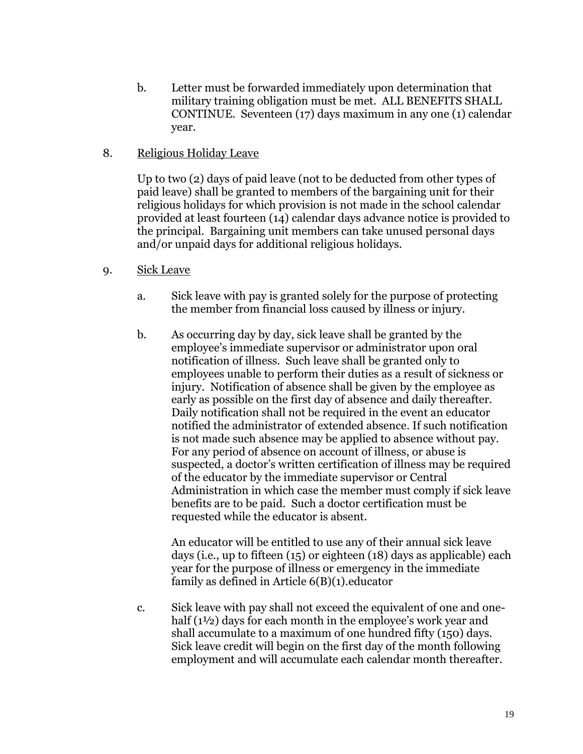b. Letter must be forwarded immediately upon determination that military training obligation must be met. ALL BENEFITS SHALL CONTINUE. Seventeen (17) days maximum in any one (1) calendar year.

8. Religious Holiday Leave

   Up to two (2) days of paid leave (not to be deducted from other types of paid leave) shall be granted to members of the bargaining unit for their religious holidays for which provision is not made in the school calendar provided at least fourteen (14) calendar days advance notice is provided to the principal. Bargaining unit members can take unused personal days and/or unpaid days for additional religious holidays.

9. Sick Leave

   a. Sick leave with pay is granted solely for the purpose of protecting the member from financial loss caused by illness or injury.

   b. As occurring day by day, sick leave shall be granted by the employee's immediate supervisor or administrator upon oral notification of illness. Such leave shall be granted only to employees unable to perform their duties as a result of sickness or injury. Notification of absence shall be given by the employee as early as possible on the first day of absence and daily thereafter. Daily notification shall not be required in the event an educator notified the administrator of extended absence. If such notification is not made such absence may be applied to absence without pay. For any period of absence on account of illness, or abuse is suspected, a doctor's written certification of illness may be required of the educator by the immediate supervisor or Central Administration in which case the member must comply if sick leave benefits are to be paid. Such a doctor certification must be requested while the educator is absent.

      An educator will be entitled to use any of their annual sick leave days (i.e., up to fifteen (15) or eighteen (18) days as applicable) each year for the purpose of illness or emergency in the immediate family as defined in Article 6(B)(1).educator

   c. Sick leave with pay shall not exceed the equivalent of one and one-half (1½) days for each month in the employee's work year and shall accumulate to a maximum of one hundred fifty (150) days. Sick leave credit will begin on the first day of the month following employment and will accumulate each calendar month thereafter.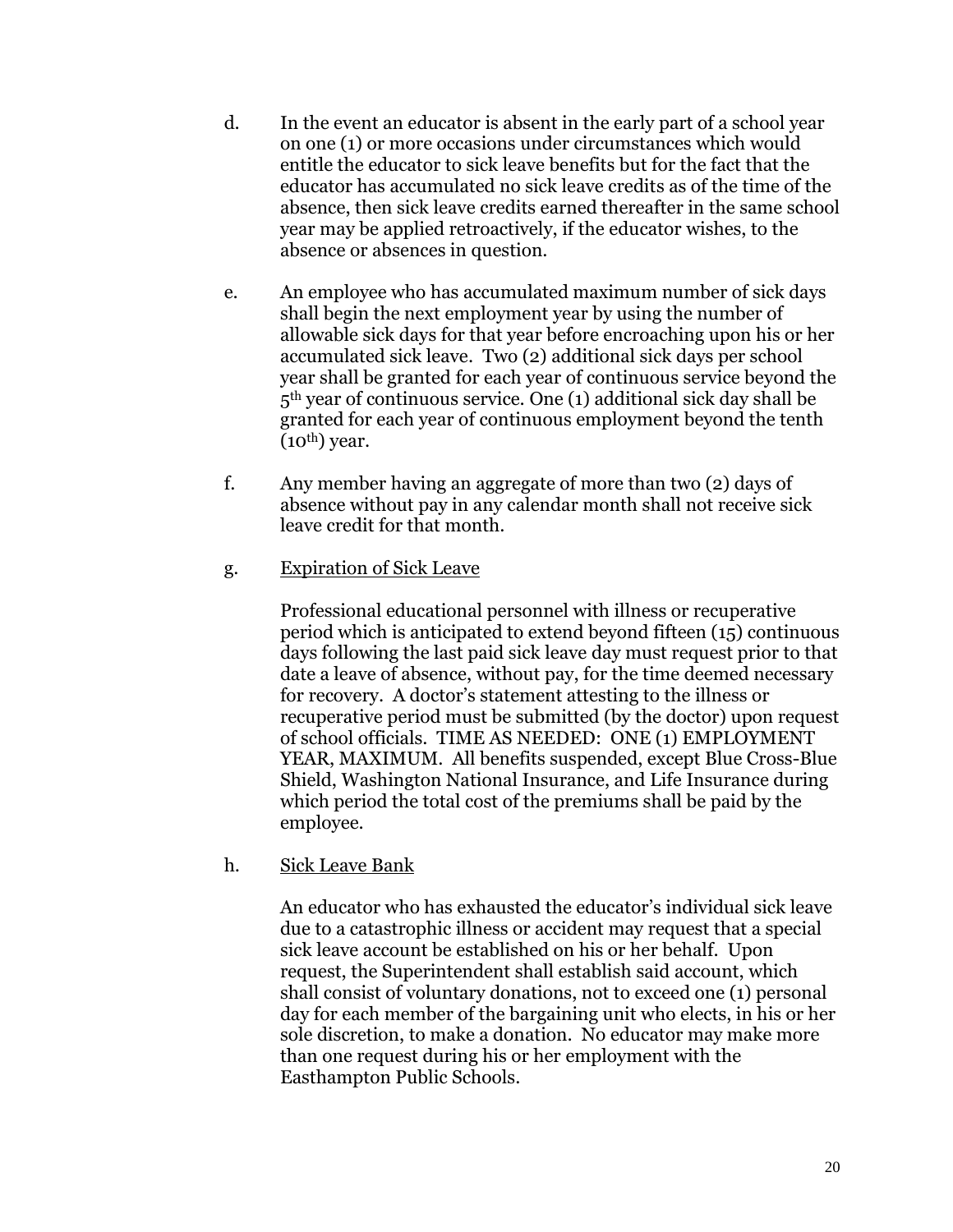d. In the event an educator is absent in the early part of a school year on one (1) or more occasions under circumstances which would entitle the educator to sick leave benefits but for the fact that the educator has accumulated no sick leave credits as of the time of the absence, then sick leave credits earned thereafter in the same school year may be applied retroactively, if the educator wishes, to the absence or absences in question.

e. An employee who has accumulated maximum number of sick days shall begin the next employment year by using the number of allowable sick days for that year before encroaching upon his or her accumulated sick leave. Two (2) additional sick days per school year shall be granted for each year of continuous service beyond the 5th year of continuous service. One (1) additional sick day shall be granted for each year of continuous employment beyond the tenth (10th) year.

f. Any member having an aggregate of more than two (2) days of absence without pay in any calendar month shall not receive sick leave credit for that month.

g. Expiration of Sick Leave

Professional educational personnel with illness or recuperative period which is anticipated to extend beyond fifteen (15) continuous days following the last paid sick leave day must request prior to that date a leave of absence, without pay, for the time deemed necessary for recovery. A doctor's statement attesting to the illness or recuperative period must be submitted (by the doctor) upon request of school officials. TIME AS NEEDED: ONE (1) EMPLOYMENT YEAR, MAXIMUM. All benefits suspended, except Blue Cross-Blue Shield, Washington National Insurance, and Life Insurance during which period the total cost of the premiums shall be paid by the employee.

h. Sick Leave Bank

An educator who has exhausted the educator's individual sick leave due to a catastrophic illness or accident may request that a special sick leave account be established on his or her behalf. Upon request, the Superintendent shall establish said account, which shall consist of voluntary donations, not to exceed one (1) personal day for each member of the bargaining unit who elects, in his or her sole discretion, to make a donation. No educator may make more than one request during his or her employment with the Easthampton Public Schools.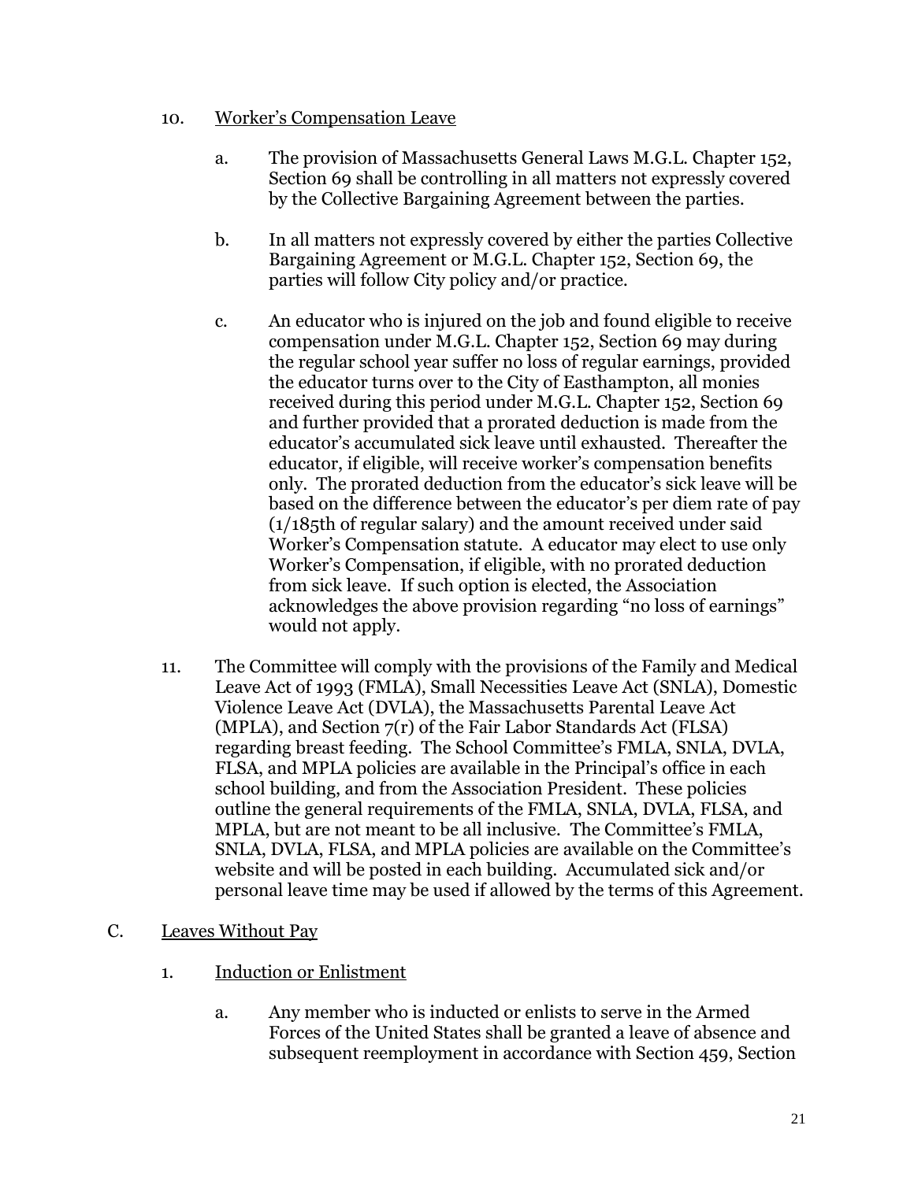10. Worker's Compensation Leave

    a. The provision of Massachusetts General Laws M.G.L. Chapter 152, Section 69 shall be controlling in all matters not expressly covered by the Collective Bargaining Agreement between the parties.

    b. In all matters not expressly covered by either the parties Collective Bargaining Agreement or M.G.L. Chapter 152, Section 69, the parties will follow City policy and/or practice.

    c. An educator who is injured on the job and found eligible to receive compensation under M.G.L. Chapter 152, Section 69 may during the regular school year suffer no loss of regular earnings, provided the educator turns over to the City of Easthampton, all monies received during this period under M.G.L. Chapter 152, Section 69 and further provided that a prorated deduction is made from the educator's accumulated sick leave until exhausted. Thereafter the educator, if eligible, will receive worker's compensation benefits only. The prorated deduction from the educator's sick leave will be based on the difference between the educator's per diem rate of pay (1/185th of regular salary) and the amount received under said Worker's Compensation statute. A educator may elect to use only Worker's Compensation, if eligible, with no prorated deduction from sick leave. If such option is elected, the Association acknowledges the above provision regarding "no loss of earnings" would not apply.

11. The Committee will comply with the provisions of the Family and Medical Leave Act of 1993 (FMLA), Small Necessities Leave Act (SNLA), Domestic Violence Leave Act (DVLA), the Massachusetts Parental Leave Act (MPLA), and Section 7(r) of the Fair Labor Standards Act (FLSA) regarding breast feeding. The School Committee's FMLA, SNLA, DVLA, FLSA, and MPLA policies are available in the Principal's office in each school building, and from the Association President. These policies outline the general requirements of the FMLA, SNLA, DVLA, FLSA, and MPLA, but are not meant to be all inclusive. The Committee's FMLA, SNLA, DVLA, FLSA, and MPLA policies are available on the Committee's website and will be posted in each building. Accumulated sick and/or personal leave time may be used if allowed by the terms of this Agreement.

C. Leaves Without Pay

1. Induction or Enlistment

    a. Any member who is inducted or enlists to serve in the Armed Forces of the United States shall be granted a leave of absence and subsequent reemployment in accordance with Section 459, Section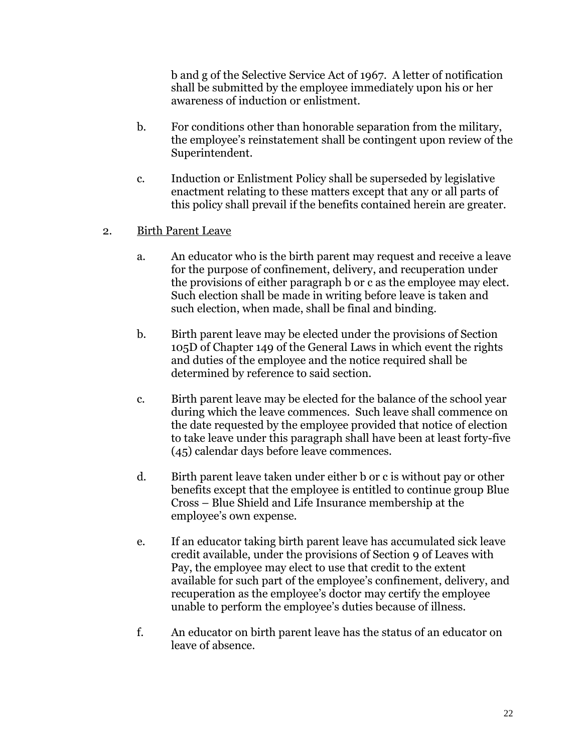b and g of the Selective Service Act of 1967. A letter of notification shall be submitted by the employee immediately upon his or her awareness of induction or enlistment.

b. For conditions other than honorable separation from the military, the employee's reinstatement shall be contingent upon review of the Superintendent.

c. Induction or Enlistment Policy shall be superseded by legislative enactment relating to these matters except that any or all parts of this policy shall prevail if the benefits contained herein are greater.

2. Birth Parent Leave

a. An educator who is the birth parent may request and receive a leave for the purpose of confinement, delivery, and recuperation under the provisions of either paragraph b or c as the employee may elect. Such election shall be made in writing before leave is taken and such election, when made, shall be final and binding.

b. Birth parent leave may be elected under the provisions of Section 105D of Chapter 149 of the General Laws in which event the rights and duties of the employee and the notice required shall be determined by reference to said section.

c. Birth parent leave may be elected for the balance of the school year during which the leave commences. Such leave shall commence on the date requested by the employee provided that notice of election to take leave under this paragraph shall have been at least forty-five (45) calendar days before leave commences.

d. Birth parent leave taken under either b or c is without pay or other benefits except that the employee is entitled to continue group Blue Cross – Blue Shield and Life Insurance membership at the employee's own expense.

e. If an educator taking birth parent leave has accumulated sick leave credit available, under the provisions of Section 9 of Leaves with Pay, the employee may elect to use that credit to the extent available for such part of the employee's confinement, delivery, and recuperation as the employee's doctor may certify the employee unable to perform the employee's duties because of illness.

f. An educator on birth parent leave has the status of an educator on leave of absence.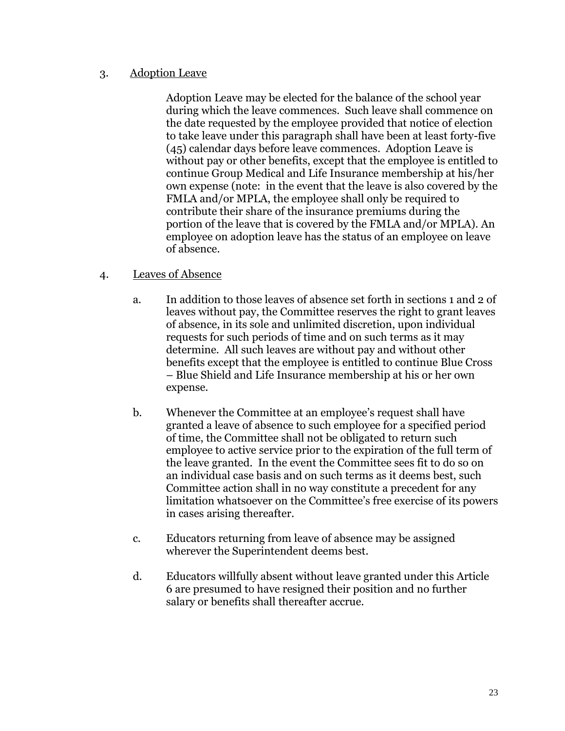3. <u>Adoption Leave</u>

Adoption Leave may be elected for the balance of the school year during which the leave commences. Such leave shall commence on the date requested by the employee provided that notice of election to take leave under this paragraph shall have been at least forty-five (45) calendar days before leave commences. Adoption Leave is without pay or other benefits, except that the employee is entitled to continue Group Medical and Life Insurance membership at his/her own expense (note: in the event that the leave is also covered by the FMLA and/or MPLA, the employee shall only be required to contribute their share of the insurance premiums during the portion of the leave that is covered by the FMLA and/or MPLA). An employee on adoption leave has the status of an employee on leave of absence.

4. <u>Leaves of Absence</u>

   a. In addition to those leaves of absence set forth in sections 1 and 2 of leaves without pay, the Committee reserves the right to grant leaves of absence, in its sole and unlimited discretion, upon individual requests for such periods of time and on such terms as it may determine. All such leaves are without pay and without other benefits except that the employee is entitled to continue Blue Cross – Blue Shield and Life Insurance membership at his or her own expense.

   b. Whenever the Committee at an employee's request shall have granted a leave of absence to such employee for a specified period of time, the Committee shall not be obligated to return such employee to active service prior to the expiration of the full term of the leave granted. In the event the Committee sees fit to do so on an individual case basis and on such terms as it deems best, such Committee action shall in no way constitute a precedent for any limitation whatsoever on the Committee's free exercise of its powers in cases arising thereafter.

   c. Educators returning from leave of absence may be assigned wherever the Superintendent deems best.

   d. Educators willfully absent without leave granted under this Article 6 are presumed to have resigned their position and no further salary or benefits shall thereafter accrue.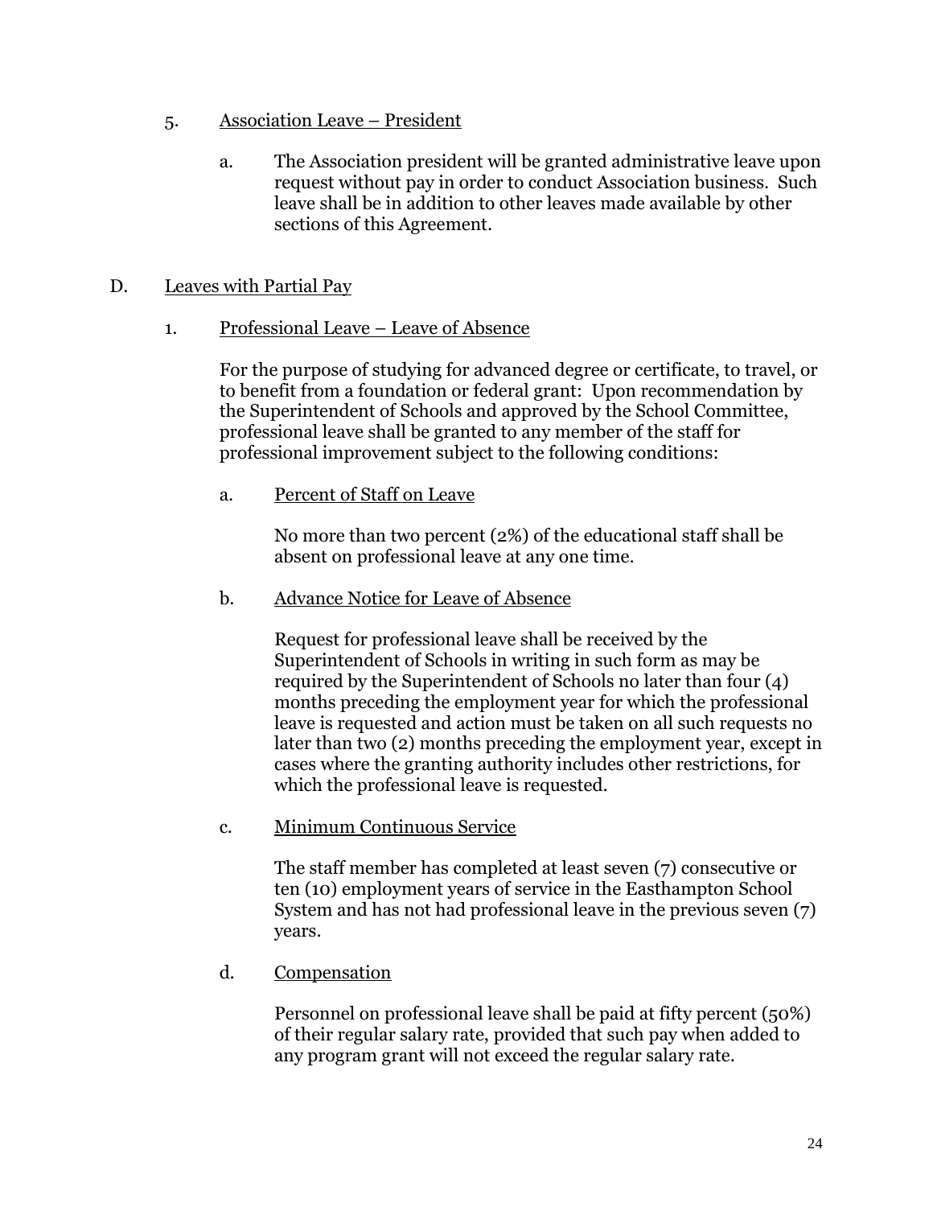5. <u>Association Leave – President</u>

   a. The Association president will be granted administrative leave upon request without pay in order to conduct Association business. Such leave shall be in addition to other leaves made available by other sections of this Agreement.

D. <u>Leaves with Partial Pay</u>

1. <u>Professional Leave – Leave of Absence</u>

   For the purpose of studying for advanced degree or certificate, to travel, or to benefit from a foundation or federal grant: Upon recommendation by the Superintendent of Schools and approved by the School Committee, professional leave shall be granted to any member of the staff for professional improvement subject to the following conditions:

   a. <u>Percent of Staff on Leave</u>

      No more than two percent (2%) of the educational staff shall be absent on professional leave at any one time.

   b. <u>Advance Notice for Leave of Absence</u>

      Request for professional leave shall be received by the Superintendent of Schools in writing in such form as may be required by the Superintendent of Schools no later than four (4) months preceding the employment year for which the professional leave is requested and action must be taken on all such requests no later than two (2) months preceding the employment year, except in cases where the granting authority includes other restrictions, for which the professional leave is requested.

   c. <u>Minimum Continuous Service</u>

      The staff member has completed at least seven (7) consecutive or ten (10) employment years of service in the Easthampton School System and has not had professional leave in the previous seven (7) years.

   d. <u>Compensation</u>

      Personnel on professional leave shall be paid at fifty percent (50%) of their regular salary rate, provided that such pay when added to any program grant will not exceed the regular salary rate.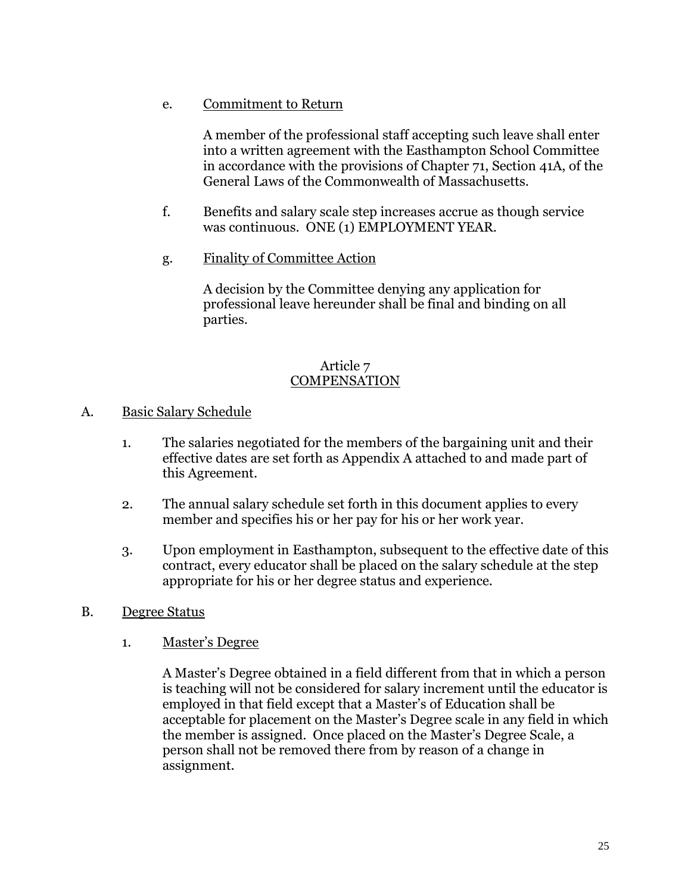e. Commitment to Return

A member of the professional staff accepting such leave shall enter into a written agreement with the Easthampton School Committee in accordance with the provisions of Chapter 71, Section 41A, of the General Laws of the Commonwealth of Massachusetts.

f. Benefits and salary scale step increases accrue as though service was continuous. ONE (1) EMPLOYMENT YEAR.

g. Finality of Committee Action

A decision by the Committee denying any application for professional leave hereunder shall be final and binding on all parties.

## Article 7
## COMPENSATION

A. Basic Salary Schedule

1. The salaries negotiated for the members of the bargaining unit and their effective dates are set forth as Appendix A attached to and made part of this Agreement.

2. The annual salary schedule set forth in this document applies to every member and specifies his or her pay for his or her work year.

3. Upon employment in Easthampton, subsequent to the effective date of this contract, every educator shall be placed on the salary schedule at the step appropriate for his or her degree status and experience.

B. Degree Status

1. Master's Degree

A Master's Degree obtained in a field different from that in which a person is teaching will not be considered for salary increment until the educator is employed in that field except that a Master's of Education shall be acceptable for placement on the Master's Degree scale in any field in which the member is assigned. Once placed on the Master's Degree Scale, a person shall not be removed there from by reason of a change in assignment.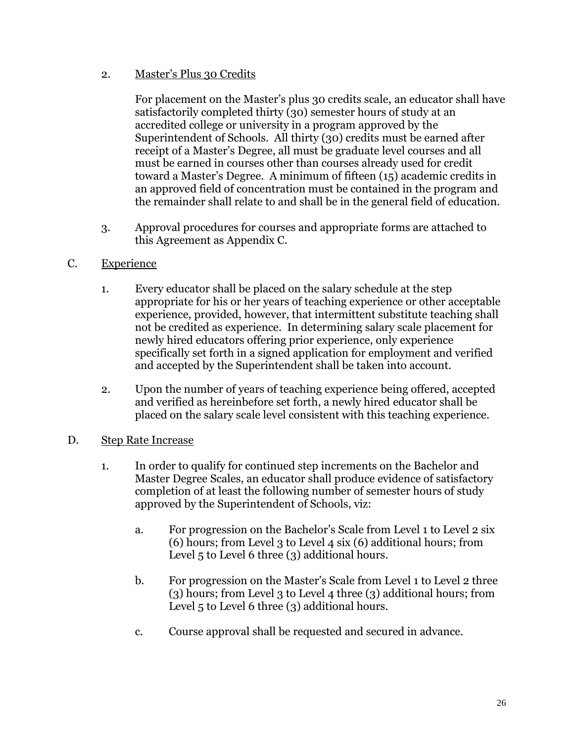2. Master's Plus 30 Credits

   For placement on the Master's plus 30 credits scale, an educator shall have satisfactorily completed thirty (30) semester hours of study at an accredited college or university in a program approved by the Superintendent of Schools. All thirty (30) credits must be earned after receipt of a Master's Degree, all must be graduate level courses and all must be earned in courses other than courses already used for credit toward a Master's Degree. A minimum of fifteen (15) academic credits in an approved field of concentration must be contained in the program and the remainder shall relate to and shall be in the general field of education.

3. Approval procedures for courses and appropriate forms are attached to this Agreement as Appendix C.

C. Experience

1. Every educator shall be placed on the salary schedule at the step appropriate for his or her years of teaching experience or other acceptable experience, provided, however, that intermittent substitute teaching shall not be credited as experience. In determining salary scale placement for newly hired educators offering prior experience, only experience specifically set forth in a signed application for employment and verified and accepted by the Superintendent shall be taken into account.

2. Upon the number of years of teaching experience being offered, accepted and verified as hereinbefore set forth, a newly hired educator shall be placed on the salary scale level consistent with this teaching experience.

D. Step Rate Increase

1. In order to qualify for continued step increments on the Bachelor and Master Degree Scales, an educator shall produce evidence of satisfactory completion of at least the following number of semester hours of study approved by the Superintendent of Schools, viz:

   a. For progression on the Bachelor's Scale from Level 1 to Level 2 six (6) hours; from Level 3 to Level 4 six (6) additional hours; from Level 5 to Level 6 three (3) additional hours.

   b. For progression on the Master's Scale from Level 1 to Level 2 three (3) hours; from Level 3 to Level 4 three (3) additional hours; from Level 5 to Level 6 three (3) additional hours.

   c. Course approval shall be requested and secured in advance.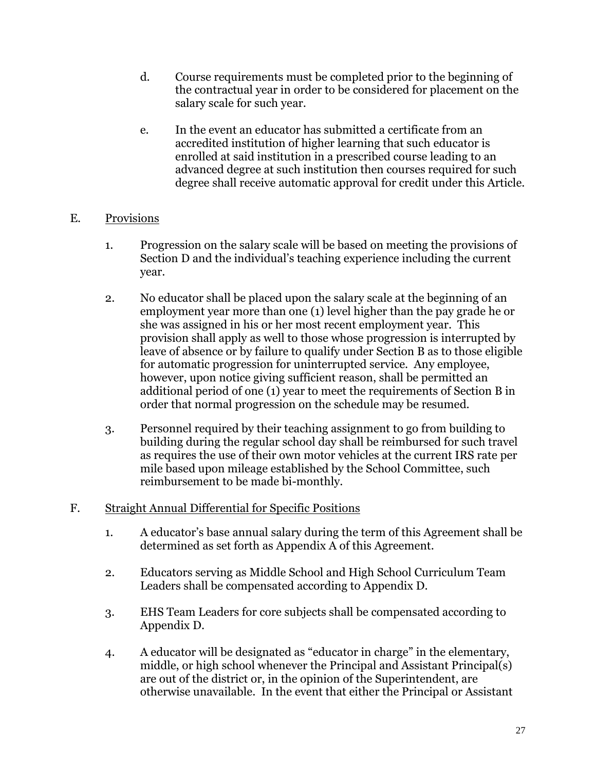d. Course requirements must be completed prior to the beginning of the contractual year in order to be considered for placement on the salary scale for such year.

e. In the event an educator has submitted a certificate from an accredited institution of higher learning that such educator is enrolled at said institution in a prescribed course leading to an advanced degree at such institution then courses required for such degree shall receive automatic approval for credit under this Article.

E. <u>Provisions</u>

1. Progression on the salary scale will be based on meeting the provisions of Section D and the individual's teaching experience including the current year.

2. No educator shall be placed upon the salary scale at the beginning of an employment year more than one (1) level higher than the pay grade he or she was assigned in his or her most recent employment year. This provision shall apply as well to those whose progression is interrupted by leave of absence or by failure to qualify under Section B as to those eligible for automatic progression for uninterrupted service. Any employee, however, upon notice giving sufficient reason, shall be permitted an additional period of one (1) year to meet the requirements of Section B in order that normal progression on the schedule may be resumed.

3. Personnel required by their teaching assignment to go from building to building during the regular school day shall be reimbursed for such travel as requires the use of their own motor vehicles at the current IRS rate per mile based upon mileage established by the School Committee, such reimbursement to be made bi-monthly.

F. <u>Straight Annual Differential for Specific Positions</u>

1. A educator's base annual salary during the term of this Agreement shall be determined as set forth as Appendix A of this Agreement.

2. Educators serving as Middle School and High School Curriculum Team Leaders shall be compensated according to Appendix D.

3. EHS Team Leaders for core subjects shall be compensated according to Appendix D.

4. A educator will be designated as "educator in charge" in the elementary, middle, or high school whenever the Principal and Assistant Principal(s) are out of the district or, in the opinion of the Superintendent, are otherwise unavailable. In the event that either the Principal or Assistant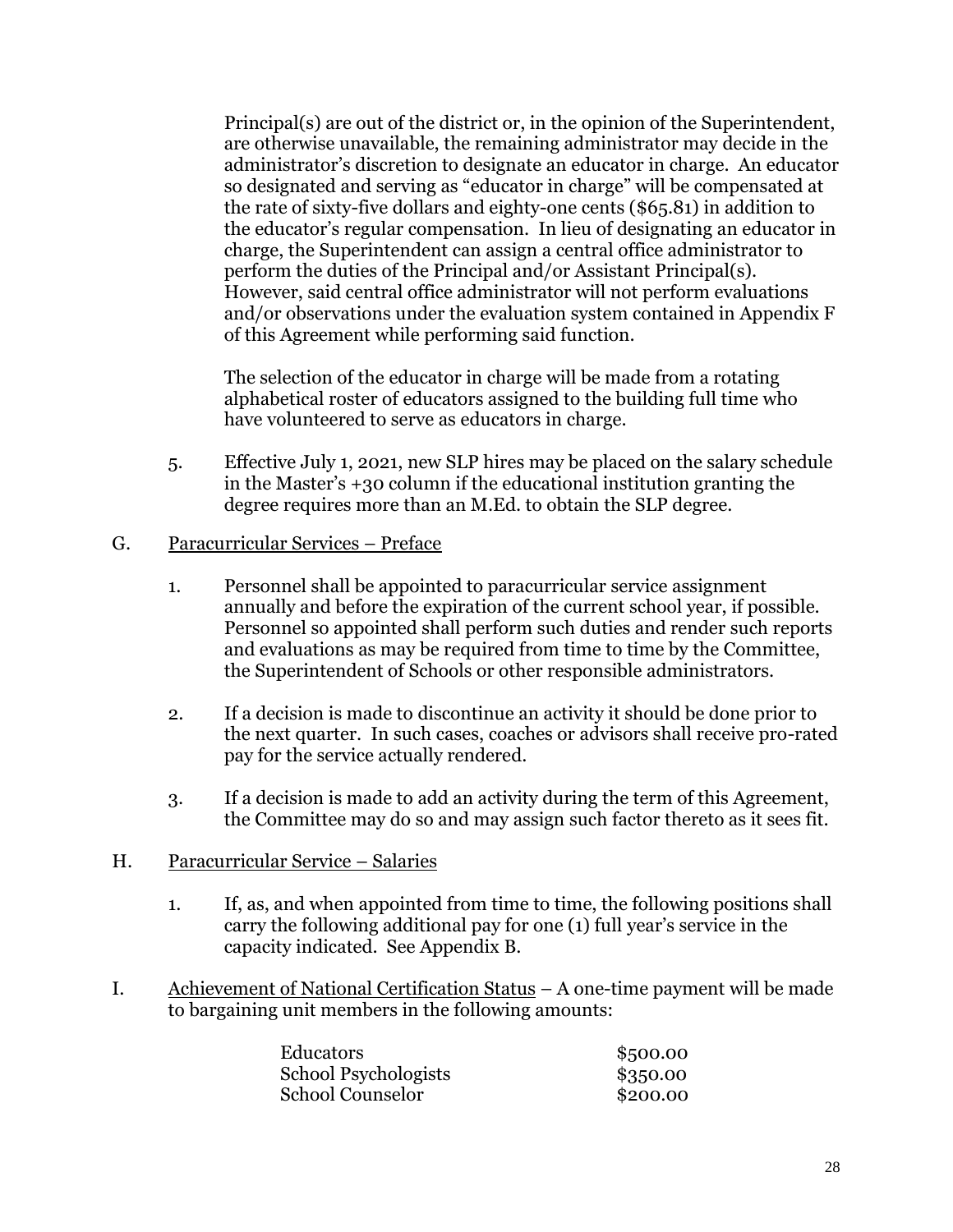Principal(s) are out of the district or, in the opinion of the Superintendent, are otherwise unavailable, the remaining administrator may decide in the administrator's discretion to designate an educator in charge. An educator so designated and serving as "educator in charge" will be compensated at the rate of sixty-five dollars and eighty-one cents ($65.81) in addition to the educator's regular compensation. In lieu of designating an educator in charge, the Superintendent can assign a central office administrator to perform the duties of the Principal and/or Assistant Principal(s). However, said central office administrator will not perform evaluations and/or observations under the evaluation system contained in Appendix F of this Agreement while performing said function.

The selection of the educator in charge will be made from a rotating alphabetical roster of educators assigned to the building full time who have volunteered to serve as educators in charge.

5. Effective July 1, 2021, new SLP hires may be placed on the salary schedule in the Master's +30 column if the educational institution granting the degree requires more than an M.Ed. to obtain the SLP degree.

G. <u>Paracurricular Services – Preface</u>

1. Personnel shall be appointed to paracurricular service assignment annually and before the expiration of the current school year, if possible. Personnel so appointed shall perform such duties and render such reports and evaluations as may be required from time to time by the Committee, the Superintendent of Schools or other responsible administrators.

2. If a decision is made to discontinue an activity it should be done prior to the next quarter. In such cases, coaches or advisors shall receive pro-rated pay for the service actually rendered.

3. If a decision is made to add an activity during the term of this Agreement, the Committee may do so and may assign such factor thereto as it sees fit.

H. <u>Paracurricular Service – Salaries</u>

1. If, as, and when appointed from time to time, the following positions shall carry the following additional pay for one (1) full year's service in the capacity indicated. See Appendix B.

I. <u>Achievement of National Certification Status</u> – A one-time payment will be made to bargaining unit members in the following amounts:

| | |
|---|---|
| Educators | $500.00 |
| School Psychologists | $350.00 |
| School Counselor | $200.00 |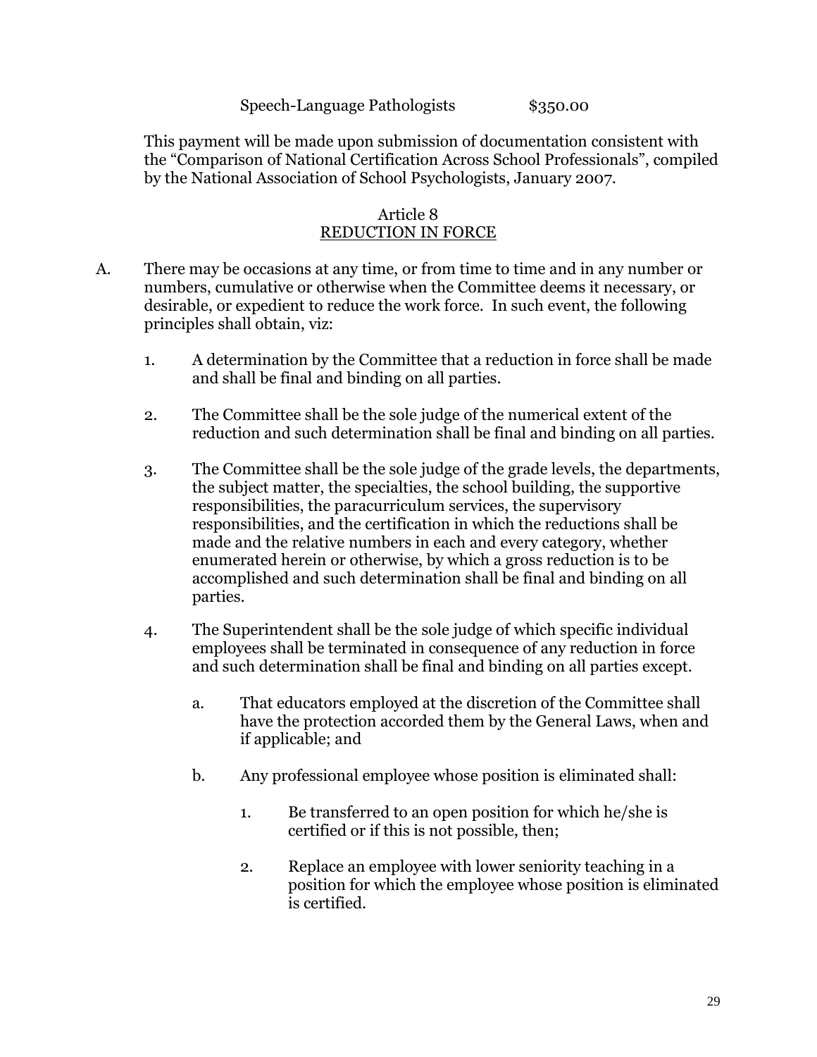Speech-Language Pathologists $350.00

This payment will be made upon submission of documentation consistent with the "Comparison of National Certification Across School Professionals", compiled by the National Association of School Psychologists, January 2007.

## Article 8
## REDUCTION IN FORCE

A. There may be occasions at any time, or from time to time and in any number or numbers, cumulative or otherwise when the Committee deems it necessary, or desirable, or expedient to reduce the work force. In such event, the following principles shall obtain, viz:

1. A determination by the Committee that a reduction in force shall be made and shall be final and binding on all parties.

2. The Committee shall be the sole judge of the numerical extent of the reduction and such determination shall be final and binding on all parties.

3. The Committee shall be the sole judge of the grade levels, the departments, the subject matter, the specialties, the school building, the supportive responsibilities, the paracurriculum services, the supervisory responsibilities, and the certification in which the reductions shall be made and the relative numbers in each and every category, whether enumerated herein or otherwise, by which a gross reduction is to be accomplished and such determination shall be final and binding on all parties.

4. The Superintendent shall be the sole judge of which specific individual employees shall be terminated in consequence of any reduction in force and such determination shall be final and binding on all parties except.

   a. That educators employed at the discretion of the Committee shall have the protection accorded them by the General Laws, when and if applicable; and

   b. Any professional employee whose position is eliminated shall:

      1. Be transferred to an open position for which he/she is certified or if this is not possible, then;

      2. Replace an employee with lower seniority teaching in a position for which the employee whose position is eliminated is certified.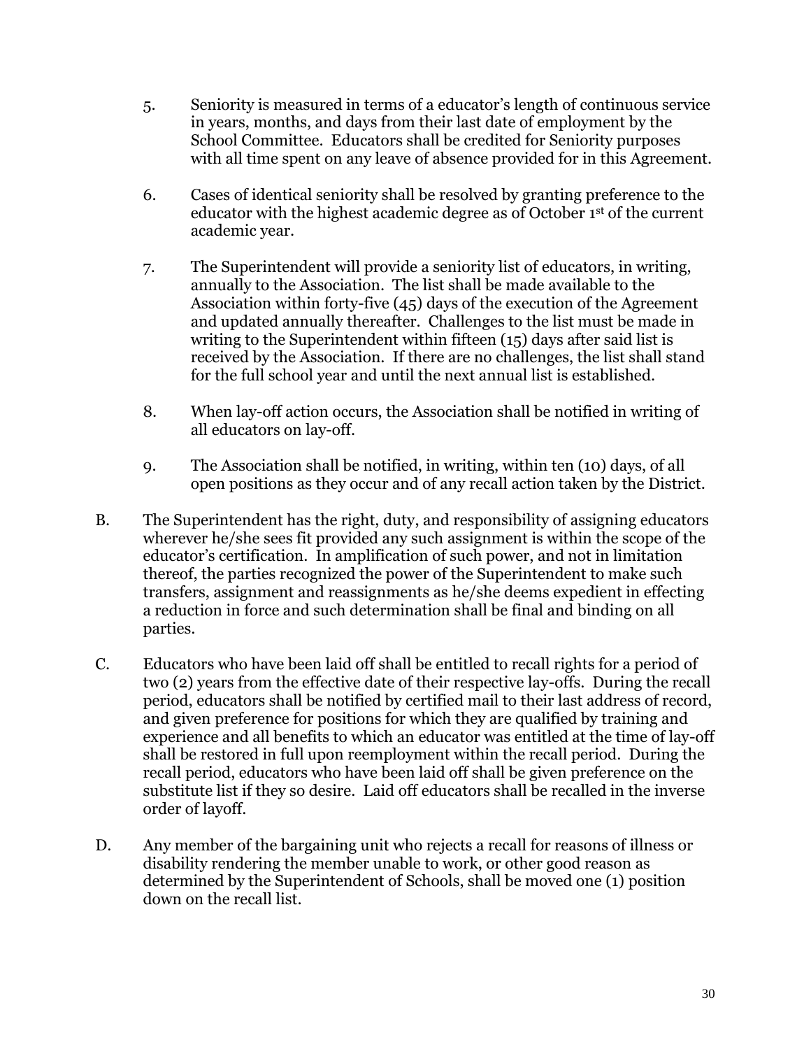5. Seniority is measured in terms of a educator's length of continuous service in years, months, and days from their last date of employment by the School Committee. Educators shall be credited for Seniority purposes with all time spent on any leave of absence provided for in this Agreement.

6. Cases of identical seniority shall be resolved by granting preference to the educator with the highest academic degree as of October 1st of the current academic year.

7. The Superintendent will provide a seniority list of educators, in writing, annually to the Association. The list shall be made available to the Association within forty-five (45) days of the execution of the Agreement and updated annually thereafter. Challenges to the list must be made in writing to the Superintendent within fifteen (15) days after said list is received by the Association. If there are no challenges, the list shall stand for the full school year and until the next annual list is established.

8. When lay-off action occurs, the Association shall be notified in writing of all educators on lay-off.

9. The Association shall be notified, in writing, within ten (10) days, of all open positions as they occur and of any recall action taken by the District.

B. The Superintendent has the right, duty, and responsibility of assigning educators wherever he/she sees fit provided any such assignment is within the scope of the educator's certification. In amplification of such power, and not in limitation thereof, the parties recognized the power of the Superintendent to make such transfers, assignment and reassignments as he/she deems expedient in effecting a reduction in force and such determination shall be final and binding on all parties.

C. Educators who have been laid off shall be entitled to recall rights for a period of two (2) years from the effective date of their respective lay-offs. During the recall period, educators shall be notified by certified mail to their last address of record, and given preference for positions for which they are qualified by training and experience and all benefits to which an educator was entitled at the time of lay-off shall be restored in full upon reemployment within the recall period. During the recall period, educators who have been laid off shall be given preference on the substitute list if they so desire. Laid off educators shall be recalled in the inverse order of layoff.

D. Any member of the bargaining unit who rejects a recall for reasons of illness or disability rendering the member unable to work, or other good reason as determined by the Superintendent of Schools, shall be moved one (1) position down on the recall list.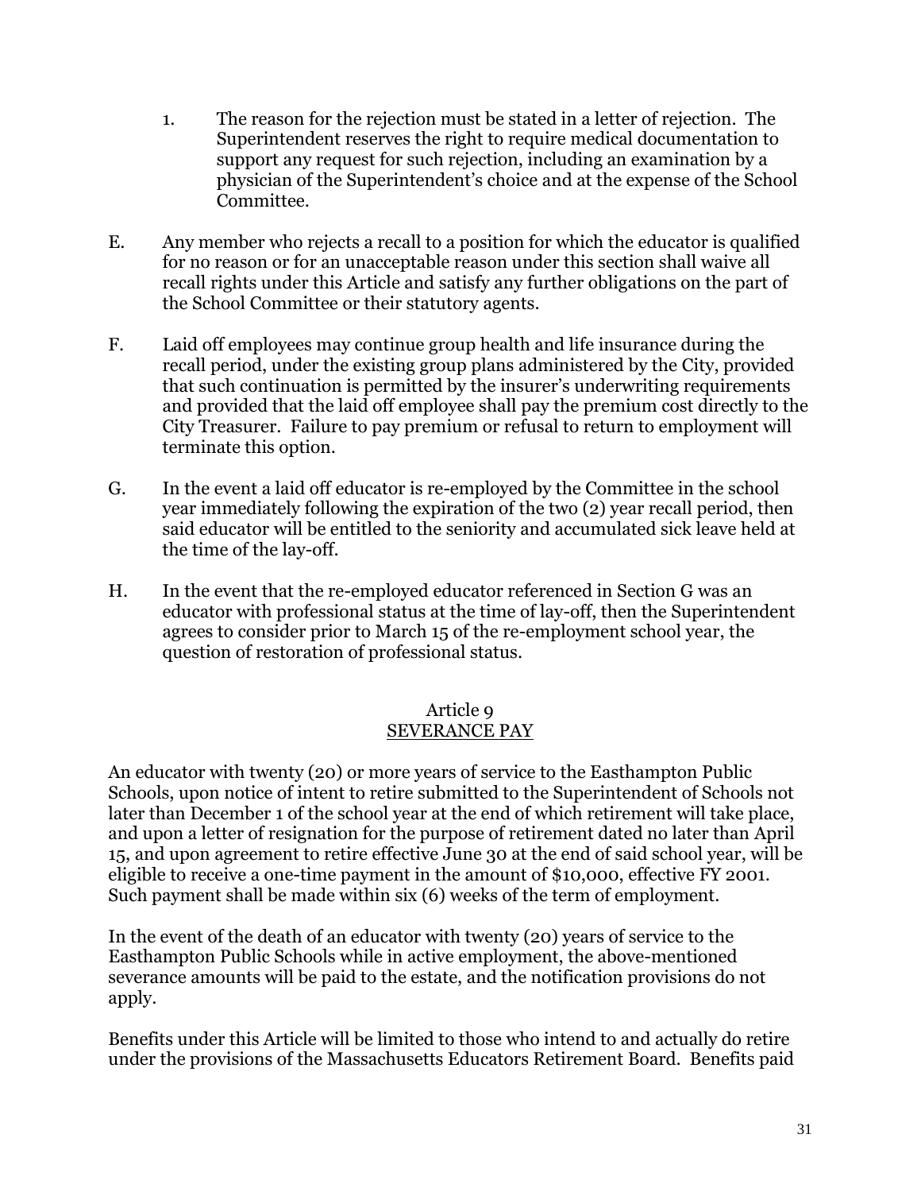1. The reason for the rejection must be stated in a letter of rejection. The Superintendent reserves the right to require medical documentation to support any request for such rejection, including an examination by a physician of the Superintendent's choice and at the expense of the School Committee.

E. Any member who rejects a recall to a position for which the educator is qualified for no reason or for an unacceptable reason under this section shall waive all recall rights under this Article and satisfy any further obligations on the part of the School Committee or their statutory agents.

F. Laid off employees may continue group health and life insurance during the recall period, under the existing group plans administered by the City, provided that such continuation is permitted by the insurer's underwriting requirements and provided that the laid off employee shall pay the premium cost directly to the City Treasurer. Failure to pay premium or refusal to return to employment will terminate this option.

G. In the event a laid off educator is re-employed by the Committee in the school year immediately following the expiration of the two (2) year recall period, then said educator will be entitled to the seniority and accumulated sick leave held at the time of the lay-off.

H. In the event that the re-employed educator referenced in Section G was an educator with professional status at the time of lay-off, then the Superintendent agrees to consider prior to March 15 of the re-employment school year, the question of restoration of professional status.

## Article 9
## SEVERANCE PAY

An educator with twenty (20) or more years of service to the Easthampton Public Schools, upon notice of intent to retire submitted to the Superintendent of Schools not later than December 1 of the school year at the end of which retirement will take place, and upon a letter of resignation for the purpose of retirement dated no later than April 15, and upon agreement to retire effective June 30 at the end of said school year, will be eligible to receive a one-time payment in the amount of $10,000, effective FY 2001. Such payment shall be made within six (6) weeks of the term of employment.

In the event of the death of an educator with twenty (20) years of service to the Easthampton Public Schools while in active employment, the above-mentioned severance amounts will be paid to the estate, and the notification provisions do not apply.

Benefits under this Article will be limited to those who intend to and actually do retire under the provisions of the Massachusetts Educators Retirement Board. Benefits paid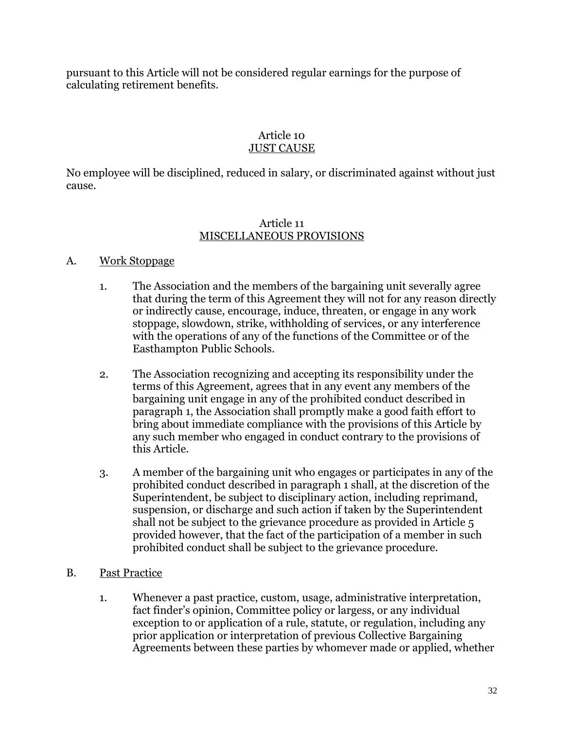pursuant to this Article will not be considered regular earnings for the purpose of calculating retirement benefits.

## Article 10
## JUST CAUSE

No employee will be disciplined, reduced in salary, or discriminated against without just cause.

## Article 11
## MISCELLANEOUS PROVISIONS

### A. Work Stoppage

1. The Association and the members of the bargaining unit severally agree that during the term of this Agreement they will not for any reason directly or indirectly cause, encourage, induce, threaten, or engage in any work stoppage, slowdown, strike, withholding of services, or any interference with the operations of any of the functions of the Committee or of the Easthampton Public Schools.

2. The Association recognizing and accepting its responsibility under the terms of this Agreement, agrees that in any event any members of the bargaining unit engage in any of the prohibited conduct described in paragraph 1, the Association shall promptly make a good faith effort to bring about immediate compliance with the provisions of this Article by any such member who engaged in conduct contrary to the provisions of this Article.

3. A member of the bargaining unit who engages or participates in any of the prohibited conduct described in paragraph 1 shall, at the discretion of the Superintendent, be subject to disciplinary action, including reprimand, suspension, or discharge and such action if taken by the Superintendent shall not be subject to the grievance procedure as provided in Article 5 provided however, that the fact of the participation of a member in such prohibited conduct shall be subject to the grievance procedure.

### B. Past Practice

1. Whenever a past practice, custom, usage, administrative interpretation, fact finder's opinion, Committee policy or largess, or any individual exception to or application of a rule, statute, or regulation, including any prior application or interpretation of previous Collective Bargaining Agreements between these parties by whomever made or applied, whether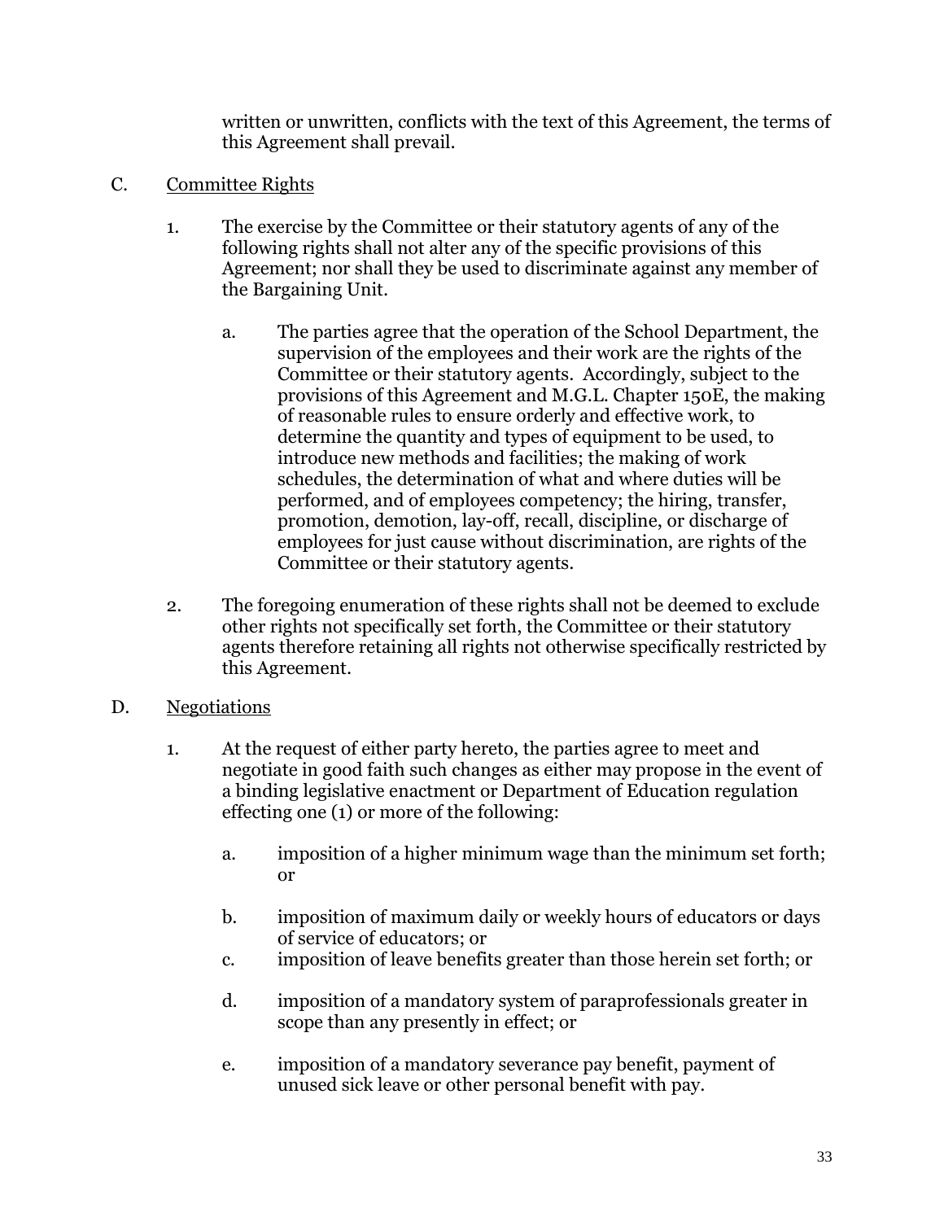written or unwritten, conflicts with the text of this Agreement, the terms of this Agreement shall prevail.

C. Committee Rights

1. The exercise by the Committee or their statutory agents of any of the following rights shall not alter any of the specific provisions of this Agreement; nor shall they be used to discriminate against any member of the Bargaining Unit.

   a. The parties agree that the operation of the School Department, the supervision of the employees and their work are the rights of the Committee or their statutory agents. Accordingly, subject to the provisions of this Agreement and M.G.L. Chapter 150E, the making of reasonable rules to ensure orderly and effective work, to determine the quantity and types of equipment to be used, to introduce new methods and facilities; the making of work schedules, the determination of what and where duties will be performed, and of employees competency; the hiring, transfer, promotion, demotion, lay-off, recall, discipline, or discharge of employees for just cause without discrimination, are rights of the Committee or their statutory agents.

2. The foregoing enumeration of these rights shall not be deemed to exclude other rights not specifically set forth, the Committee or their statutory agents therefore retaining all rights not otherwise specifically restricted by this Agreement.

D. Negotiations

1. At the request of either party hereto, the parties agree to meet and negotiate in good faith such changes as either may propose in the event of a binding legislative enactment or Department of Education regulation effecting one (1) or more of the following:

   a. imposition of a higher minimum wage than the minimum set forth; or

   b. imposition of maximum daily or weekly hours of educators or days of service of educators; or

   c. imposition of leave benefits greater than those herein set forth; or

   d. imposition of a mandatory system of paraprofessionals greater in scope than any presently in effect; or

   e. imposition of a mandatory severance pay benefit, payment of unused sick leave or other personal benefit with pay.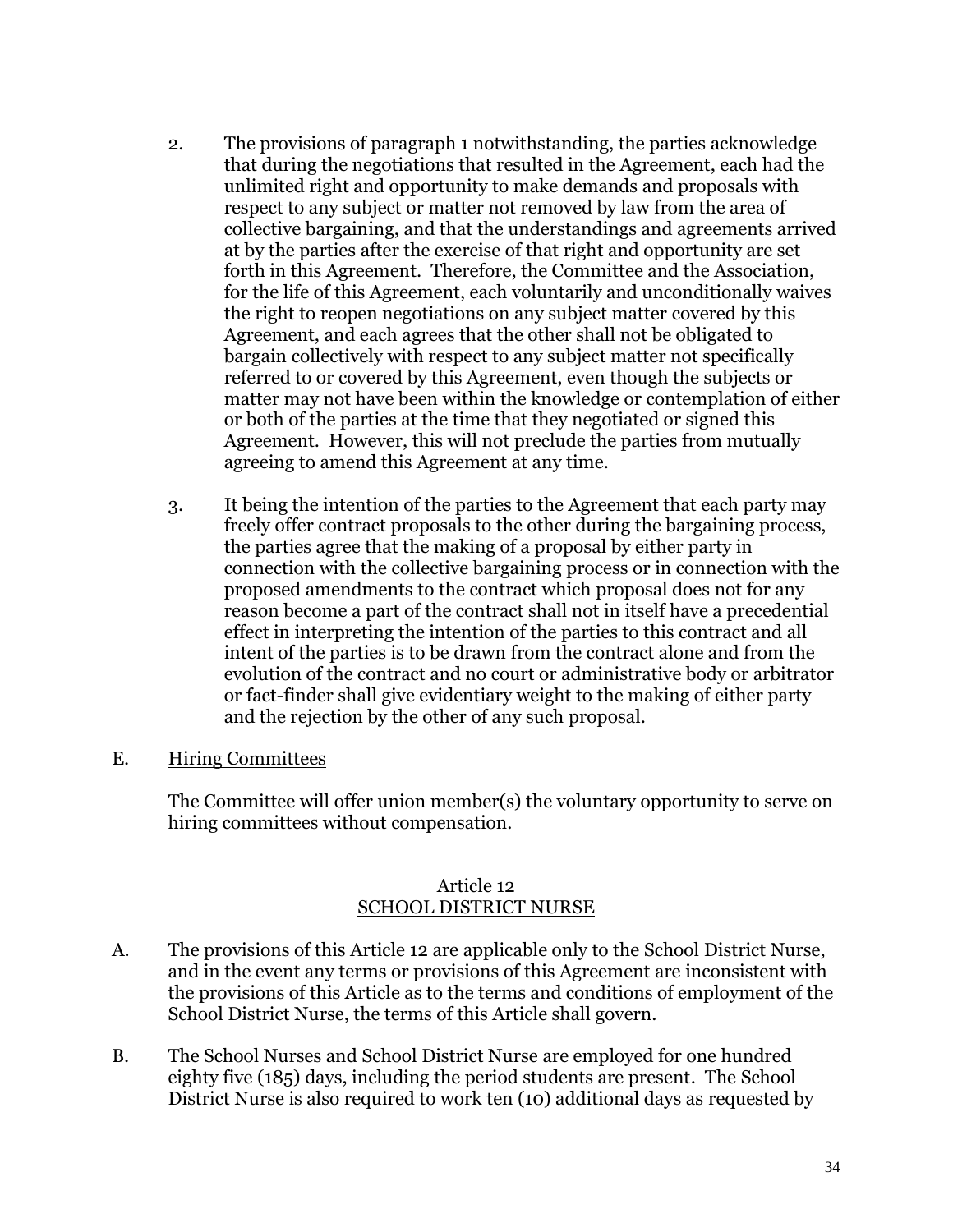2. The provisions of paragraph 1 notwithstanding, the parties acknowledge that during the negotiations that resulted in the Agreement, each had the unlimited right and opportunity to make demands and proposals with respect to any subject or matter not removed by law from the area of collective bargaining, and that the understandings and agreements arrived at by the parties after the exercise of that right and opportunity are set forth in this Agreement. Therefore, the Committee and the Association, for the life of this Agreement, each voluntarily and unconditionally waives the right to reopen negotiations on any subject matter covered by this Agreement, and each agrees that the other shall not be obligated to bargain collectively with respect to any subject matter not specifically referred to or covered by this Agreement, even though the subjects or matter may not have been within the knowledge or contemplation of either or both of the parties at the time that they negotiated or signed this Agreement. However, this will not preclude the parties from mutually agreeing to amend this Agreement at any time.

3. It being the intention of the parties to the Agreement that each party may freely offer contract proposals to the other during the bargaining process, the parties agree that the making of a proposal by either party in connection with the collective bargaining process or in connection with the proposed amendments to the contract which proposal does not for any reason become a part of the contract shall not in itself have a precedential effect in interpreting the intention of the parties to this contract and all intent of the parties is to be drawn from the contract alone and from the evolution of the contract and no court or administrative body or arbitrator or fact-finder shall give evidentiary weight to the making of either party and the rejection by the other of any such proposal.

E. Hiring Committees

The Committee will offer union member(s) the voluntary opportunity to serve on hiring committees without compensation.

## Article 12
## SCHOOL DISTRICT NURSE

A. The provisions of this Article 12 are applicable only to the School District Nurse, and in the event any terms or provisions of this Agreement are inconsistent with the provisions of this Article as to the terms and conditions of employment of the School District Nurse, the terms of this Article shall govern.

B. The School Nurses and School District Nurse are employed for one hundred eighty five (185) days, including the period students are present. The School District Nurse is also required to work ten (10) additional days as requested by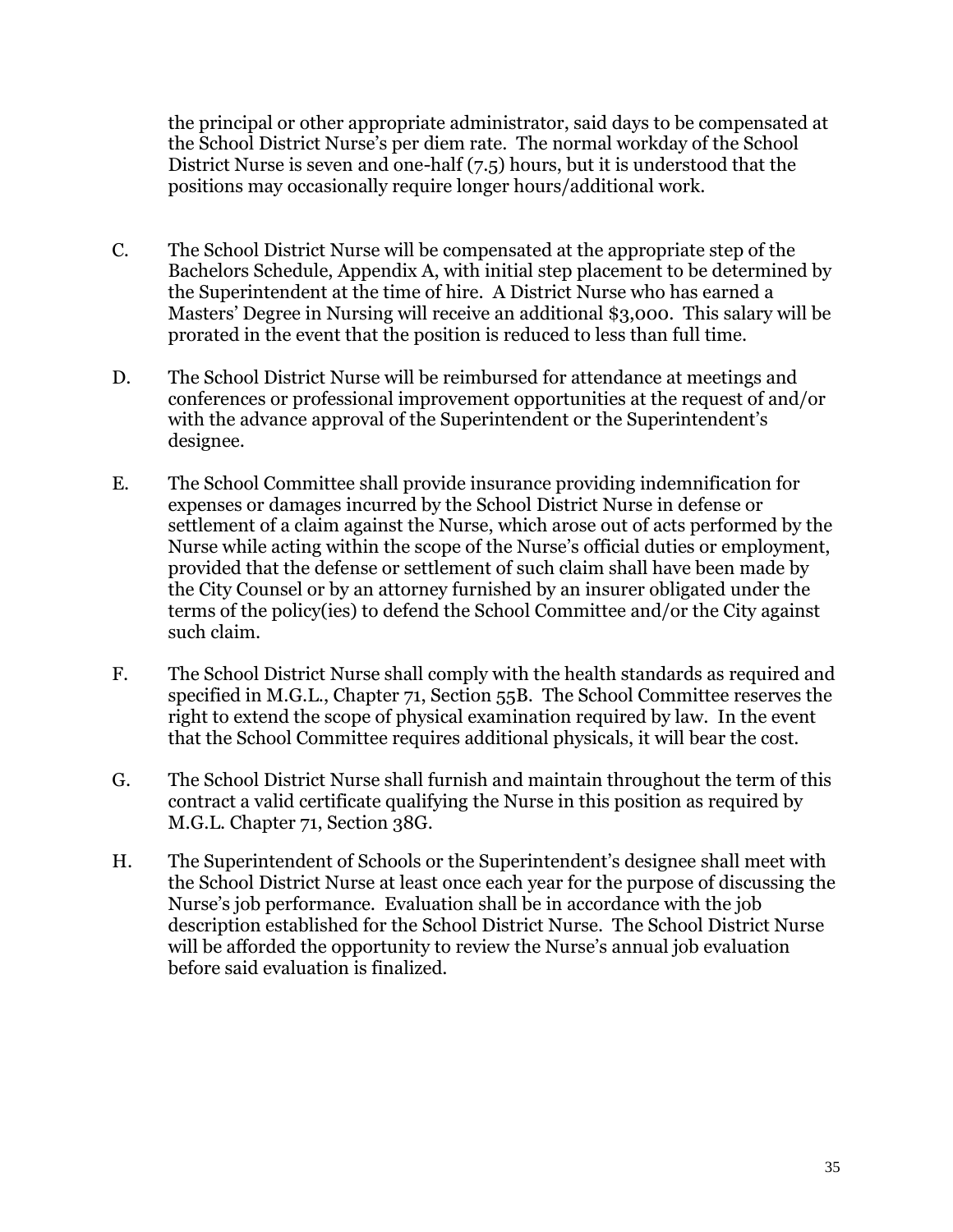the principal or other appropriate administrator, said days to be compensated at the School District Nurse's per diem rate. The normal workday of the School District Nurse is seven and one-half (7.5) hours, but it is understood that the positions may occasionally require longer hours/additional work.

C. The School District Nurse will be compensated at the appropriate step of the Bachelors Schedule, Appendix A, with initial step placement to be determined by the Superintendent at the time of hire. A District Nurse who has earned a Masters' Degree in Nursing will receive an additional $3,000. This salary will be prorated in the event that the position is reduced to less than full time.

D. The School District Nurse will be reimbursed for attendance at meetings and conferences or professional improvement opportunities at the request of and/or with the advance approval of the Superintendent or the Superintendent's designee.

E. The School Committee shall provide insurance providing indemnification for expenses or damages incurred by the School District Nurse in defense or settlement of a claim against the Nurse, which arose out of acts performed by the Nurse while acting within the scope of the Nurse's official duties or employment, provided that the defense or settlement of such claim shall have been made by the City Counsel or by an attorney furnished by an insurer obligated under the terms of the policy(ies) to defend the School Committee and/or the City against such claim.

F. The School District Nurse shall comply with the health standards as required and specified in M.G.L., Chapter 71, Section 55B. The School Committee reserves the right to extend the scope of physical examination required by law. In the event that the School Committee requires additional physicals, it will bear the cost.

G. The School District Nurse shall furnish and maintain throughout the term of this contract a valid certificate qualifying the Nurse in this position as required by M.G.L. Chapter 71, Section 38G.

H. The Superintendent of Schools or the Superintendent's designee shall meet with the School District Nurse at least once each year for the purpose of discussing the Nurse's job performance. Evaluation shall be in accordance with the job description established for the School District Nurse. The School District Nurse will be afforded the opportunity to review the Nurse's annual job evaluation before said evaluation is finalized.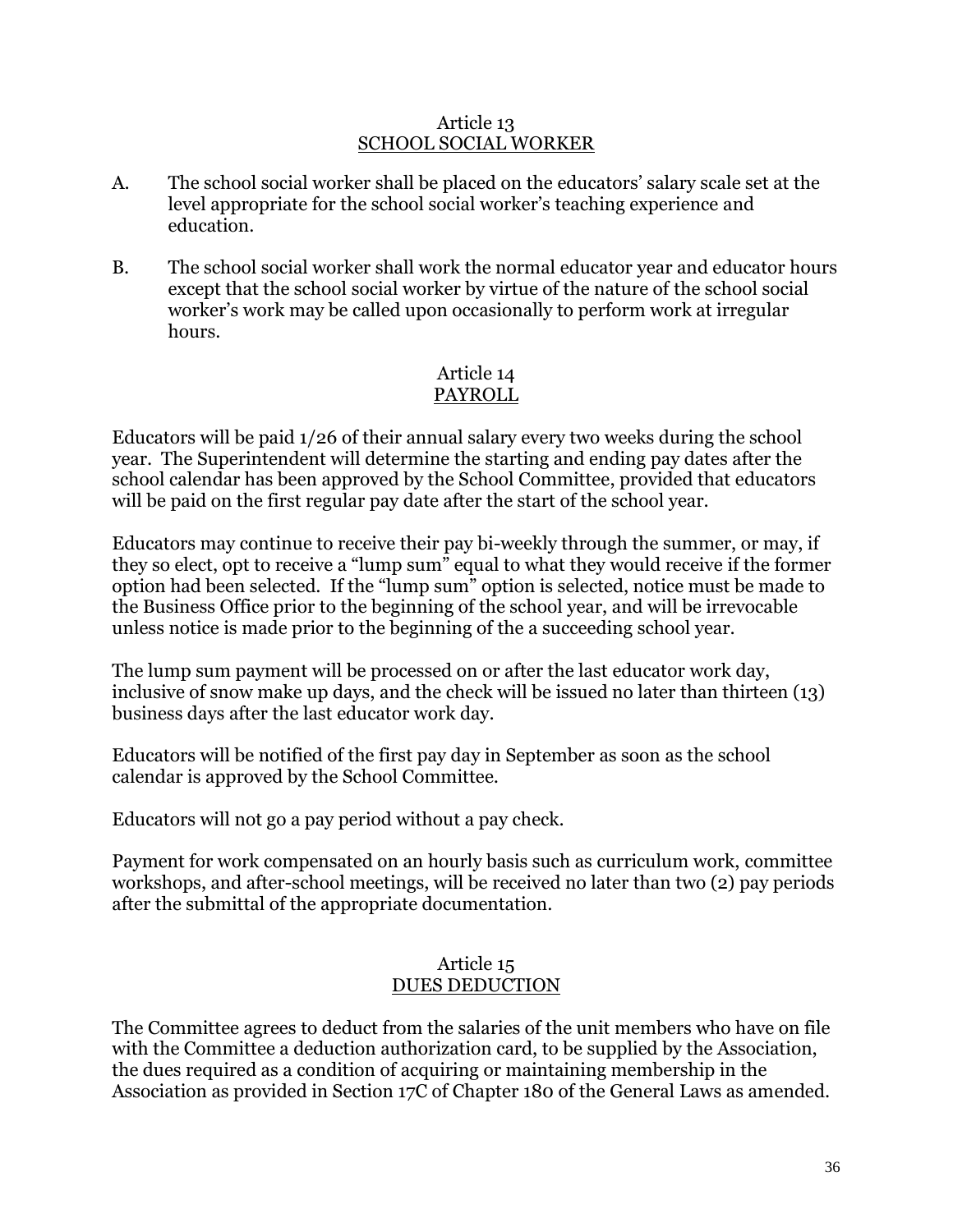## Article 13
## SCHOOL SOCIAL WORKER

A. The school social worker shall be placed on the educators' salary scale set at the level appropriate for the school social worker's teaching experience and education.

B. The school social worker shall work the normal educator year and educator hours except that the school social worker by virtue of the nature of the school social worker's work may be called upon occasionally to perform work at irregular hours.

## Article 14
## PAYROLL

Educators will be paid 1/26 of their annual salary every two weeks during the school year. The Superintendent will determine the starting and ending pay dates after the school calendar has been approved by the School Committee, provided that educators will be paid on the first regular pay date after the start of the school year.

Educators may continue to receive their pay bi-weekly through the summer, or may, if they so elect, opt to receive a "lump sum" equal to what they would receive if the former option had been selected. If the "lump sum" option is selected, notice must be made to the Business Office prior to the beginning of the school year, and will be irrevocable unless notice is made prior to the beginning of the a succeeding school year.

The lump sum payment will be processed on or after the last educator work day, inclusive of snow make up days, and the check will be issued no later than thirteen (13) business days after the last educator work day.

Educators will be notified of the first pay day in September as soon as the school calendar is approved by the School Committee.

Educators will not go a pay period without a pay check.

Payment for work compensated on an hourly basis such as curriculum work, committee workshops, and after-school meetings, will be received no later than two (2) pay periods after the submittal of the appropriate documentation.

## Article 15
## DUES DEDUCTION

The Committee agrees to deduct from the salaries of the unit members who have on file with the Committee a deduction authorization card, to be supplied by the Association, the dues required as a condition of acquiring or maintaining membership in the Association as provided in Section 17C of Chapter 180 of the General Laws as amended.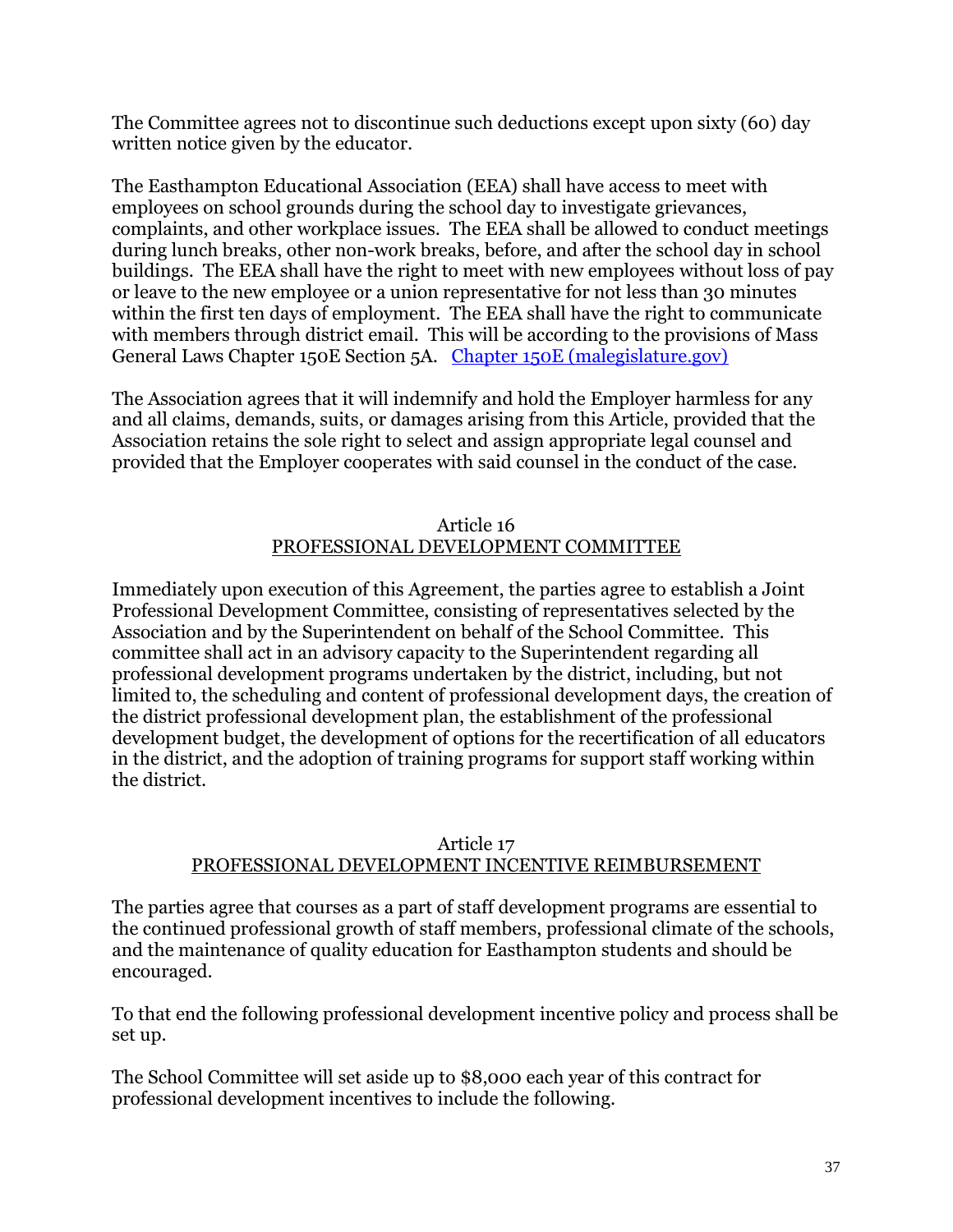The Committee agrees not to discontinue such deductions except upon sixty (60) day written notice given by the educator.

The Easthampton Educational Association (EEA) shall have access to meet with employees on school grounds during the school day to investigate grievances, complaints, and other workplace issues. The EEA shall be allowed to conduct meetings during lunch breaks, other non-work breaks, before, and after the school day in school buildings. The EEA shall have the right to meet with new employees without loss of pay or leave to the new employee or a union representative for not less than 30 minutes within the first ten days of employment. The EEA shall have the right to communicate with members through district email. This will be according to the provisions of Mass General Laws Chapter 150E Section 5A. [Chapter 150E (malegislature.gov)]

The Association agrees that it will indemnify and hold the Employer harmless for any and all claims, demands, suits, or damages arising from this Article, provided that the Association retains the sole right to select and assign appropriate legal counsel and provided that the Employer cooperates with said counsel in the conduct of the case.

## Article 16
## PROFESSIONAL DEVELOPMENT COMMITTEE

Immediately upon execution of this Agreement, the parties agree to establish a Joint Professional Development Committee, consisting of representatives selected by the Association and by the Superintendent on behalf of the School Committee. This committee shall act in an advisory capacity to the Superintendent regarding all professional development programs undertaken by the district, including, but not limited to, the scheduling and content of professional development days, the creation of the district professional development plan, the establishment of the professional development budget, the development of options for the recertification of all educators in the district, and the adoption of training programs for support staff working within the district.

## Article 17
## PROFESSIONAL DEVELOPMENT INCENTIVE REIMBURSEMENT

The parties agree that courses as a part of staff development programs are essential to the continued professional growth of staff members, professional climate of the schools, and the maintenance of quality education for Easthampton students and should be encouraged.

To that end the following professional development incentive policy and process shall be set up.

The School Committee will set aside up to $8,000 each year of this contract for professional development incentives to include the following.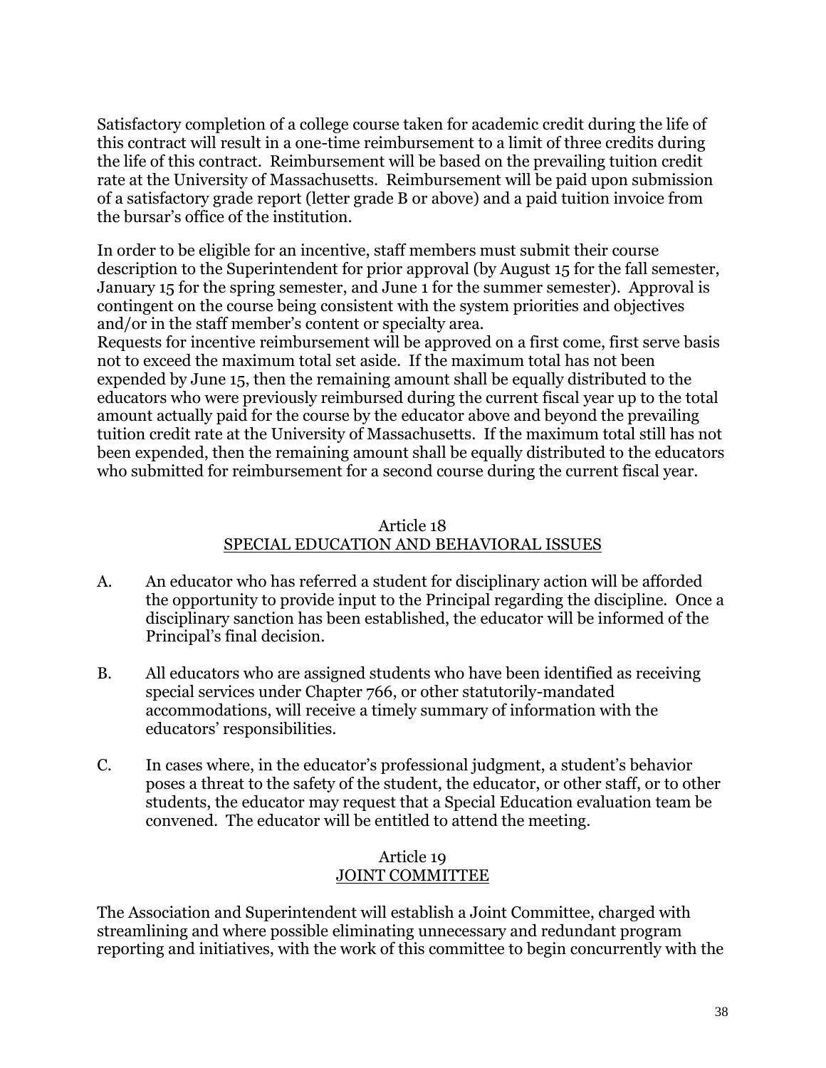Satisfactory completion of a college course taken for academic credit during the life of this contract will result in a one-time reimbursement to a limit of three credits during the life of this contract. Reimbursement will be based on the prevailing tuition credit rate at the University of Massachusetts. Reimbursement will be paid upon submission of a satisfactory grade report (letter grade B or above) and a paid tuition invoice from the bursar's office of the institution.

In order to be eligible for an incentive, staff members must submit their course description to the Superintendent for prior approval (by August 15 for the fall semester, January 15 for the spring semester, and June 1 for the summer semester). Approval is contingent on the course being consistent with the system priorities and objectives and/or in the staff member's content or specialty area.
Requests for incentive reimbursement will be approved on a first come, first serve basis not to exceed the maximum total set aside. If the maximum total has not been expended by June 15, then the remaining amount shall be equally distributed to the educators who were previously reimbursed during the current fiscal year up to the total amount actually paid for the course by the educator above and beyond the prevailing tuition credit rate at the University of Massachusetts. If the maximum total still has not been expended, then the remaining amount shall be equally distributed to the educators who submitted for reimbursement for a second course during the current fiscal year.

## Article 18
## SPECIAL EDUCATION AND BEHAVIORAL ISSUES

A. An educator who has referred a student for disciplinary action will be afforded the opportunity to provide input to the Principal regarding the discipline. Once a disciplinary sanction has been established, the educator will be informed of the Principal's final decision.

B. All educators who are assigned students who have been identified as receiving special services under Chapter 766, or other statutorily-mandated accommodations, will receive a timely summary of information with the educators' responsibilities.

C. In cases where, in the educator's professional judgment, a student's behavior poses a threat to the safety of the student, the educator, or other staff, or to other students, the educator may request that a Special Education evaluation team be convened. The educator will be entitled to attend the meeting.

## Article 19
## JOINT COMMITTEE

The Association and Superintendent will establish a Joint Committee, charged with streamlining and where possible eliminating unnecessary and redundant program reporting and initiatives, with the work of this committee to begin concurrently with the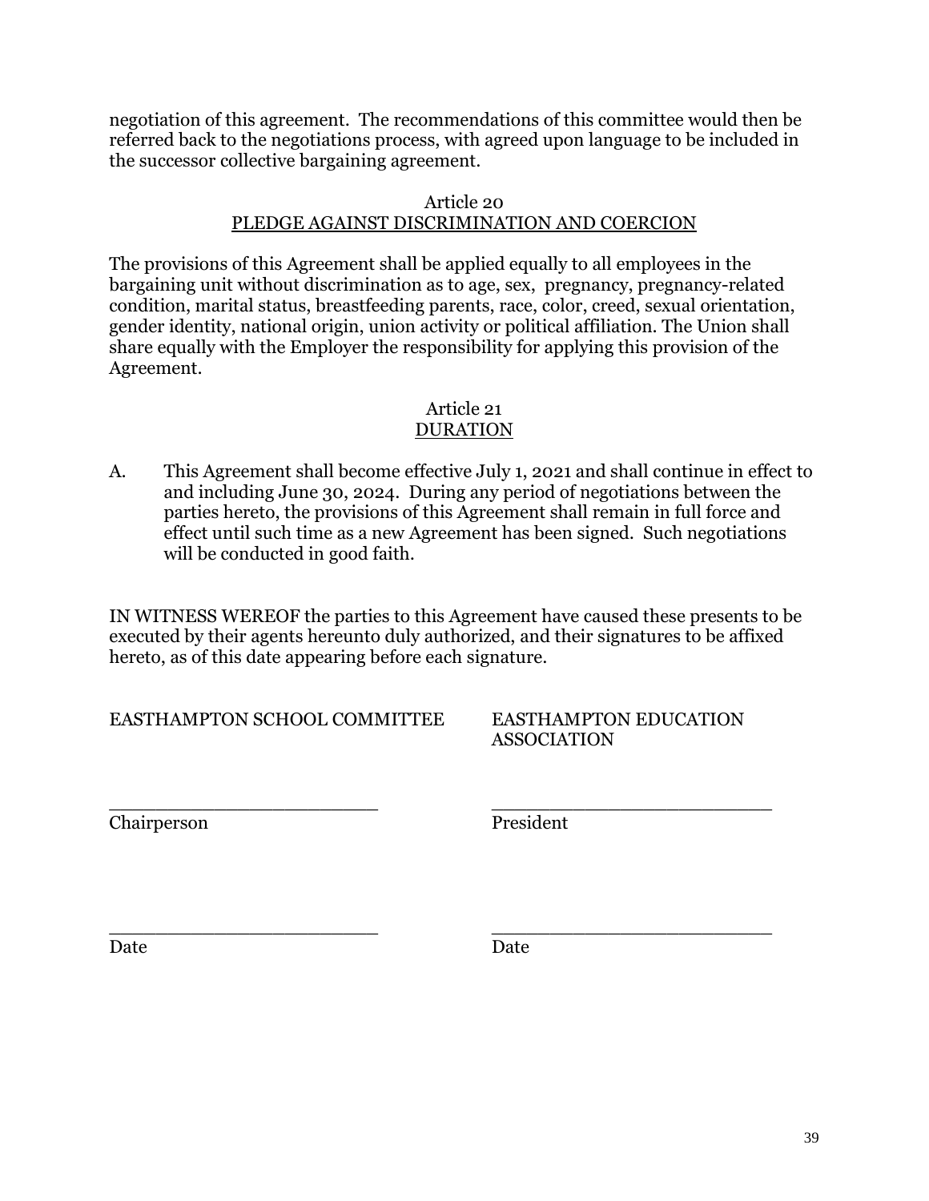negotiation of this agreement. The recommendations of this committee would then be referred back to the negotiations process, with agreed upon language to be included in the successor collective bargaining agreement.

## Article 20
## PLEDGE AGAINST DISCRIMINATION AND COERCION

The provisions of this Agreement shall be applied equally to all employees in the bargaining unit without discrimination as to age, sex, pregnancy, pregnancy-related condition, marital status, breastfeeding parents, race, color, creed, sexual orientation, gender identity, national origin, union activity or political affiliation. The Union shall share equally with the Employer the responsibility for applying this provision of the Agreement.

## Article 21
## DURATION

A. This Agreement shall become effective July 1, 2021 and shall continue in effect to and including June 30, 2024. During any period of negotiations between the parties hereto, the provisions of this Agreement shall remain in full force and effect until such time as a new Agreement has been signed. Such negotiations will be conducted in good faith.

IN WITNESS WEREOF the parties to this Agreement have caused these presents to be executed by their agents hereunto duly authorized, and their signatures to be affixed hereto, as of this date appearing before each signature.

EASTHAMPTON SCHOOL COMMITTEE

________________________
Chairperson

________________________
Date

EASTHAMPTON EDUCATION ASSOCIATION

________________________
President

________________________
Date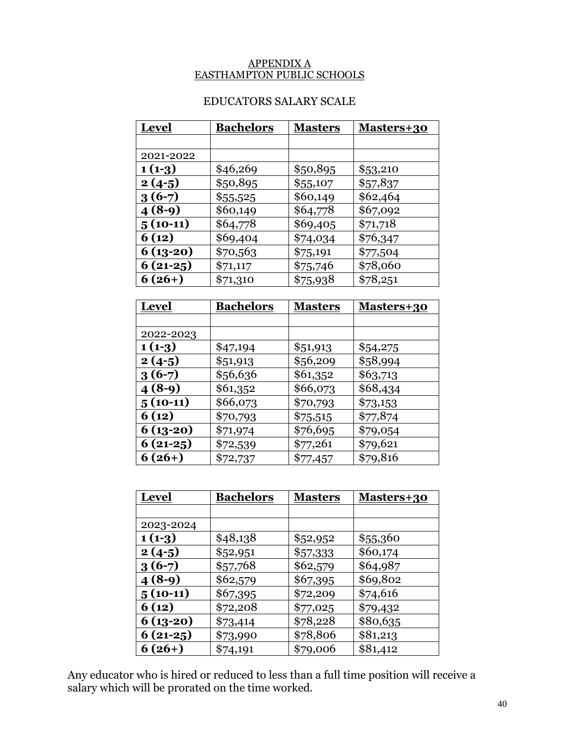APPENDIX A
EASTHAMPTON PUBLIC SCHOOLS

EDUCATORS SALARY SCALE

| Level | Bachelors | Masters | Masters+30 |
|---|---|---|---|
| | | | |
| 2021-2022 | | | |
| **1 (1-3)** | $46,269 | $50,895 | $53,210 |
| **2 (4-5)** | $50,895 | $55,107 | $57,837 |
| **3 (6-7)** | $55,525 | $60,149 | $62,464 |
| **4 (8-9)** | $60,149 | $64,778 | $67,092 |
| **5 (10-11)** | $64,778 | $69,405 | $71,718 |
| **6 (12)** | $69,404 | $74,034 | $76,347 |
| **6 (13-20)** | $70,563 | $75,191 | $77,504 |
| **6 (21-25)** | $71,117 | $75,746 | $78,060 |
| **6 (26+)** | $71,310 | $75,938 | $78,251 |

| Level | Bachelors | Masters | Masters+30 |
|---|---|---|---|
| | | | |
| 2022-2023 | | | |
| **1 (1-3)** | $47,194 | $51,913 | $54,275 |
| **2 (4-5)** | $51,913 | $56,209 | $58,994 |
| **3 (6-7)** | $56,636 | $61,352 | $63,713 |
| **4 (8-9)** | $61,352 | $66,073 | $68,434 |
| **5 (10-11)** | $66,073 | $70,793 | $73,153 |
| **6 (12)** | $70,793 | $75,515 | $77,874 |
| **6 (13-20)** | $71,974 | $76,695 | $79,054 |
| **6 (21-25)** | $72,539 | $77,261 | $79,621 |
| **6 (26+)** | $72,737 | $77,457 | $79,816 |

| Level | Bachelors | Masters | Masters+30 |
|---|---|---|---|
| | | | |
| 2023-2024 | | | |
| **1 (1-3)** | $48,138 | $52,952 | $55,360 |
| **2 (4-5)** | $52,951 | $57,333 | $60,174 |
| **3 (6-7)** | $57,768 | $62,579 | $64,987 |
| **4 (8-9)** | $62,579 | $67,395 | $69,802 |
| **5 (10-11)** | $67,395 | $72,209 | $74,616 |
| **6 (12)** | $72,208 | $77,025 | $79,432 |
| **6 (13-20)** | $73,414 | $78,228 | $80,635 |
| **6 (21-25)** | $73,990 | $78,806 | $81,213 |
| **6 (26+)** | $74,191 | $79,006 | $81,412 |

Any educator who is hired or reduced to less than a full time position will receive a salary which will be prorated on the time worked.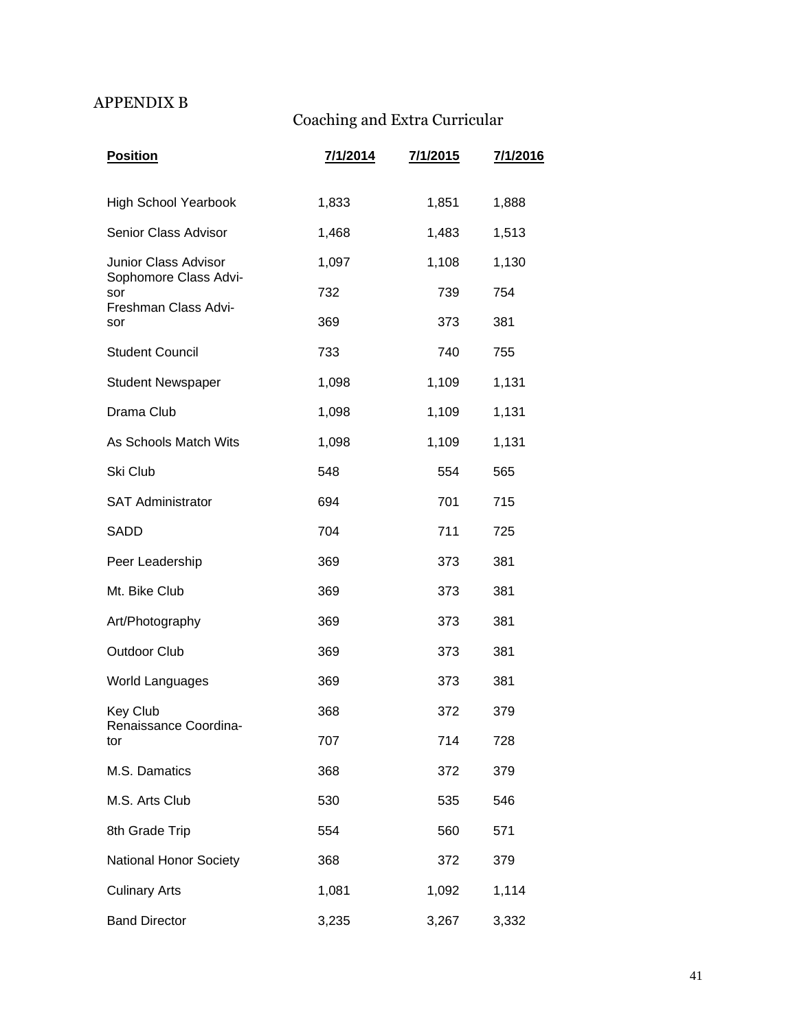# APPENDIX B

## Coaching and Extra Curricular

| Position | 7/1/2014 | 7/1/2015 | 7/1/2016 |
|---|---|---|---|
| High School Yearbook | 1,833 | 1,851 | 1,888 |
| Senior Class Advisor | 1,468 | 1,483 | 1,513 |
| Junior Class Advisor | 1,097 | 1,108 | 1,130 |
| Sophomore Class Advisor | 732 | 739 | 754 |
| Freshman Class Advisor | 369 | 373 | 381 |
| Student Council | 733 | 740 | 755 |
| Student Newspaper | 1,098 | 1,109 | 1,131 |
| Drama Club | 1,098 | 1,109 | 1,131 |
| As Schools Match Wits | 1,098 | 1,109 | 1,131 |
| Ski Club | 548 | 554 | 565 |
| SAT Administrator | 694 | 701 | 715 |
| SADD | 704 | 711 | 725 |
| Peer Leadership | 369 | 373 | 381 |
| Mt. Bike Club | 369 | 373 | 381 |
| Art/Photography | 369 | 373 | 381 |
| Outdoor Club | 369 | 373 | 381 |
| World Languages | 369 | 373 | 381 |
| Key Club | 368 | 372 | 379 |
| Renaissance Coordinator | 707 | 714 | 728 |
| M.S. Damatics | 368 | 372 | 379 |
| M.S. Arts Club | 530 | 535 | 546 |
| 8th Grade Trip | 554 | 560 | 571 |
| National Honor Society | 368 | 372 | 379 |
| Culinary Arts | 1,081 | 1,092 | 1,114 |
| Band Director | 3,235 | 3,267 | 3,332 |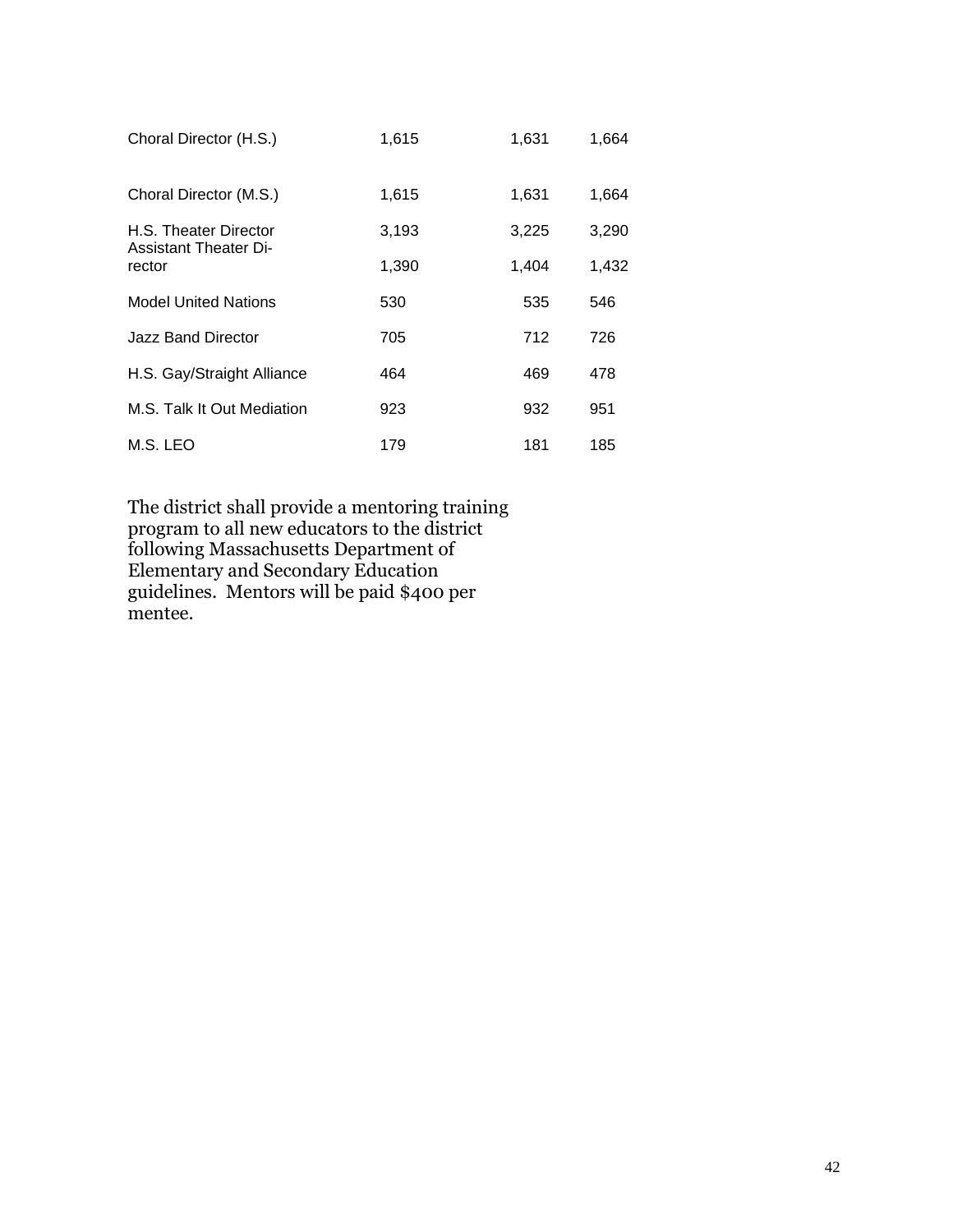| | | | |
|---|---|---|---|
| Choral Director (H.S.) | 1,615 | 1,631 | 1,664 |
| Choral Director (M.S.) | 1,615 | 1,631 | 1,664 |
| H.S. Theater Director | 3,193 | 3,225 | 3,290 |
| Assistant Theater Director | 1,390 | 1,404 | 1,432 |
| Model United Nations | 530 | 535 | 546 |
| Jazz Band Director | 705 | 712 | 726 |
| H.S. Gay/Straight Alliance | 464 | 469 | 478 |
| M.S. Talk It Out Mediation | 923 | 932 | 951 |
| M.S. LEO | 179 | 181 | 185 |

The district shall provide a mentoring training program to all new educators to the district following Massachusetts Department of Elementary and Secondary Education guidelines. Mentors will be paid $400 per mentee.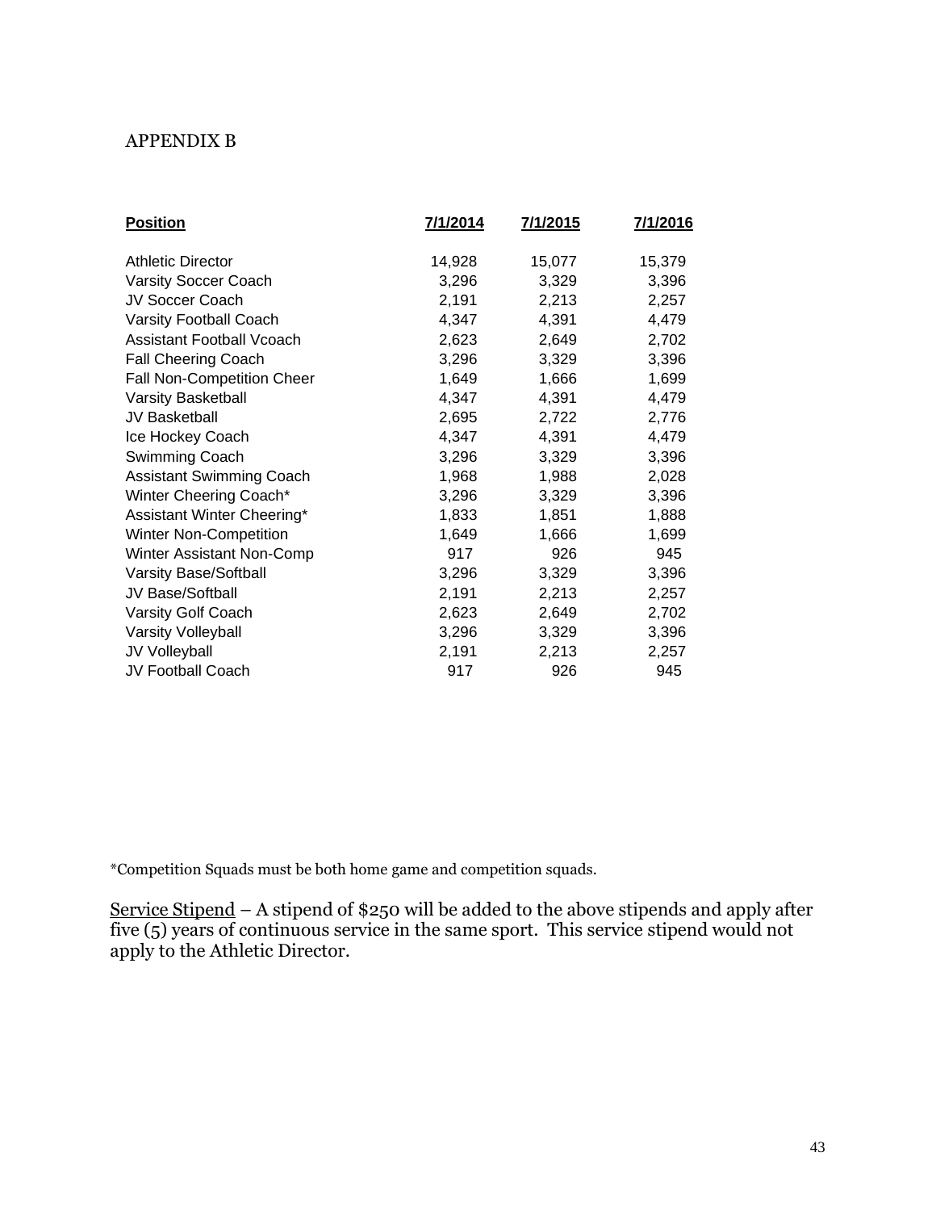APPENDIX B

| Position | 7/1/2014 | 7/1/2015 | 7/1/2016 |
|---|---|---|---|
| Athletic Director | 14,928 | 15,077 | 15,379 |
| Varsity Soccer Coach | 3,296 | 3,329 | 3,396 |
| JV Soccer Coach | 2,191 | 2,213 | 2,257 |
| Varsity Football Coach | 4,347 | 4,391 | 4,479 |
| Assistant Football Vcoach | 2,623 | 2,649 | 2,702 |
| Fall Cheering Coach | 3,296 | 3,329 | 3,396 |
| Fall Non-Competition Cheer | 1,649 | 1,666 | 1,699 |
| Varsity Basketball | 4,347 | 4,391 | 4,479 |
| JV Basketball | 2,695 | 2,722 | 2,776 |
| Ice Hockey Coach | 4,347 | 4,391 | 4,479 |
| Swimming Coach | 3,296 | 3,329 | 3,396 |
| Assistant Swimming Coach | 1,968 | 1,988 | 2,028 |
| Winter Cheering Coach* | 3,296 | 3,329 | 3,396 |
| Assistant Winter Cheering* | 1,833 | 1,851 | 1,888 |
| Winter Non-Competition | 1,649 | 1,666 | 1,699 |
| Winter Assistant Non-Comp | 917 | 926 | 945 |
| Varsity Base/Softball | 3,296 | 3,329 | 3,396 |
| JV Base/Softball | 2,191 | 2,213 | 2,257 |
| Varsity Golf Coach | 2,623 | 2,649 | 2,702 |
| Varsity Volleyball | 3,296 | 3,329 | 3,396 |
| JV Volleyball | 2,191 | 2,213 | 2,257 |
| JV Football Coach | 917 | 926 | 945 |

*Competition Squads must be both home game and competition squads.

Service Stipend – A stipend of $250 will be added to the above stipends and apply after five (5) years of continuous service in the same sport. This service stipend would not apply to the Athletic Director.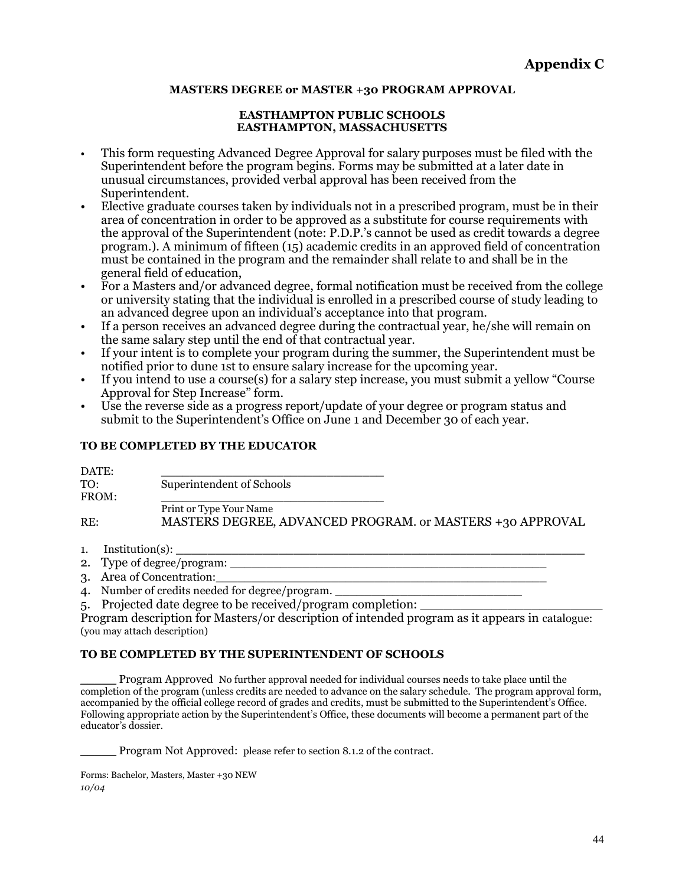# Appendix C

**MASTERS DEGREE or MASTER +30 PROGRAM APPROVAL**

**EASTHAMPTON PUBLIC SCHOOLS**
**EASTHAMPTON, MASSACHUSETTS**

- This form requesting Advanced Degree Approval for salary purposes must be filed with the Superintendent before the program begins. Forms may be submitted at a later date in unusual circumstances, provided verbal approval has been received from the Superintendent.
- Elective graduate courses taken by individuals not in a prescribed program, must be in their area of concentration in order to be approved as a substitute for course requirements with the approval of the Superintendent (note: P.D.P.'s cannot be used as credit towards a degree program.). A minimum of fifteen (15) academic credits in an approved field of concentration must be contained in the program and the remainder shall relate to and shall be in the general field of education,
- For a Masters and/or advanced degree, formal notification must be received from the college or university stating that the individual is enrolled in a prescribed course of study leading to an advanced degree upon an individual's acceptance into that program.
- If a person receives an advanced degree during the contractual year, he/she will remain on the same salary step until the end of that contractual year.
- If your intent is to complete your program during the summer, the Superintendent must be notified prior to dune 1st to ensure salary increase for the upcoming year.
- If you intend to use a course(s) for a salary step increase, you must submit a yellow "Course Approval for Step Increase" form.
- Use the reverse side as a progress report/update of your degree or program status and submit to the Superintendent's Office on June 1 and December 30 of each year.

**TO BE COMPLETED BY THE EDUCATOR**

DATE: ______________________________

TO: Superintendent of Schools

FROM: ______________________________
Print or Type Your Name

RE: MASTERS DEGREE, ADVANCED PROGRAM. or MASTERS +30 APPROVAL

1. Institution(s): ______________________________________________
2. Type of degree/program: ______________________________________
3. Area of Concentration:_________________________________________
4. Number of credits needed for degree/program. ______________________
5. Projected date degree to be received/program completion: _______________

Program description for Masters/or description of intended program as it appears in catalogue: (you may attach description)

**TO BE COMPLETED BY THE SUPERINTENDENT OF SCHOOLS**

_____ Program Approved No further approval needed for individual courses needs to take place until the completion of the program (unless credits are needed to advance on the salary schedule. The program approval form, accompanied by the official college record of grades and credits, must be submitted to the Superintendent's Office. Following appropriate action by the Superintendent's Office, these documents will become a permanent part of the educator's dossier.

_____ Program Not Approved: please refer to section 8.1.2 of the contract.

Forms: Bachelor, Masters, Master +30 NEW
*10/04*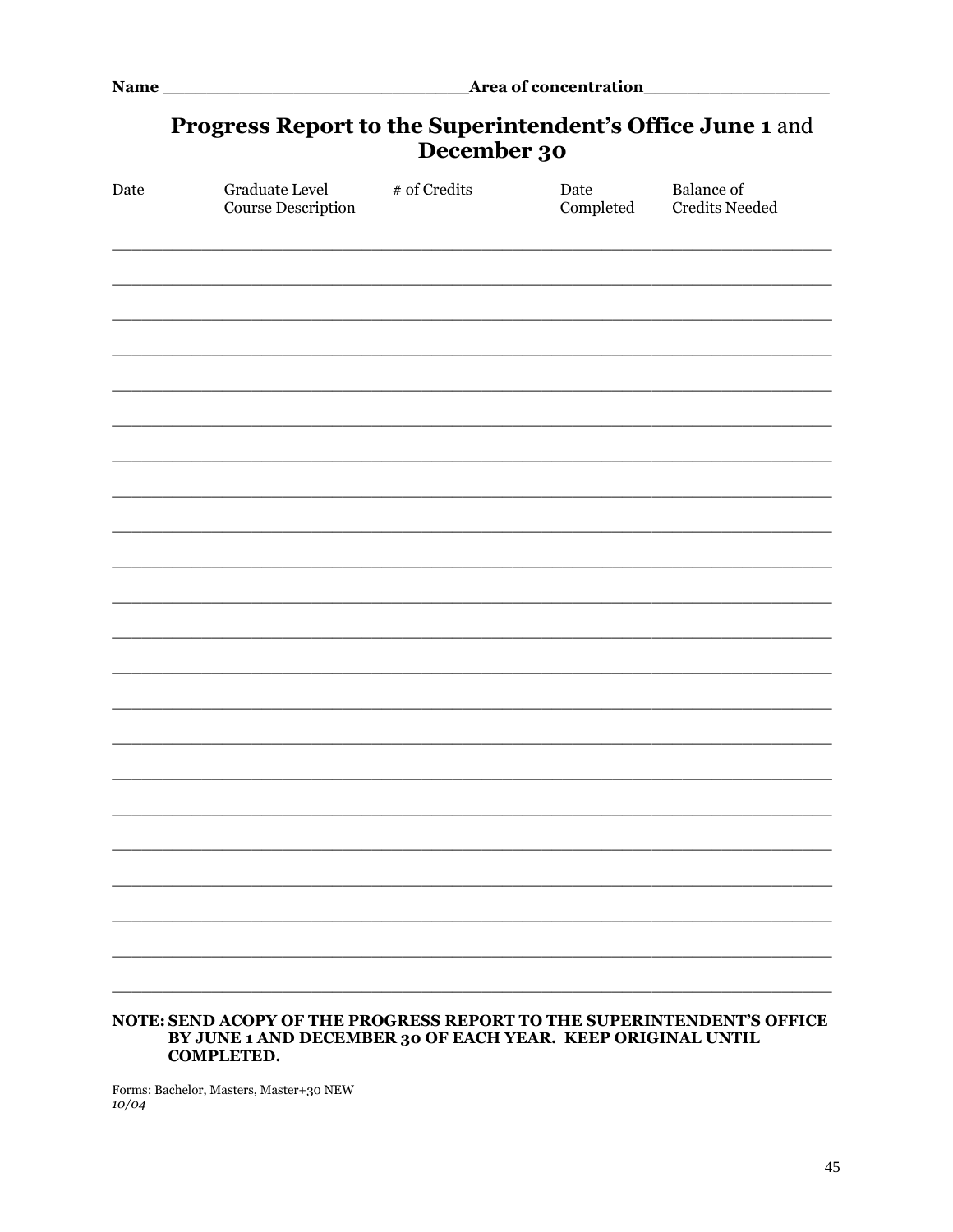**Name \_\_\_\_\_\_\_\_\_\_\_\_\_\_\_\_\_\_\_\_\_\_\_\_\_\_\_\_\_\_Area of concentration\_\_\_\_\_\_\_\_\_\_\_\_\_\_\_\_\_\_**

## **Progress Report to the Superintendent's Office June 1** and **December 30**

| Date | Graduate Level Course Description | # of Credits | Date Completed | Balance of Credits Needed |
|---|---|---|---|---|
| | | | | |
| | | | | |
| | | | | |
| | | | | |
| | | | | |
| | | | | |
| | | | | |
| | | | | |
| | | | | |
| | | | | |
| | | | | |
| | | | | |
| | | | | |
| | | | | |
| | | | | |
| | | | | |
| | | | | |
| | | | | |
| | | | | |
| | | | | |
| | | | | |
| | | | | |

**NOTE: SEND ACOPY OF THE PROGRESS REPORT TO THE SUPERINTENDENT'S OFFICE BY JUNE 1 AND DECEMBER 30 OF EACH YEAR. KEEP ORIGINAL UNTIL COMPLETED.**

Forms: Bachelor, Masters, Master+30 NEW
*10/04*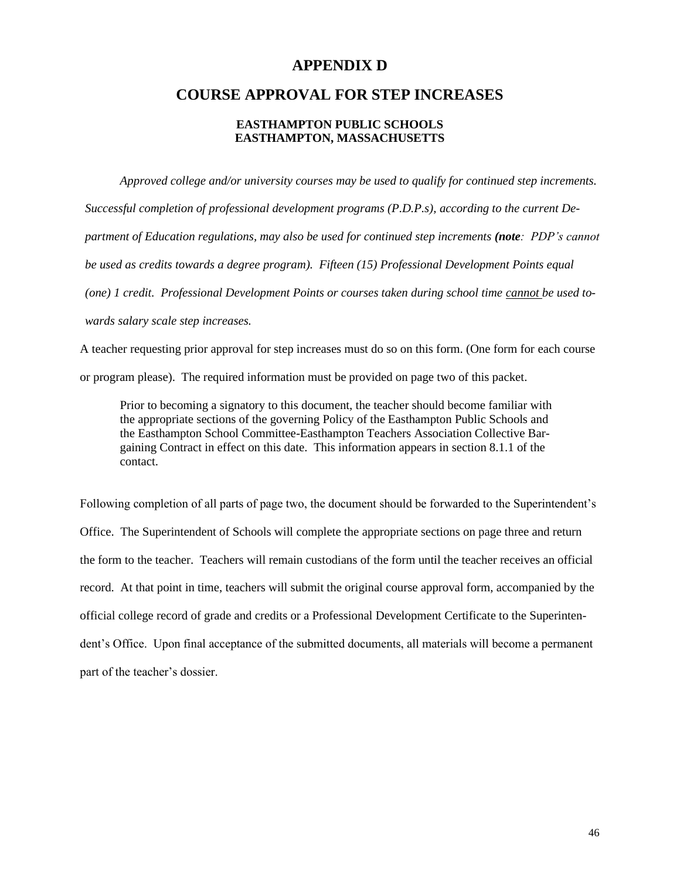# APPENDIX D

# COURSE APPROVAL FOR STEP INCREASES

### EASTHAMPTON PUBLIC SCHOOLS
### EASTHAMPTON, MASSACHUSETTS

*Approved college and/or university courses may be used to qualify for continued step increments. Successful completion of professional development programs (P.D.P.s), according to the current Department of Education regulations, may also be used for continued step increments **(note**: PDP's cannot be used as credits towards a degree program). Fifteen (15) Professional Development Points equal (one) 1 credit. Professional Development Points or courses taken during school time <u>cannot</u> be used towards salary scale step increases.*

A teacher requesting prior approval for step increases must do so on this form. (One form for each course or program please). The required information must be provided on page two of this packet.

> Prior to becoming a signatory to this document, the teacher should become familiar with the appropriate sections of the governing Policy of the Easthampton Public Schools and the Easthampton School Committee-Easthampton Teachers Association Collective Bargaining Contract in effect on this date. This information appears in section 8.1.1 of the contact.

Following completion of all parts of page two, the document should be forwarded to the Superintendent's Office. The Superintendent of Schools will complete the appropriate sections on page three and return the form to the teacher. Teachers will remain custodians of the form until the teacher receives an official record. At that point in time, teachers will submit the original course approval form, accompanied by the official college record of grade and credits or a Professional Development Certificate to the Superintendent's Office. Upon final acceptance of the submitted documents, all materials will become a permanent part of the teacher's dossier.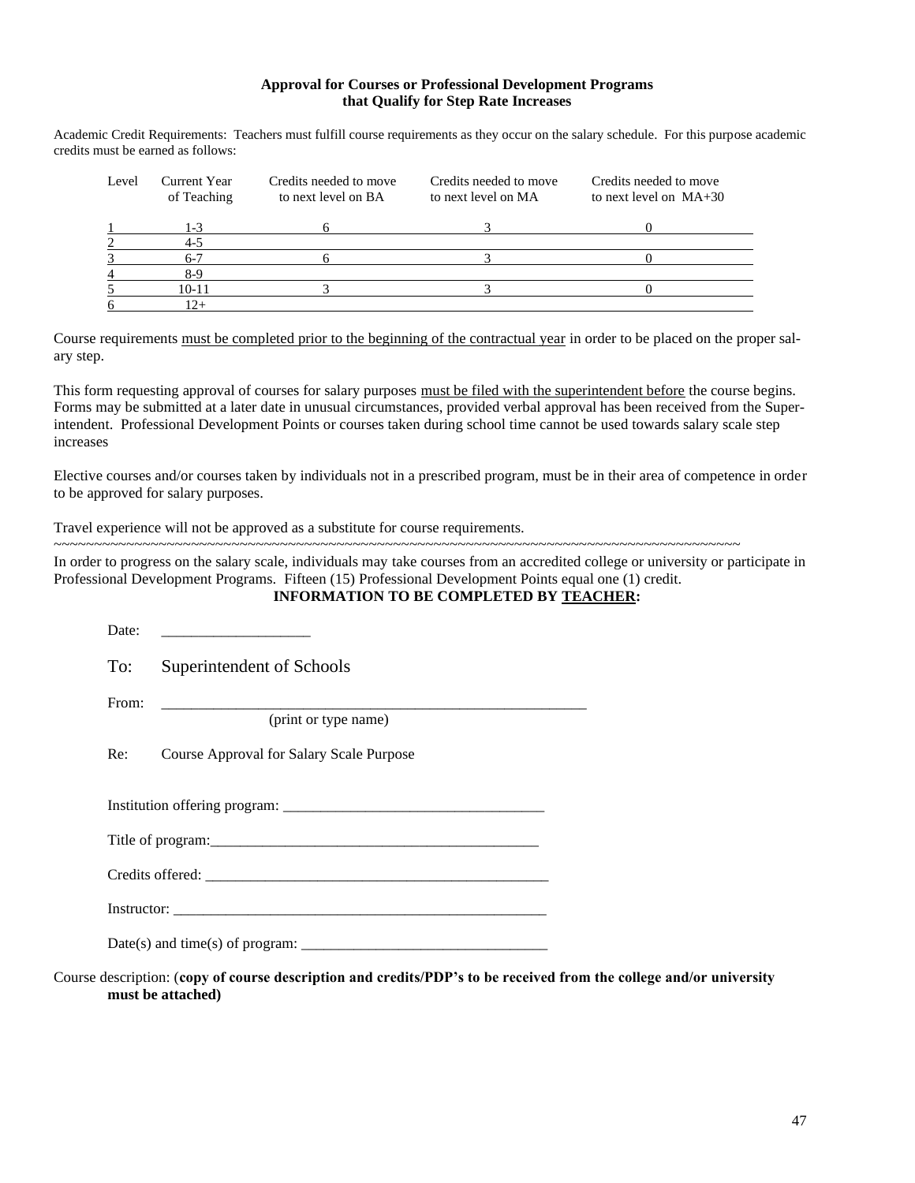**Approval for Courses or Professional Development Programs that Qualify for Step Rate Increases**

Academic Credit Requirements: Teachers must fulfill course requirements as they occur on the salary schedule. For this purpose academic credits must be earned as follows:

| Level | Current Year of Teaching | Credits needed to move to next level on BA | Credits needed to move to next level on MA | Credits needed to move to next level on MA+30 |
|---|---|---|---|---|
| 1 | 1-3 | 6 | 3 | 0 |
| 2 | 4-5 | | | |
| 3 | 6-7 | 6 | 3 | 0 |
| 4 | 8-9 | | | |
| 5 | 10-11 | 3 | 3 | 0 |
| 6 | 12+ | | | |

Course requirements <u>must be completed prior to the beginning of the contractual year</u> in order to be placed on the proper salary step.

This form requesting approval of courses for salary purposes <u>must be filed with the superintendent before</u> the course begins. Forms may be submitted at a later date in unusual circumstances, provided verbal approval has been received from the Superintendent. Professional Development Points or courses taken during school time cannot be used towards salary scale step increases

Elective courses and/or courses taken by individuals not in a prescribed program, must be in their area of competence in order to be approved for salary purposes.

Travel experience will not be approved as a substitute for course requirements.

~~~~~~~~~~~~~~~~~~~~~~~~~~~~~~~~~~~~~~~~~~~~~~~~~~~~~~~~~~~~~~~~~~~~~~~~~~~~~~~~~~~~~~~~~~~~~~~~

In order to progress on the salary scale, individuals may take courses from an accredited college or university or participate in Professional Development Programs. Fifteen (15) Professional Development Points equal one (1) credit.

**INFORMATION TO BE COMPLETED BY <u>TEACHER</u>:**

Date: ____________________

To: Superintendent of Schools

From: ___________________________________________________________
(print or type name)

Re: Course Approval for Salary Scale Purpose

Institution offering program: ___________________________________

Title of program:_____________________________________________

Credits offered: ______________________________________________

Instructor: __________________________________________________

Date(s) and time(s) of program: _________________________________

Course description: (**copy of course description and credits/PDP's to be received from the college and/or university must be attached)**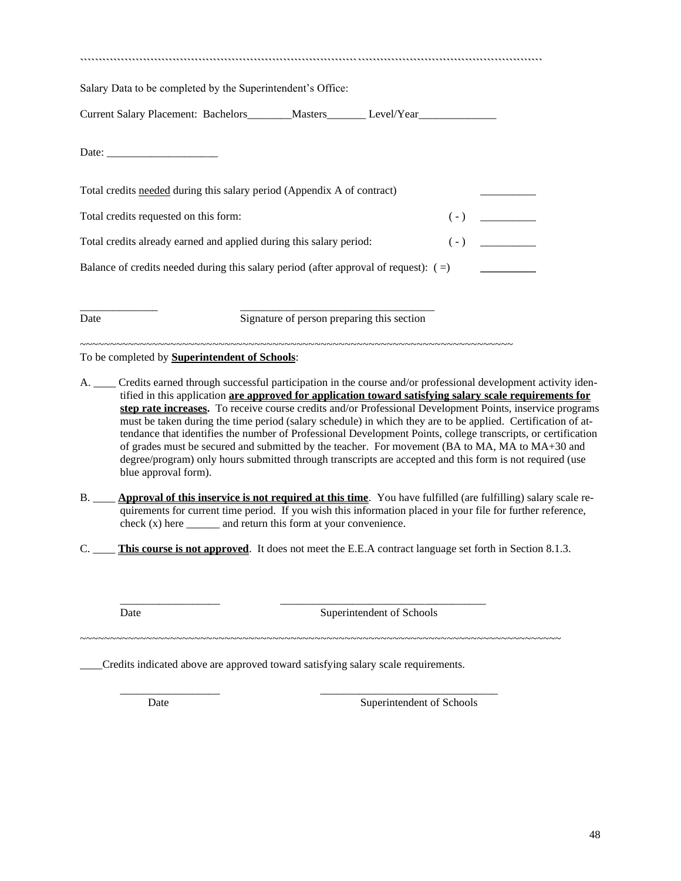Salary Data to be completed by the Superintendent's Office:

Current Salary Placement: Bachelors________Masters_______ Level/Year______________

Date: ____________________

Total credits needed during this salary period (Appendix A of contract) __________

Total credits requested on this form: ( - ) __________

Total credits already earned and applied during this salary period: ( - ) __________

Balance of credits needed during this salary period (after approval of request): ( =) __________

______________ ___________________________________

Date Signature of person preparing this section

~~~~~~~~~~~~~~~~~~~~~~~~~~~~~~~~~~~~~~~~~~~~~~~~~~~~~~~~~~~~~~~~~~~~~~~~~~~~

To be completed by **Superintendent of Schools**:

A. ____ Credits earned through successful participation in the course and/or professional development activity identified in this application **are approved for application toward satisfying salary scale requirements for step rate increases.** To receive course credits and/or Professional Development Points, inservice programs must be taken during the time period (salary schedule) in which they are to be applied. Certification of attendance that identifies the number of Professional Development Points, college transcripts, or certification of grades must be secured and submitted by the teacher. For movement (BA to MA, MA to MA+30 and degree/program) only hours submitted through transcripts are accepted and this form is not required (use blue approval form).

B. ____ **Approval of this inservice is not required at this time**. You have fulfilled (are fulfilling) salary scale requirements for current time period. If you wish this information placed in your file for further reference, check (x) here ______ and return this form at your convenience.

C. ____ **This course is not approved**. It does not meet the E.E.A contract language set forth in Section 8.1.3.

__________________ _____________________________________

Date Superintendent of Schools

~~~~~~~~~~~~~~~~~~~~~~~~~~~~~~~~~~~~~~~~~~~~~~~~~~~~~~~~~~~~~~~~~~~~~~~~~~~~~~~~~~

____Credits indicated above are approved toward satisfying salary scale requirements.

__________________ ________________________________

Date Superintendent of Schools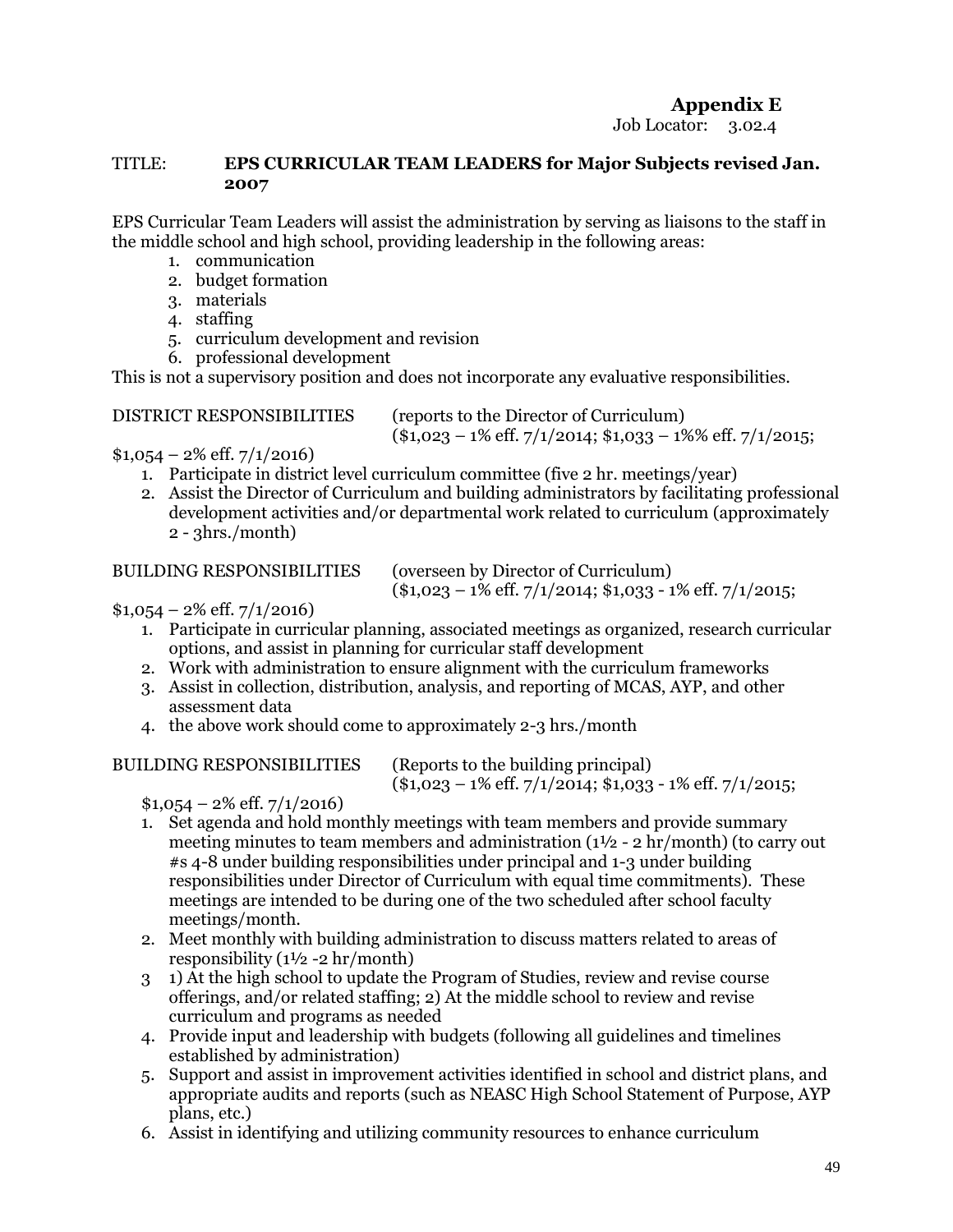**Appendix E**

Job Locator: 3.02.4

TITLE: **EPS CURRICULAR TEAM LEADERS for Major Subjects revised Jan. 2007**

EPS Curricular Team Leaders will assist the administration by serving as liaisons to the staff in the middle school and high school, providing leadership in the following areas:

1. communication
2. budget formation
3. materials
4. staffing
5. curriculum development and revision
6. professional development

This is not a supervisory position and does not incorporate any evaluative responsibilities.

DISTRICT RESPONSIBILITIES (reports to the Director of Curriculum) ($1,023 – 1% eff. 7/1/2014; $1,033 – 1%% eff. 7/1/2015; $1,054 – 2% eff. 7/1/2016)

1. Participate in district level curriculum committee (five 2 hr. meetings/year)
2. Assist the Director of Curriculum and building administrators by facilitating professional development activities and/or departmental work related to curriculum (approximately 2 - 3hrs./month)

BUILDING RESPONSIBILITIES (overseen by Director of Curriculum) ($1,023 – 1% eff. 7/1/2014; $1,033 - 1% eff. 7/1/2015; $1,054 – 2% eff. 7/1/2016)

1. Participate in curricular planning, associated meetings as organized, research curricular options, and assist in planning for curricular staff development
2. Work with administration to ensure alignment with the curriculum frameworks
3. Assist in collection, distribution, analysis, and reporting of MCAS, AYP, and other assessment data
4. the above work should come to approximately 2-3 hrs./month

BUILDING RESPONSIBILITIES (Reports to the building principal) ($1,023 – 1% eff. 7/1/2014; $1,033 - 1% eff. 7/1/2015; $1,054 – 2% eff. 7/1/2016)

1. Set agenda and hold monthly meetings with team members and provide summary meeting minutes to team members and administration (1½ - 2 hr/month) (to carry out #s 4-8 under building responsibilities under principal and 1-3 under building responsibilities under Director of Curriculum with equal time commitments). These meetings are intended to be during one of the two scheduled after school faculty meetings/month.
2. Meet monthly with building administration to discuss matters related to areas of responsibility (1½ -2 hr/month)
3. 1) At the high school to update the Program of Studies, review and revise course offerings, and/or related staffing; 2) At the middle school to review and revise curriculum and programs as needed
4. Provide input and leadership with budgets (following all guidelines and timelines established by administration)
5. Support and assist in improvement activities identified in school and district plans, and appropriate audits and reports (such as NEASC High School Statement of Purpose, AYP plans, etc.)
6. Assist in identifying and utilizing community resources to enhance curriculum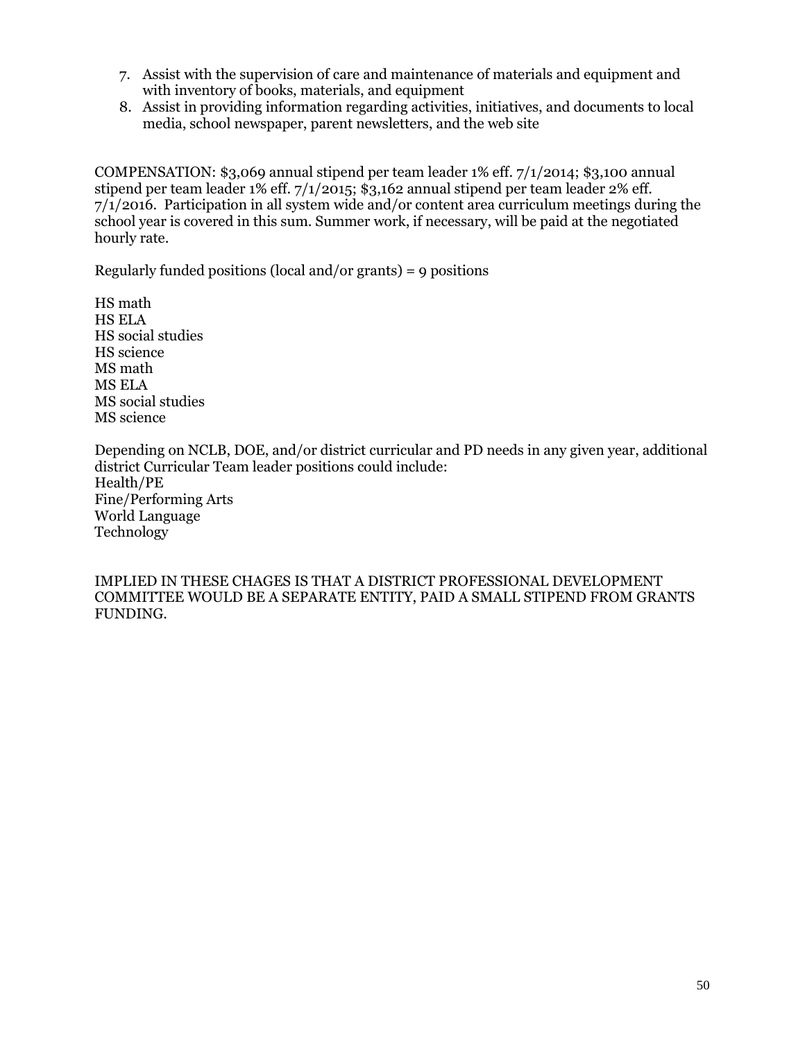7. Assist with the supervision of care and maintenance of materials and equipment and with inventory of books, materials, and equipment
8. Assist in providing information regarding activities, initiatives, and documents to local media, school newspaper, parent newsletters, and the web site

COMPENSATION: $3,069 annual stipend per team leader 1% eff. 7/1/2014; $3,100 annual stipend per team leader 1% eff. 7/1/2015; $3,162 annual stipend per team leader 2% eff. 7/1/2016. Participation in all system wide and/or content area curriculum meetings during the school year is covered in this sum. Summer work, if necessary, will be paid at the negotiated hourly rate.

Regularly funded positions (local and/or grants) = 9 positions

HS math
HS ELA
HS social studies
HS science
MS math
MS ELA
MS social studies
MS science

Depending on NCLB, DOE, and/or district curricular and PD needs in any given year, additional district Curricular Team leader positions could include:
Health/PE
Fine/Performing Arts
World Language
Technology

IMPLIED IN THESE CHAGES IS THAT A DISTRICT PROFESSIONAL DEVELOPMENT COMMITTEE WOULD BE A SEPARATE ENTITY, PAID A SMALL STIPEND FROM GRANTS FUNDING.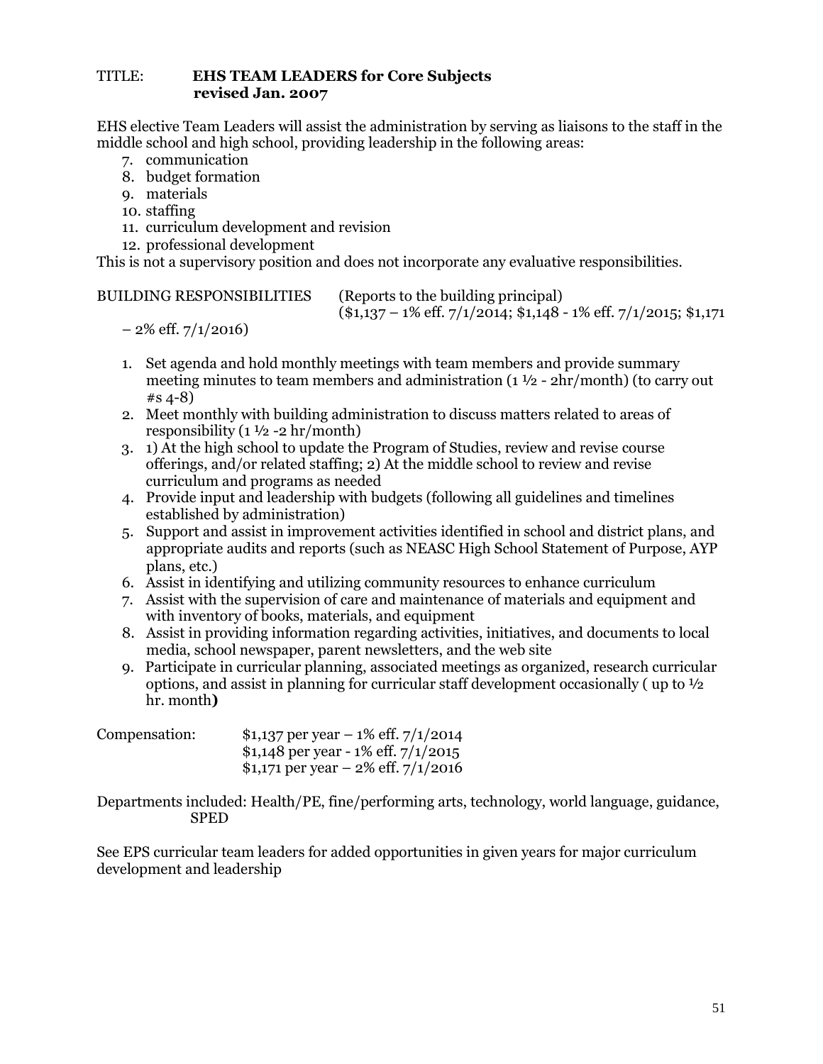TITLE: **EHS TEAM LEADERS for Core Subjects**
**revised Jan. 2007**

EHS elective Team Leaders will assist the administration by serving as liaisons to the staff in the middle school and high school, providing leadership in the following areas:

7. communication
8. budget formation
9. materials
10. staffing
11. curriculum development and revision
12. professional development

This is not a supervisory position and does not incorporate any evaluative responsibilities.

BUILDING RESPONSIBILITIES (Reports to the building principal)
($1,137 – 1% eff. 7/1/2014; $1,148 - 1% eff. 7/1/2015; $1,171 – 2% eff. 7/1/2016)

1. Set agenda and hold monthly meetings with team members and provide summary meeting minutes to team members and administration (1 ½ - 2hr/month) (to carry out #s 4-8)
2. Meet monthly with building administration to discuss matters related to areas of responsibility (1 ½ -2 hr/month)
3. 1) At the high school to update the Program of Studies, review and revise course offerings, and/or related staffing; 2) At the middle school to review and revise curriculum and programs as needed
4. Provide input and leadership with budgets (following all guidelines and timelines established by administration)
5. Support and assist in improvement activities identified in school and district plans, and appropriate audits and reports (such as NEASC High School Statement of Purpose, AYP plans, etc.)
6. Assist in identifying and utilizing community resources to enhance curriculum
7. Assist with the supervision of care and maintenance of materials and equipment and with inventory of books, materials, and equipment
8. Assist in providing information regarding activities, initiatives, and documents to local media, school newspaper, parent newsletters, and the web site
9. Participate in curricular planning, associated meetings as organized, research curricular options, and assist in planning for curricular staff development occasionally ( up to ½ hr. month**)**

Compensation:
$1,137 per year – 1% eff. 7/1/2014
$1,148 per year - 1% eff. 7/1/2015
$1,171 per year – 2% eff. 7/1/2016

Departments included: Health/PE, fine/performing arts, technology, world language, guidance, SPED

See EPS curricular team leaders for added opportunities in given years for major curriculum development and leadership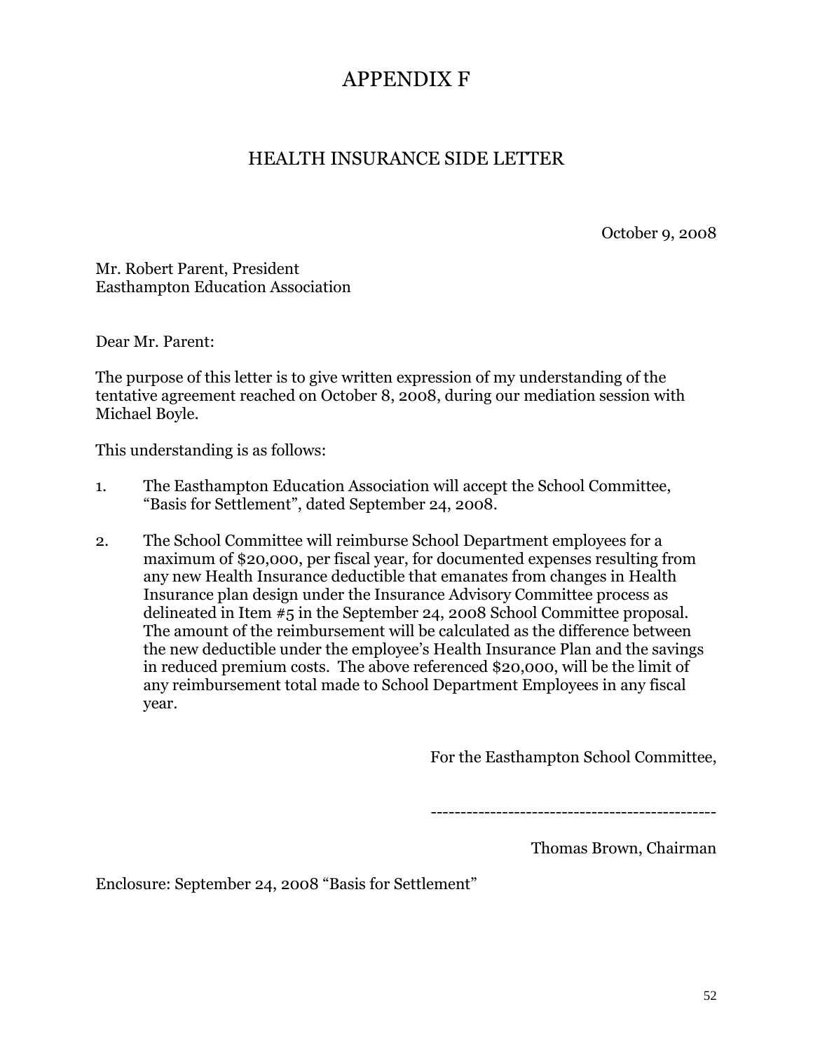# APPENDIX F

## HEALTH INSURANCE SIDE LETTER

October 9, 2008

Mr. Robert Parent, President
Easthampton Education Association

Dear Mr. Parent:

The purpose of this letter is to give written expression of my understanding of the tentative agreement reached on October 8, 2008, during our mediation session with Michael Boyle.

This understanding is as follows:

1. The Easthampton Education Association will accept the School Committee, “Basis for Settlement”, dated September 24, 2008.

2. The School Committee will reimburse School Department employees for a maximum of $20,000, per fiscal year, for documented expenses resulting from any new Health Insurance deductible that emanates from changes in Health Insurance plan design under the Insurance Advisory Committee process as delineated in Item #5 in the September 24, 2008 School Committee proposal. The amount of the reimbursement will be calculated as the difference between the new deductible under the employee’s Health Insurance Plan and the savings in reduced premium costs. The above referenced $20,000, will be the limit of any reimbursement total made to School Department Employees in any fiscal year.

For the Easthampton School Committee,

-----------------------------------------------

Thomas Brown, Chairman

Enclosure: September 24, 2008 “Basis for Settlement”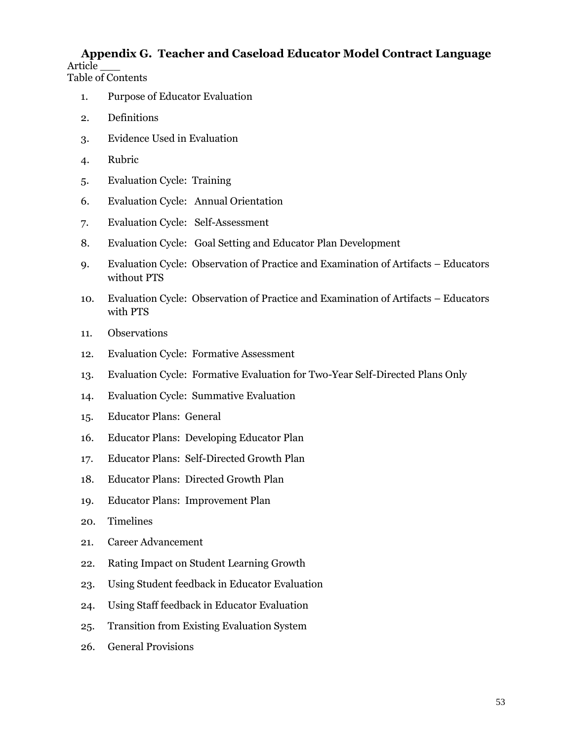## Appendix G. Teacher and Caseload Educator Model Contract Language

Article ___

Table of Contents

1. Purpose of Educator Evaluation
2. Definitions
3. Evidence Used in Evaluation
4. Rubric
5. Evaluation Cycle: Training
6. Evaluation Cycle: Annual Orientation
7. Evaluation Cycle: Self-Assessment
8. Evaluation Cycle: Goal Setting and Educator Plan Development
9. Evaluation Cycle: Observation of Practice and Examination of Artifacts – Educators without PTS
10. Evaluation Cycle: Observation of Practice and Examination of Artifacts – Educators with PTS
11. Observations
12. Evaluation Cycle: Formative Assessment
13. Evaluation Cycle: Formative Evaluation for Two-Year Self-Directed Plans Only
14. Evaluation Cycle: Summative Evaluation
15. Educator Plans: General
16. Educator Plans: Developing Educator Plan
17. Educator Plans: Self-Directed Growth Plan
18. Educator Plans: Directed Growth Plan
19. Educator Plans: Improvement Plan
20. Timelines
21. Career Advancement
22. Rating Impact on Student Learning Growth
23. Using Student feedback in Educator Evaluation
24. Using Staff feedback in Educator Evaluation
25. Transition from Existing Evaluation System
26. General Provisions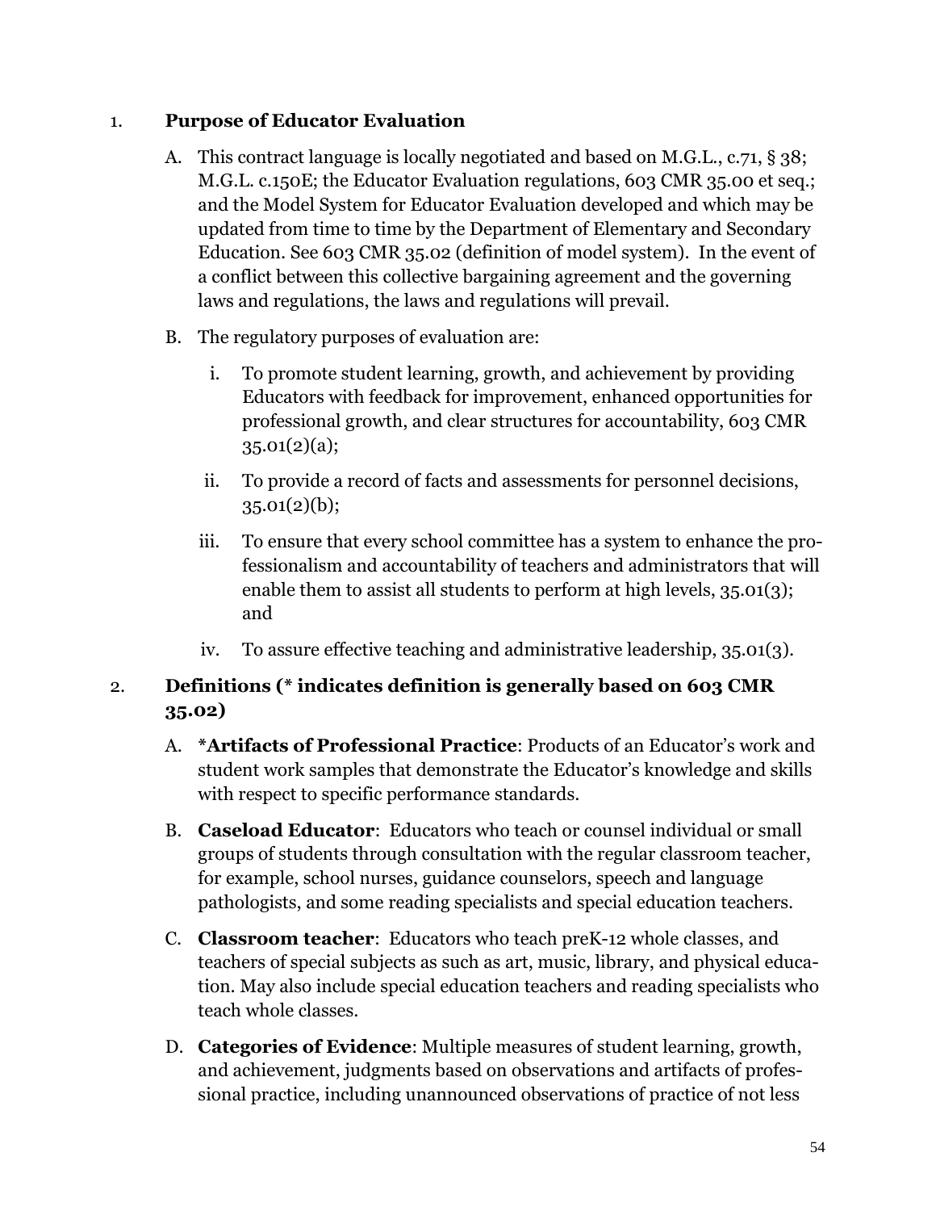1. **Purpose of Educator Evaluation**

   A. This contract language is locally negotiated and based on M.G.L., c.71, § 38; M.G.L. c.150E; the Educator Evaluation regulations, 603 CMR 35.00 et seq.; and the Model System for Educator Evaluation developed and which may be updated from time to time by the Department of Elementary and Secondary Education. See 603 CMR 35.02 (definition of model system). In the event of a conflict between this collective bargaining agreement and the governing laws and regulations, the laws and regulations will prevail.

   B. The regulatory purposes of evaluation are:

      i. To promote student learning, growth, and achievement by providing Educators with feedback for improvement, enhanced opportunities for professional growth, and clear structures for accountability, 603 CMR 35.01(2)(a);

      ii. To provide a record of facts and assessments for personnel decisions, 35.01(2)(b);

      iii. To ensure that every school committee has a system to enhance the professionalism and accountability of teachers and administrators that will enable them to assist all students to perform at high levels, 35.01(3); and

      iv. To assure effective teaching and administrative leadership, 35.01(3).

2. **Definitions (* indicates definition is generally based on 603 CMR 35.02)**

   A. ***Artifacts of Professional Practice**: Products of an Educator's work and student work samples that demonstrate the Educator's knowledge and skills with respect to specific performance standards.

   B. **Caseload Educator**: Educators who teach or counsel individual or small groups of students through consultation with the regular classroom teacher, for example, school nurses, guidance counselors, speech and language pathologists, and some reading specialists and special education teachers.

   C. **Classroom teacher**: Educators who teach preK-12 whole classes, and teachers of special subjects as such as art, music, library, and physical education. May also include special education teachers and reading specialists who teach whole classes.

   D. **Categories of Evidence**: Multiple measures of student learning, growth, and achievement, judgments based on observations and artifacts of professional practice, including unannounced observations of practice of not less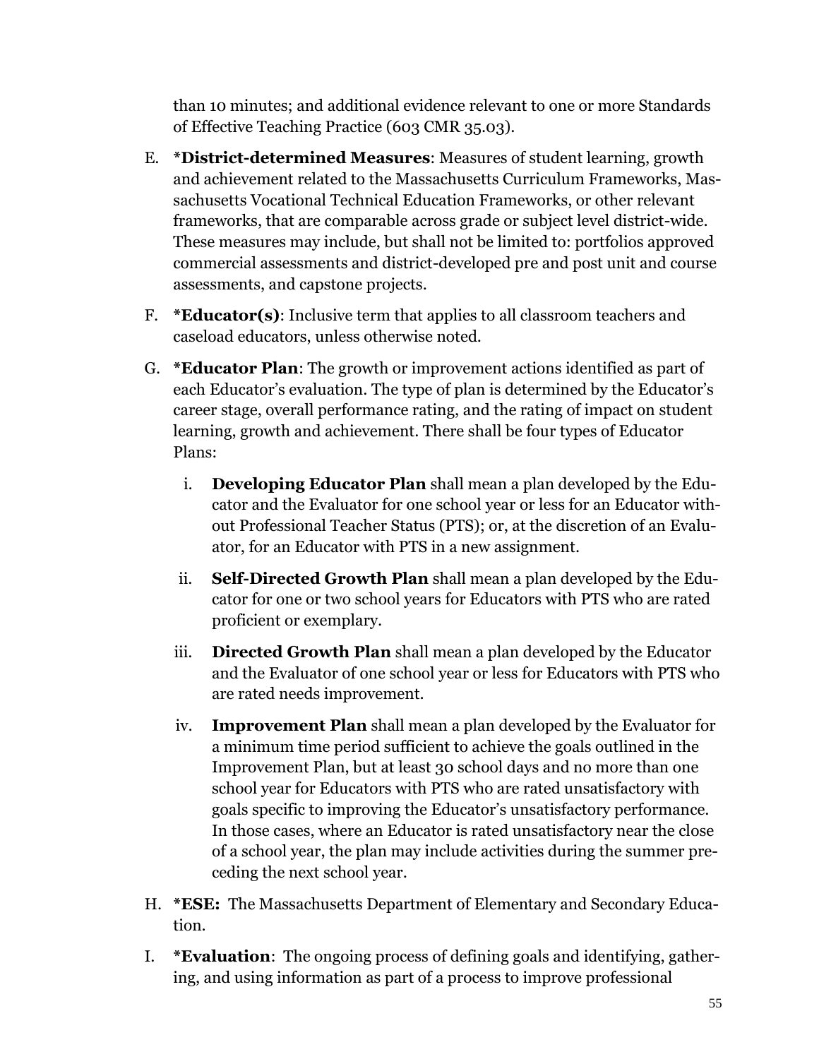than 10 minutes; and additional evidence relevant to one or more Standards of Effective Teaching Practice (603 CMR 35.03).

E. ***District-determined Measures**: Measures of student learning, growth and achievement related to the Massachusetts Curriculum Frameworks, Massachusetts Vocational Technical Education Frameworks, or other relevant frameworks, that are comparable across grade or subject level district-wide. These measures may include, but shall not be limited to: portfolios approved commercial assessments and district-developed pre and post unit and course assessments, and capstone projects.

F. ***Educator(s)**: Inclusive term that applies to all classroom teachers and caseload educators, unless otherwise noted.

G. ***Educator Plan**: The growth or improvement actions identified as part of each Educator's evaluation. The type of plan is determined by the Educator's career stage, overall performance rating, and the rating of impact on student learning, growth and achievement. There shall be four types of Educator Plans:

   i. **Developing Educator Plan** shall mean a plan developed by the Educator and the Evaluator for one school year or less for an Educator without Professional Teacher Status (PTS); or, at the discretion of an Evaluator, for an Educator with PTS in a new assignment.

   ii. **Self-Directed Growth Plan** shall mean a plan developed by the Educator for one or two school years for Educators with PTS who are rated proficient or exemplary.

   iii. **Directed Growth Plan** shall mean a plan developed by the Educator and the Evaluator of one school year or less for Educators with PTS who are rated needs improvement.

   iv. **Improvement Plan** shall mean a plan developed by the Evaluator for a minimum time period sufficient to achieve the goals outlined in the Improvement Plan, but at least 30 school days and no more than one school year for Educators with PTS who are rated unsatisfactory with goals specific to improving the Educator's unsatisfactory performance. In those cases, where an Educator is rated unsatisfactory near the close of a school year, the plan may include activities during the summer preceding the next school year.

H. ***ESE:** The Massachusetts Department of Elementary and Secondary Education.

I. ***Evaluation**: The ongoing process of defining goals and identifying, gathering, and using information as part of a process to improve professional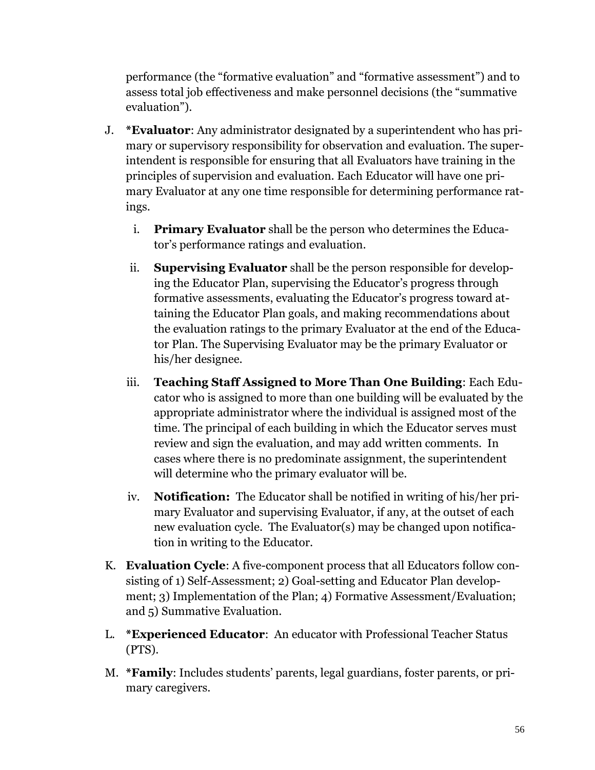performance (the "formative evaluation" and "formative assessment") and to assess total job effectiveness and make personnel decisions (the "summative evaluation").

J. ***Evaluator**: Any administrator designated by a superintendent who has primary or supervisory responsibility for observation and evaluation. The superintendent is responsible for ensuring that all Evaluators have training in the principles of supervision and evaluation. Each Educator will have one primary Evaluator at any one time responsible for determining performance ratings.

   i. **Primary Evaluator** shall be the person who determines the Educator's performance ratings and evaluation.

   ii. **Supervising Evaluator** shall be the person responsible for developing the Educator Plan, supervising the Educator's progress through formative assessments, evaluating the Educator's progress toward attaining the Educator Plan goals, and making recommendations about the evaluation ratings to the primary Evaluator at the end of the Educator Plan. The Supervising Evaluator may be the primary Evaluator or his/her designee.

   iii. **Teaching Staff Assigned to More Than One Building**: Each Educator who is assigned to more than one building will be evaluated by the appropriate administrator where the individual is assigned most of the time. The principal of each building in which the Educator serves must review and sign the evaluation, and may add written comments. In cases where there is no predominate assignment, the superintendent will determine who the primary evaluator will be.

   iv. **Notification:** The Educator shall be notified in writing of his/her primary Evaluator and supervising Evaluator, if any, at the outset of each new evaluation cycle. The Evaluator(s) may be changed upon notification in writing to the Educator.

K. **Evaluation Cycle**: A five-component process that all Educators follow consisting of 1) Self-Assessment; 2) Goal-setting and Educator Plan development; 3) Implementation of the Plan; 4) Formative Assessment/Evaluation; and 5) Summative Evaluation.

L. ***Experienced Educator**: An educator with Professional Teacher Status (PTS).

M. ***Family**: Includes students' parents, legal guardians, foster parents, or primary caregivers.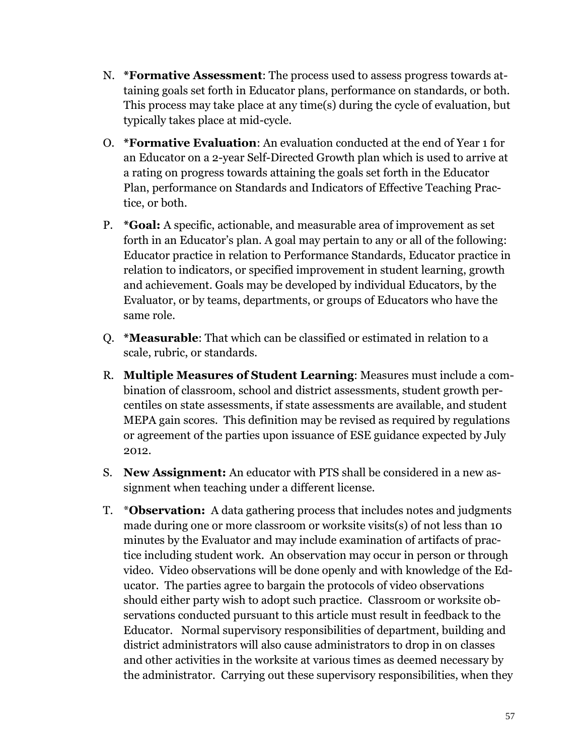N. ***Formative Assessment**: The process used to assess progress towards attaining goals set forth in Educator plans, performance on standards, or both. This process may take place at any time(s) during the cycle of evaluation, but typically takes place at mid-cycle.

O. ***Formative Evaluation**: An evaluation conducted at the end of Year 1 for an Educator on a 2-year Self-Directed Growth plan which is used to arrive at a rating on progress towards attaining the goals set forth in the Educator Plan, performance on Standards and Indicators of Effective Teaching Practice, or both.

P. ***Goal:** A specific, actionable, and measurable area of improvement as set forth in an Educator's plan. A goal may pertain to any or all of the following: Educator practice in relation to Performance Standards, Educator practice in relation to indicators, or specified improvement in student learning, growth and achievement. Goals may be developed by individual Educators, by the Evaluator, or by teams, departments, or groups of Educators who have the same role.

Q. ***Measurable**: That which can be classified or estimated in relation to a scale, rubric, or standards.

R. **Multiple Measures of Student Learning**: Measures must include a combination of classroom, school and district assessments, student growth percentiles on state assessments, if state assessments are available, and student MEPA gain scores. This definition may be revised as required by regulations or agreement of the parties upon issuance of ESE guidance expected by July 2012.

S. **New Assignment:** An educator with PTS shall be considered in a new assignment when teaching under a different license.

T. ***Observation:** A data gathering process that includes notes and judgments made during one or more classroom or worksite visits(s) of not less than 10 minutes by the Evaluator and may include examination of artifacts of practice including student work. An observation may occur in person or through video. Video observations will be done openly and with knowledge of the Educator. The parties agree to bargain the protocols of video observations should either party wish to adopt such practice. Classroom or worksite observations conducted pursuant to this article must result in feedback to the Educator. Normal supervisory responsibilities of department, building and district administrators will also cause administrators to drop in on classes and other activities in the worksite at various times as deemed necessary by the administrator. Carrying out these supervisory responsibilities, when they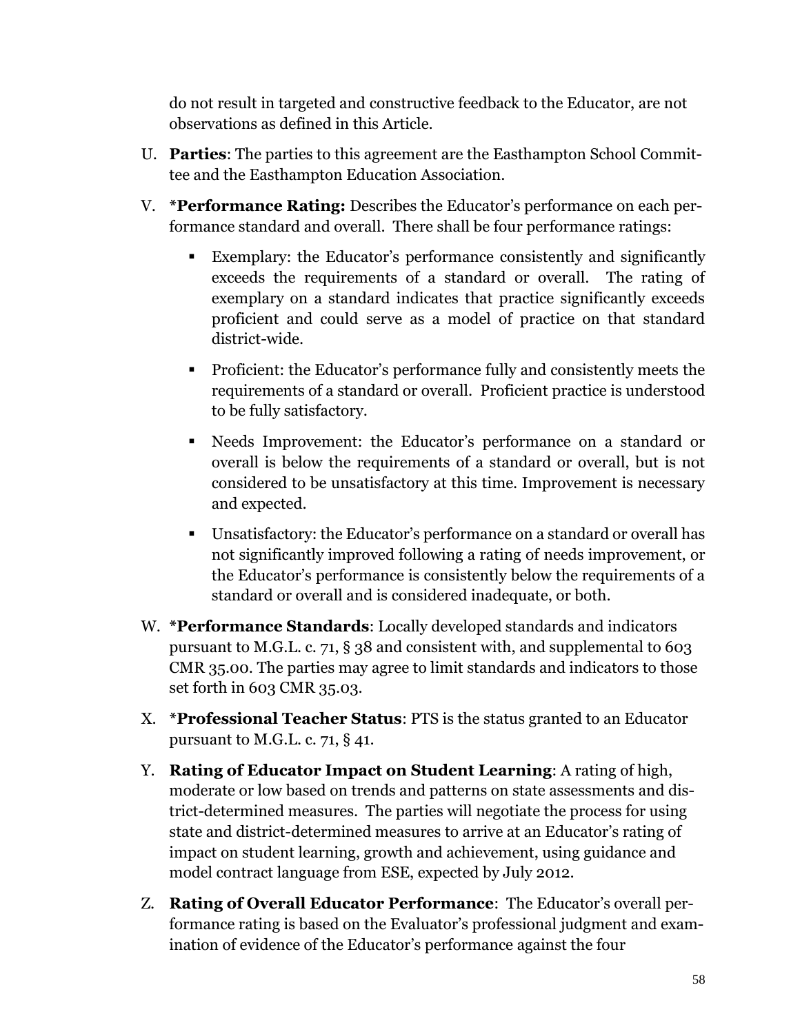do not result in targeted and constructive feedback to the Educator, are not observations as defined in this Article.

U. **Parties**: The parties to this agreement are the Easthampton School Committee and the Easthampton Education Association.

V. ***Performance Rating:** Describes the Educator's performance on each performance standard and overall. There shall be four performance ratings:

   - Exemplary: the Educator's performance consistently and significantly exceeds the requirements of a standard or overall. The rating of exemplary on a standard indicates that practice significantly exceeds proficient and could serve as a model of practice on that standard district-wide.
   - Proficient: the Educator's performance fully and consistently meets the requirements of a standard or overall. Proficient practice is understood to be fully satisfactory.
   - Needs Improvement: the Educator's performance on a standard or overall is below the requirements of a standard or overall, but is not considered to be unsatisfactory at this time. Improvement is necessary and expected.
   - Unsatisfactory: the Educator's performance on a standard or overall has not significantly improved following a rating of needs improvement, or the Educator's performance is consistently below the requirements of a standard or overall and is considered inadequate, or both.

W. ***Performance Standards**: Locally developed standards and indicators pursuant to M.G.L. c. 71, § 38 and consistent with, and supplemental to 603 CMR 35.00. The parties may agree to limit standards and indicators to those set forth in 603 CMR 35.03.

X. ***Professional Teacher Status**: PTS is the status granted to an Educator pursuant to M.G.L. c. 71, § 41.

Y. **Rating of Educator Impact on Student Learning**: A rating of high, moderate or low based on trends and patterns on state assessments and district-determined measures. The parties will negotiate the process for using state and district-determined measures to arrive at an Educator's rating of impact on student learning, growth and achievement, using guidance and model contract language from ESE, expected by July 2012.

Z. **Rating of Overall Educator Performance**: The Educator's overall performance rating is based on the Evaluator's professional judgment and examination of evidence of the Educator's performance against the four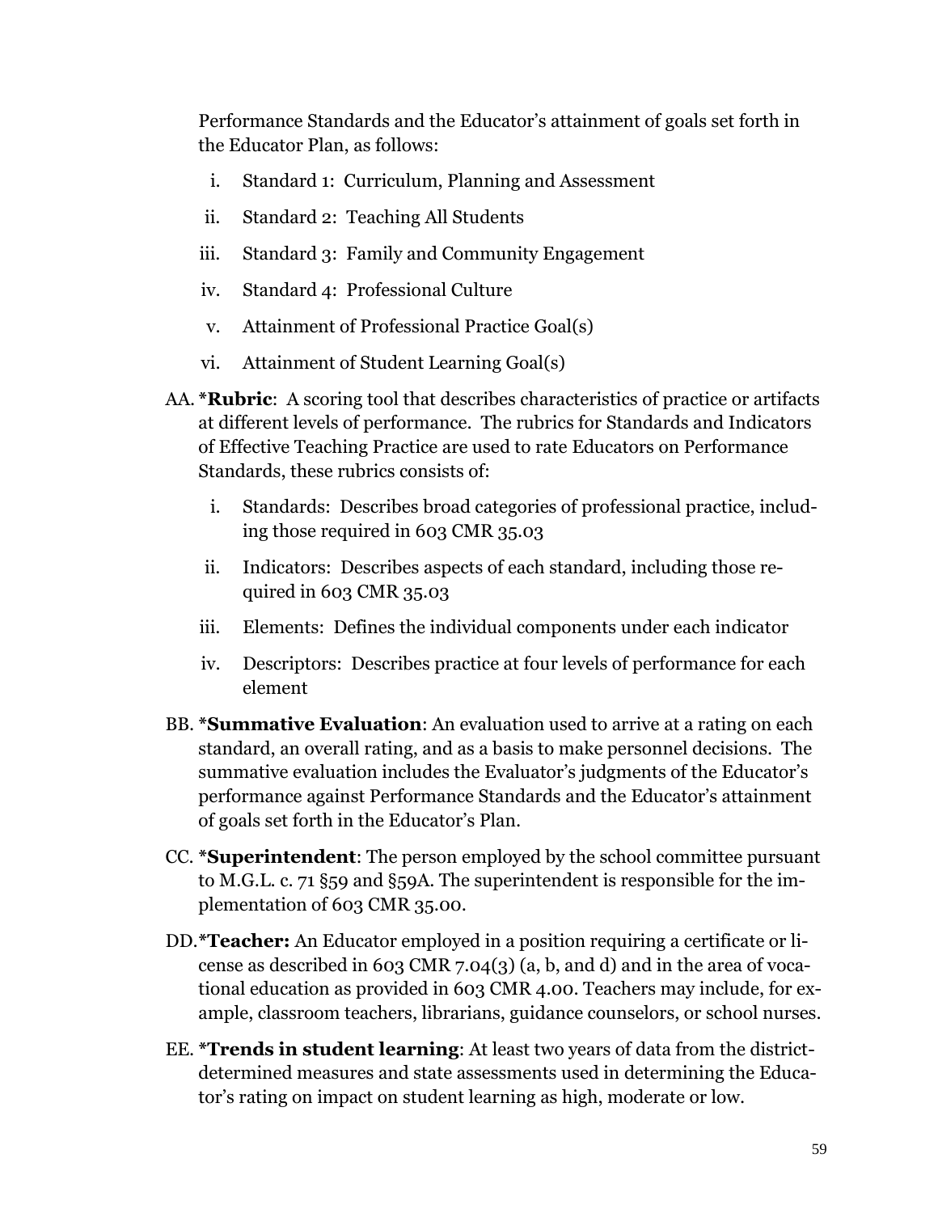Performance Standards and the Educator's attainment of goals set forth in the Educator Plan, as follows:

i. Standard 1: Curriculum, Planning and Assessment
ii. Standard 2: Teaching All Students
iii. Standard 3: Family and Community Engagement
iv. Standard 4: Professional Culture
v. Attainment of Professional Practice Goal(s)
vi. Attainment of Student Learning Goal(s)

AA. ***Rubric**: A scoring tool that describes characteristics of practice or artifacts at different levels of performance. The rubrics for Standards and Indicators of Effective Teaching Practice are used to rate Educators on Performance Standards, these rubrics consists of:

i. Standards: Describes broad categories of professional practice, including those required in 603 CMR 35.03
ii. Indicators: Describes aspects of each standard, including those required in 603 CMR 35.03
iii. Elements: Defines the individual components under each indicator
iv. Descriptors: Describes practice at four levels of performance for each element

BB. ***Summative Evaluation**: An evaluation used to arrive at a rating on each standard, an overall rating, and as a basis to make personnel decisions. The summative evaluation includes the Evaluator's judgments of the Educator's performance against Performance Standards and the Educator's attainment of goals set forth in the Educator's Plan.

CC. ***Superintendent**: The person employed by the school committee pursuant to M.G.L. c. 71 §59 and §59A. The superintendent is responsible for the implementation of 603 CMR 35.00.

DD. ***Teacher:** An Educator employed in a position requiring a certificate or license as described in 603 CMR 7.04(3) (a, b, and d) and in the area of vocational education as provided in 603 CMR 4.00. Teachers may include, for example, classroom teachers, librarians, guidance counselors, or school nurses.

EE. ***Trends in student learning**: At least two years of data from the district-determined measures and state assessments used in determining the Educator's rating on impact on student learning as high, moderate or low.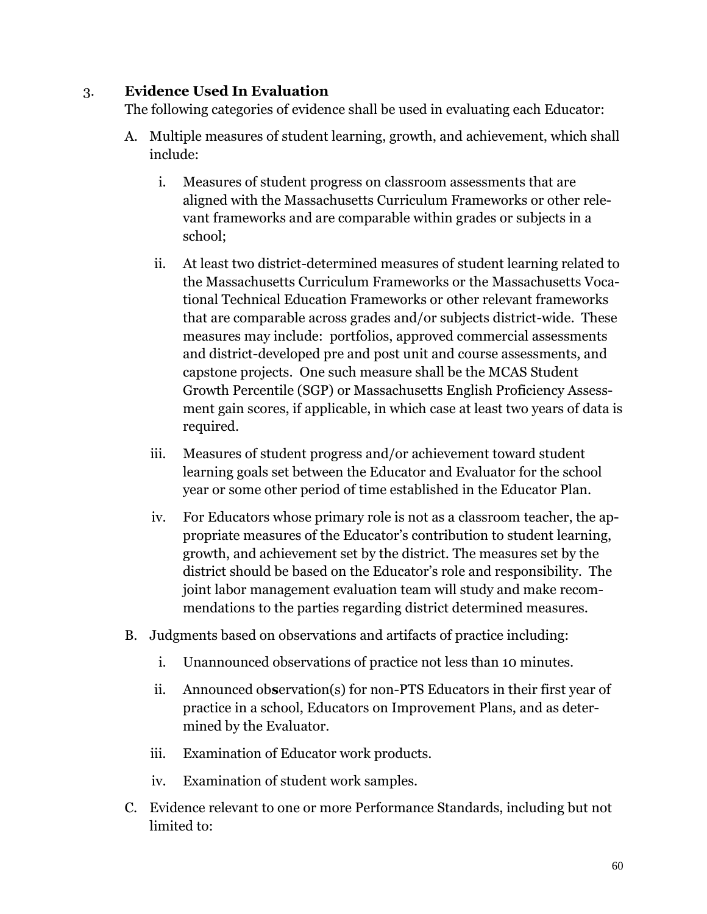### 3. **Evidence Used In Evaluation**

The following categories of evidence shall be used in evaluating each Educator:

A. Multiple measures of student learning, growth, and achievement, which shall include:

   i. Measures of student progress on classroom assessments that are aligned with the Massachusetts Curriculum Frameworks or other relevant frameworks and are comparable within grades or subjects in a school;

   ii. At least two district-determined measures of student learning related to the Massachusetts Curriculum Frameworks or the Massachusetts Vocational Technical Education Frameworks or other relevant frameworks that are comparable across grades and/or subjects district-wide. These measures may include: portfolios, approved commercial assessments and district-developed pre and post unit and course assessments, and capstone projects. One such measure shall be the MCAS Student Growth Percentile (SGP) or Massachusetts English Proficiency Assessment gain scores, if applicable, in which case at least two years of data is required.

   iii. Measures of student progress and/or achievement toward student learning goals set between the Educator and Evaluator for the school year or some other period of time established in the Educator Plan.

   iv. For Educators whose primary role is not as a classroom teacher, the appropriate measures of the Educator's contribution to student learning, growth, and achievement set by the district. The measures set by the district should be based on the Educator's role and responsibility. The joint labor management evaluation team will study and make recommendations to the parties regarding district determined measures.

B. Judgments based on observations and artifacts of practice including:

   i. Unannounced observations of practice not less than 10 minutes.

   ii. Announced ob**s**ervation(s) for non-PTS Educators in their first year of practice in a school, Educators on Improvement Plans, and as determined by the Evaluator.

   iii. Examination of Educator work products.

   iv. Examination of student work samples.

C. Evidence relevant to one or more Performance Standards, including but not limited to: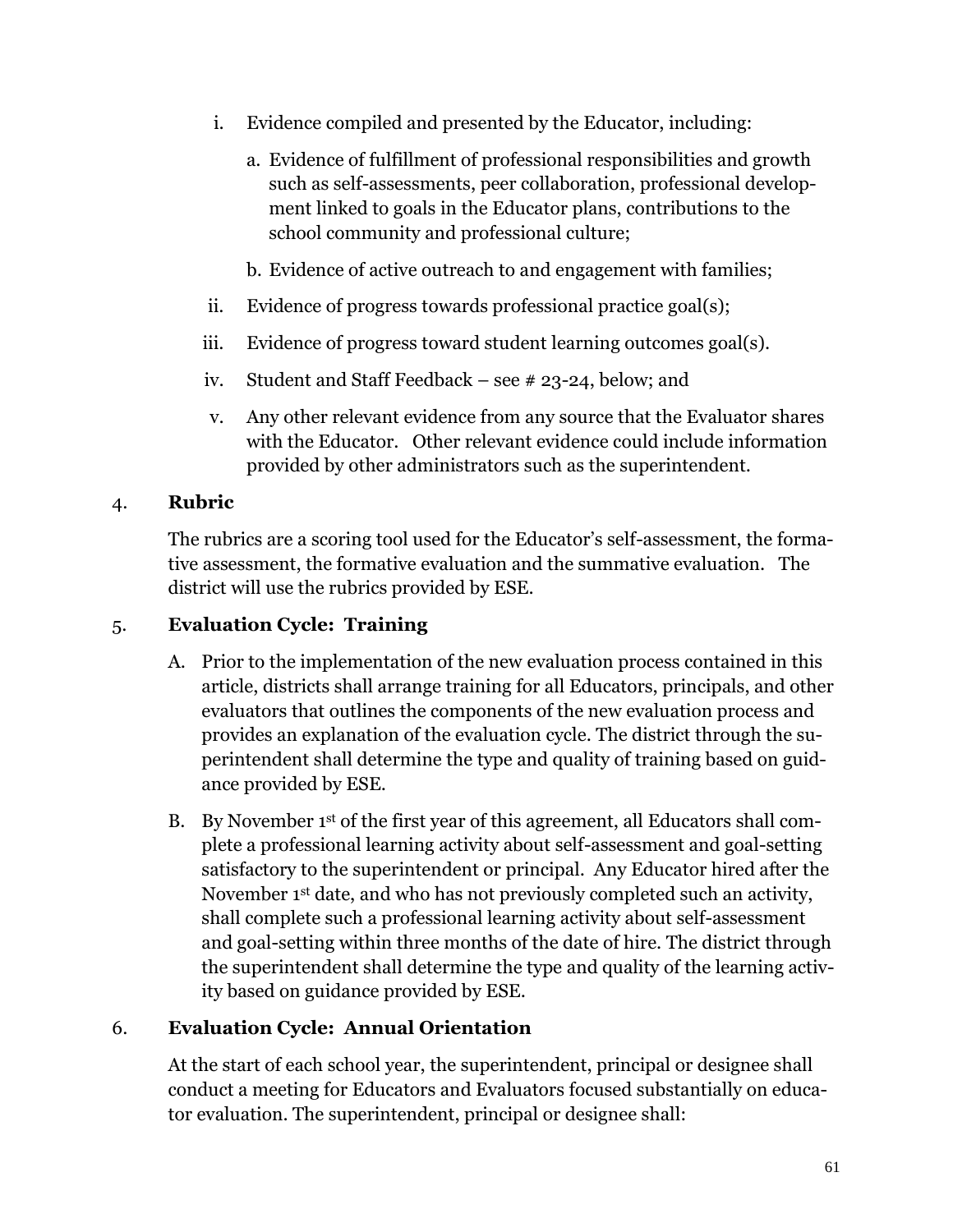i. Evidence compiled and presented by the Educator, including:

   a. Evidence of fulfillment of professional responsibilities and growth such as self-assessments, peer collaboration, professional development linked to goals in the Educator plans, contributions to the school community and professional culture;

   b. Evidence of active outreach to and engagement with families;

ii. Evidence of progress towards professional practice goal(s);

iii. Evidence of progress toward student learning outcomes goal(s).

iv. Student and Staff Feedback – see # 23-24, below; and

v. Any other relevant evidence from any source that the Evaluator shares with the Educator. Other relevant evidence could include information provided by other administrators such as the superintendent.

4. **Rubric**

The rubrics are a scoring tool used for the Educator's self-assessment, the formative assessment, the formative evaluation and the summative evaluation. The district will use the rubrics provided by ESE.

5. **Evaluation Cycle: Training**

A. Prior to the implementation of the new evaluation process contained in this article, districts shall arrange training for all Educators, principals, and other evaluators that outlines the components of the new evaluation process and provides an explanation of the evaluation cycle. The district through the superintendent shall determine the type and quality of training based on guidance provided by ESE.

B. By November 1st of the first year of this agreement, all Educators shall complete a professional learning activity about self-assessment and goal-setting satisfactory to the superintendent or principal. Any Educator hired after the November 1st date, and who has not previously completed such an activity, shall complete such a professional learning activity about self-assessment and goal-setting within three months of the date of hire. The district through the superintendent shall determine the type and quality of the learning activity based on guidance provided by ESE.

6. **Evaluation Cycle: Annual Orientation**

At the start of each school year, the superintendent, principal or designee shall conduct a meeting for Educators and Evaluators focused substantially on educator evaluation. The superintendent, principal or designee shall: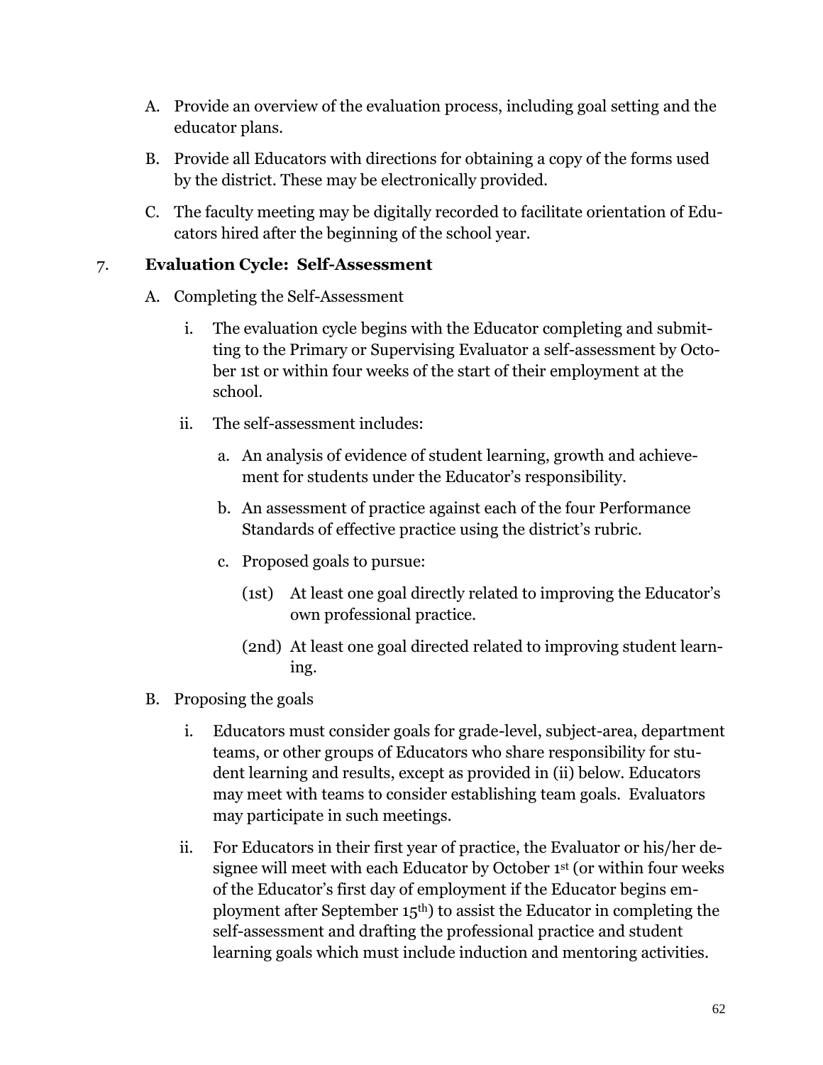A. Provide an overview of the evaluation process, including goal setting and the educator plans.

B. Provide all Educators with directions for obtaining a copy of the forms used by the district. These may be electronically provided.

C. The faculty meeting may be digitally recorded to facilitate orientation of Educators hired after the beginning of the school year.

7. **Evaluation Cycle: Self-Assessment**

A. Completing the Self-Assessment

i. The evaluation cycle begins with the Educator completing and submitting to the Primary or Supervising Evaluator a self-assessment by October 1st or within four weeks of the start of their employment at the school.

ii. The self-assessment includes:

a. An analysis of evidence of student learning, growth and achievement for students under the Educator's responsibility.

b. An assessment of practice against each of the four Performance Standards of effective practice using the district's rubric.

c. Proposed goals to pursue:

(1st) At least one goal directly related to improving the Educator's own professional practice.

(2nd) At least one goal directed related to improving student learning.

B. Proposing the goals

i. Educators must consider goals for grade-level, subject-area, department teams, or other groups of Educators who share responsibility for student learning and results, except as provided in (ii) below. Educators may meet with teams to consider establishing team goals. Evaluators may participate in such meetings.

ii. For Educators in their first year of practice, the Evaluator or his/her designee will meet with each Educator by October 1st (or within four weeks of the Educator's first day of employment if the Educator begins employment after September 15th) to assist the Educator in completing the self-assessment and drafting the professional practice and student learning goals which must include induction and mentoring activities.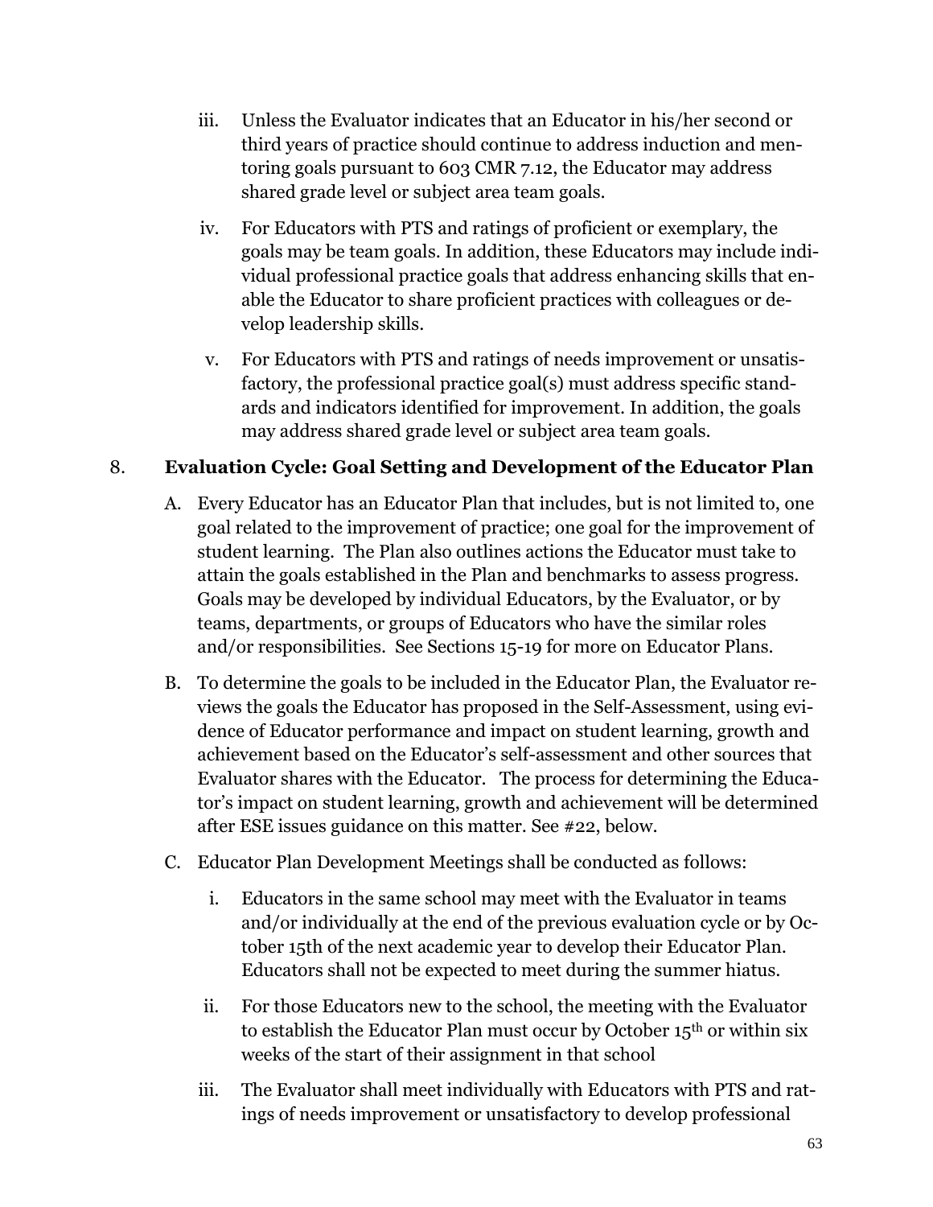iii. Unless the Evaluator indicates that an Educator in his/her second or third years of practice should continue to address induction and mentoring goals pursuant to 603 CMR 7.12, the Educator may address shared grade level or subject area team goals.

iv. For Educators with PTS and ratings of proficient or exemplary, the goals may be team goals. In addition, these Educators may include individual professional practice goals that address enhancing skills that enable the Educator to share proficient practices with colleagues or develop leadership skills.

v. For Educators with PTS and ratings of needs improvement or unsatisfactory, the professional practice goal(s) must address specific standards and indicators identified for improvement. In addition, the goals may address shared grade level or subject area team goals.

## 8. Evaluation Cycle: Goal Setting and Development of the Educator Plan

A. Every Educator has an Educator Plan that includes, but is not limited to, one goal related to the improvement of practice; one goal for the improvement of student learning. The Plan also outlines actions the Educator must take to attain the goals established in the Plan and benchmarks to assess progress. Goals may be developed by individual Educators, by the Evaluator, or by teams, departments, or groups of Educators who have the similar roles and/or responsibilities. See Sections 15-19 for more on Educator Plans.

B. To determine the goals to be included in the Educator Plan, the Evaluator reviews the goals the Educator has proposed in the Self-Assessment, using evidence of Educator performance and impact on student learning, growth and achievement based on the Educator's self-assessment and other sources that Evaluator shares with the Educator. The process for determining the Educator's impact on student learning, growth and achievement will be determined after ESE issues guidance on this matter. See #22, below.

C. Educator Plan Development Meetings shall be conducted as follows:

i. Educators in the same school may meet with the Evaluator in teams and/or individually at the end of the previous evaluation cycle or by October 15th of the next academic year to develop their Educator Plan. Educators shall not be expected to meet during the summer hiatus.

ii. For those Educators new to the school, the meeting with the Evaluator to establish the Educator Plan must occur by October 15th or within six weeks of the start of their assignment in that school

iii. The Evaluator shall meet individually with Educators with PTS and ratings of needs improvement or unsatisfactory to develop professional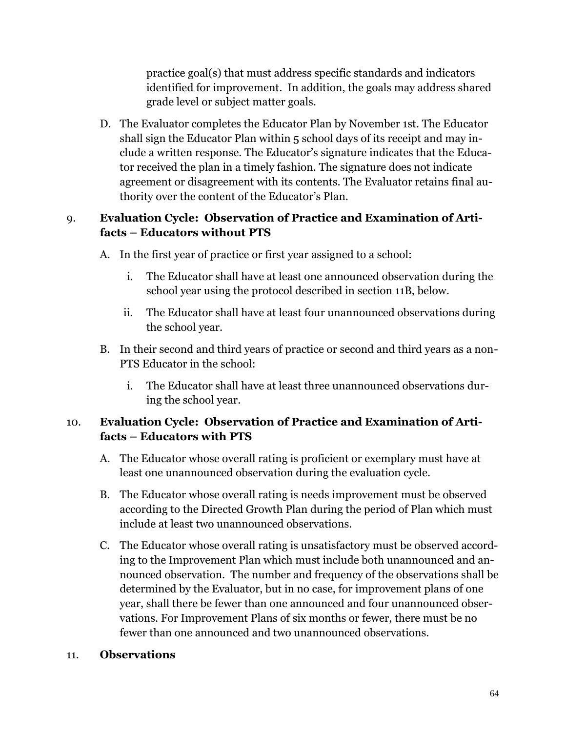practice goal(s) that must address specific standards and indicators identified for improvement. In addition, the goals may address shared grade level or subject matter goals.

D. The Evaluator completes the Educator Plan by November 1st. The Educator shall sign the Educator Plan within 5 school days of its receipt and may include a written response. The Educator's signature indicates that the Educator received the plan in a timely fashion. The signature does not indicate agreement or disagreement with its contents. The Evaluator retains final authority over the content of the Educator's Plan.

9. **Evaluation Cycle: Observation of Practice and Examination of Artifacts – Educators without PTS**

   A. In the first year of practice or first year assigned to a school:

      i. The Educator shall have at least one announced observation during the school year using the protocol described in section 11B, below.

      ii. The Educator shall have at least four unannounced observations during the school year.

   B. In their second and third years of practice or second and third years as a non-PTS Educator in the school:

      i. The Educator shall have at least three unannounced observations during the school year.

10. **Evaluation Cycle: Observation of Practice and Examination of Artifacts – Educators with PTS**

   A. The Educator whose overall rating is proficient or exemplary must have at least one unannounced observation during the evaluation cycle.

   B. The Educator whose overall rating is needs improvement must be observed according to the Directed Growth Plan during the period of Plan which must include at least two unannounced observations.

   C. The Educator whose overall rating is unsatisfactory must be observed according to the Improvement Plan which must include both unannounced and announced observation. The number and frequency of the observations shall be determined by the Evaluator, but in no case, for improvement plans of one year, shall there be fewer than one announced and four unannounced observations. For Improvement Plans of six months or fewer, there must be no fewer than one announced and two unannounced observations.

11. **Observations**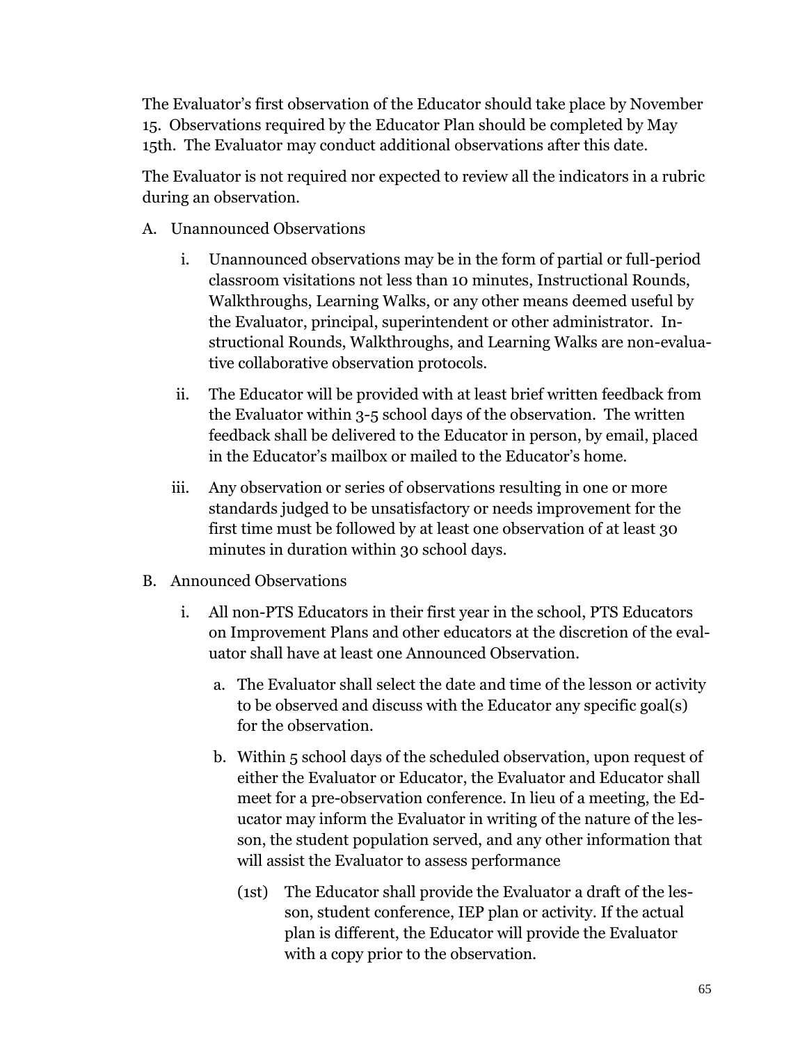The Evaluator's first observation of the Educator should take place by November 15. Observations required by the Educator Plan should be completed by May 15th. The Evaluator may conduct additional observations after this date.

The Evaluator is not required nor expected to review all the indicators in a rubric during an observation.

A. Unannounced Observations

   i. Unannounced observations may be in the form of partial or full-period classroom visitations not less than 10 minutes, Instructional Rounds, Walkthroughs, Learning Walks, or any other means deemed useful by the Evaluator, principal, superintendent or other administrator. Instructional Rounds, Walkthroughs, and Learning Walks are non-evaluative collaborative observation protocols.

   ii. The Educator will be provided with at least brief written feedback from the Evaluator within 3-5 school days of the observation. The written feedback shall be delivered to the Educator in person, by email, placed in the Educator's mailbox or mailed to the Educator's home.

   iii. Any observation or series of observations resulting in one or more standards judged to be unsatisfactory or needs improvement for the first time must be followed by at least one observation of at least 30 minutes in duration within 30 school days.

B. Announced Observations

   i. All non-PTS Educators in their first year in the school, PTS Educators on Improvement Plans and other educators at the discretion of the evaluator shall have at least one Announced Observation.

      a. The Evaluator shall select the date and time of the lesson or activity to be observed and discuss with the Educator any specific goal(s) for the observation.

      b. Within 5 school days of the scheduled observation, upon request of either the Evaluator or Educator, the Evaluator and Educator shall meet for a pre-observation conference. In lieu of a meeting, the Educator may inform the Evaluator in writing of the nature of the lesson, the student population served, and any other information that will assist the Evaluator to assess performance

         (1st) The Educator shall provide the Evaluator a draft of the lesson, student conference, IEP plan or activity. If the actual plan is different, the Educator will provide the Evaluator with a copy prior to the observation.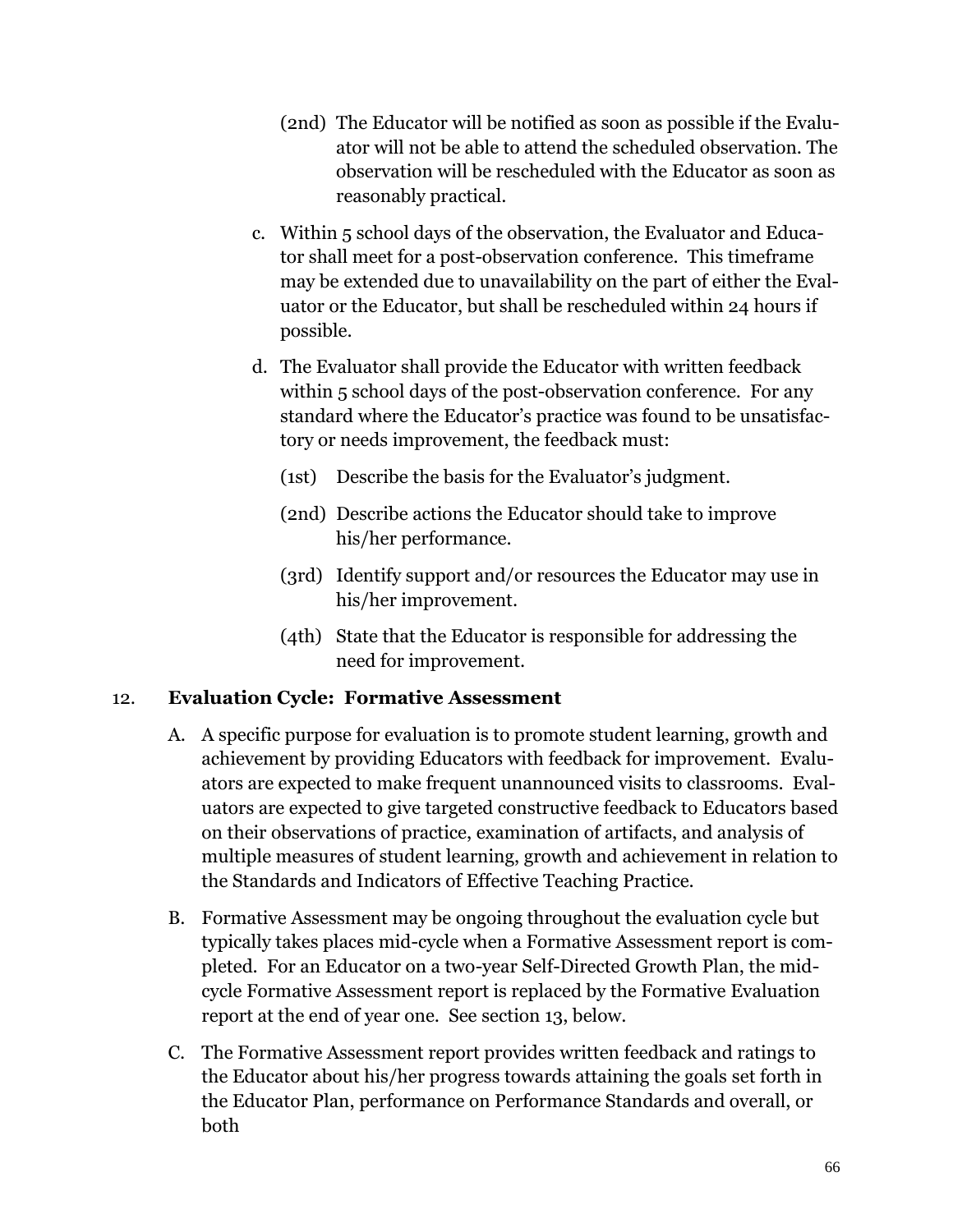(2nd) The Educator will be notified as soon as possible if the Evaluator will not be able to attend the scheduled observation. The observation will be rescheduled with the Educator as soon as reasonably practical.

c. Within 5 school days of the observation, the Evaluator and Educator shall meet for a post-observation conference. This timeframe may be extended due to unavailability on the part of either the Evaluator or the Educator, but shall be rescheduled within 24 hours if possible.

d. The Evaluator shall provide the Educator with written feedback within 5 school days of the post-observation conference. For any standard where the Educator's practice was found to be unsatisfactory or needs improvement, the feedback must:

(1st) Describe the basis for the Evaluator's judgment.

(2nd) Describe actions the Educator should take to improve his/her performance.

(3rd) Identify support and/or resources the Educator may use in his/her improvement.

(4th) State that the Educator is responsible for addressing the need for improvement.

## 12. Evaluation Cycle: Formative Assessment

A. A specific purpose for evaluation is to promote student learning, growth and achievement by providing Educators with feedback for improvement. Evaluators are expected to make frequent unannounced visits to classrooms. Evaluators are expected to give targeted constructive feedback to Educators based on their observations of practice, examination of artifacts, and analysis of multiple measures of student learning, growth and achievement in relation to the Standards and Indicators of Effective Teaching Practice.

B. Formative Assessment may be ongoing throughout the evaluation cycle but typically takes places mid-cycle when a Formative Assessment report is completed. For an Educator on a two-year Self-Directed Growth Plan, the mid-cycle Formative Assessment report is replaced by the Formative Evaluation report at the end of year one. See section 13, below.

C. The Formative Assessment report provides written feedback and ratings to the Educator about his/her progress towards attaining the goals set forth in the Educator Plan, performance on Performance Standards and overall, or both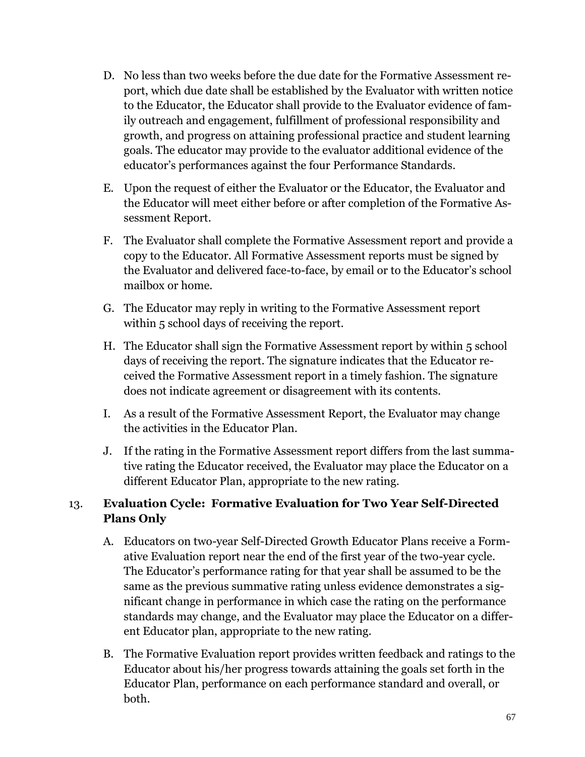D. No less than two weeks before the due date for the Formative Assessment report, which due date shall be established by the Evaluator with written notice to the Educator, the Educator shall provide to the Evaluator evidence of family outreach and engagement, fulfillment of professional responsibility and growth, and progress on attaining professional practice and student learning goals. The educator may provide to the evaluator additional evidence of the educator's performances against the four Performance Standards.

E. Upon the request of either the Evaluator or the Educator, the Evaluator and the Educator will meet either before or after completion of the Formative Assessment Report.

F. The Evaluator shall complete the Formative Assessment report and provide a copy to the Educator. All Formative Assessment reports must be signed by the Evaluator and delivered face-to-face, by email or to the Educator's school mailbox or home.

G. The Educator may reply in writing to the Formative Assessment report within 5 school days of receiving the report.

H. The Educator shall sign the Formative Assessment report by within 5 school days of receiving the report. The signature indicates that the Educator received the Formative Assessment report in a timely fashion. The signature does not indicate agreement or disagreement with its contents.

I. As a result of the Formative Assessment Report, the Evaluator may change the activities in the Educator Plan.

J. If the rating in the Formative Assessment report differs from the last summative rating the Educator received, the Evaluator may place the Educator on a different Educator Plan, appropriate to the new rating.

### 13. Evaluation Cycle: Formative Evaluation for Two Year Self-Directed Plans Only

A. Educators on two-year Self-Directed Growth Educator Plans receive a Formative Evaluation report near the end of the first year of the two-year cycle. The Educator's performance rating for that year shall be assumed to be the same as the previous summative rating unless evidence demonstrates a significant change in performance in which case the rating on the performance standards may change, and the Evaluator may place the Educator on a different Educator plan, appropriate to the new rating.

B. The Formative Evaluation report provides written feedback and ratings to the Educator about his/her progress towards attaining the goals set forth in the Educator Plan, performance on each performance standard and overall, or both.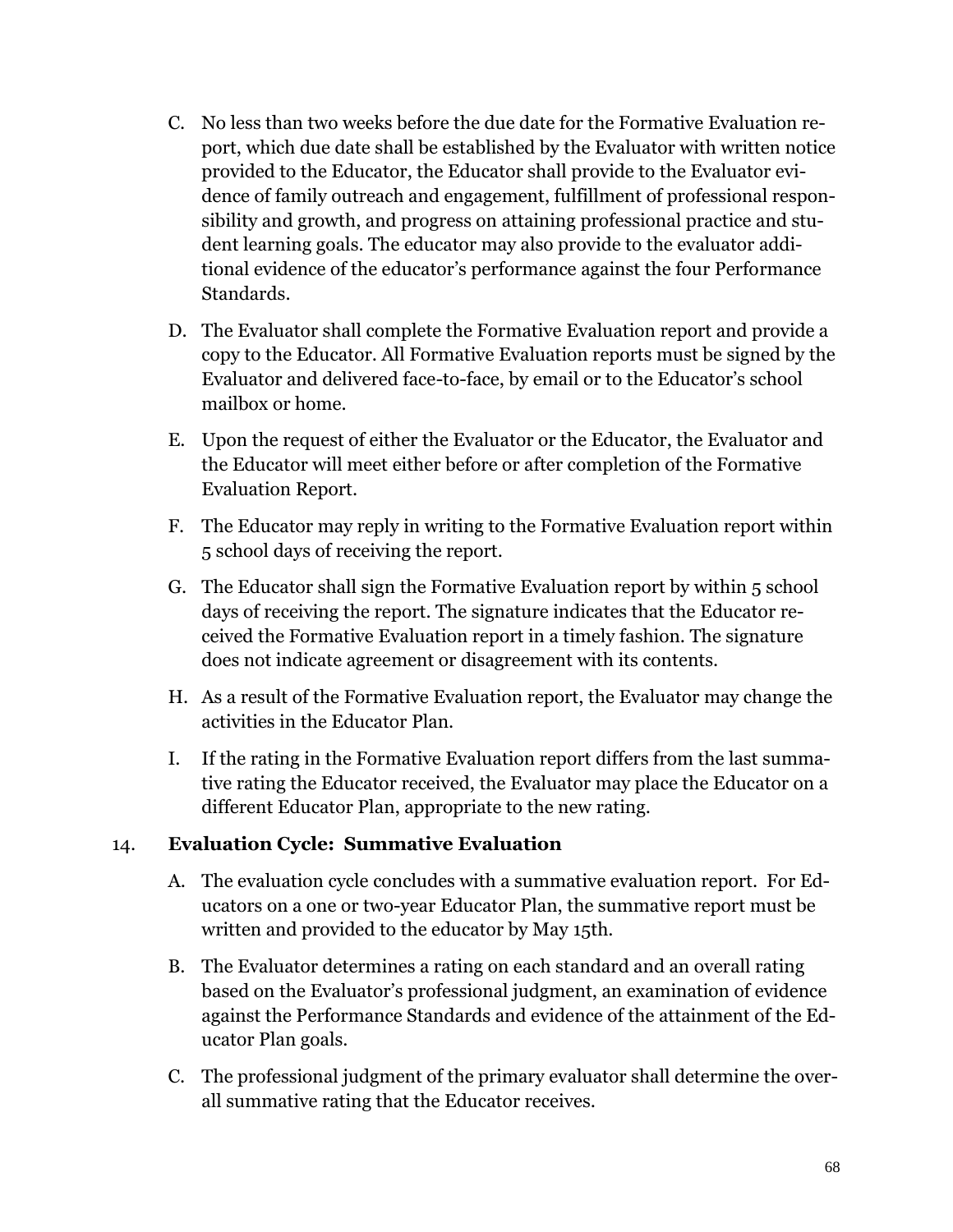C. No less than two weeks before the due date for the Formative Evaluation report, which due date shall be established by the Evaluator with written notice provided to the Educator, the Educator shall provide to the Evaluator evidence of family outreach and engagement, fulfillment of professional responsibility and growth, and progress on attaining professional practice and student learning goals. The educator may also provide to the evaluator additional evidence of the educator's performance against the four Performance Standards.

D. The Evaluator shall complete the Formative Evaluation report and provide a copy to the Educator. All Formative Evaluation reports must be signed by the Evaluator and delivered face-to-face, by email or to the Educator's school mailbox or home.

E. Upon the request of either the Evaluator or the Educator, the Evaluator and the Educator will meet either before or after completion of the Formative Evaluation Report.

F. The Educator may reply in writing to the Formative Evaluation report within 5 school days of receiving the report.

G. The Educator shall sign the Formative Evaluation report by within 5 school days of receiving the report. The signature indicates that the Educator received the Formative Evaluation report in a timely fashion. The signature does not indicate agreement or disagreement with its contents.

H. As a result of the Formative Evaluation report, the Evaluator may change the activities in the Educator Plan.

I. If the rating in the Formative Evaluation report differs from the last summative rating the Educator received, the Evaluator may place the Educator on a different Educator Plan, appropriate to the new rating.

14. **Evaluation Cycle: Summative Evaluation**

A. The evaluation cycle concludes with a summative evaluation report. For Educators on a one or two-year Educator Plan, the summative report must be written and provided to the educator by May 15th.

B. The Evaluator determines a rating on each standard and an overall rating based on the Evaluator's professional judgment, an examination of evidence against the Performance Standards and evidence of the attainment of the Educator Plan goals.

C. The professional judgment of the primary evaluator shall determine the overall summative rating that the Educator receives.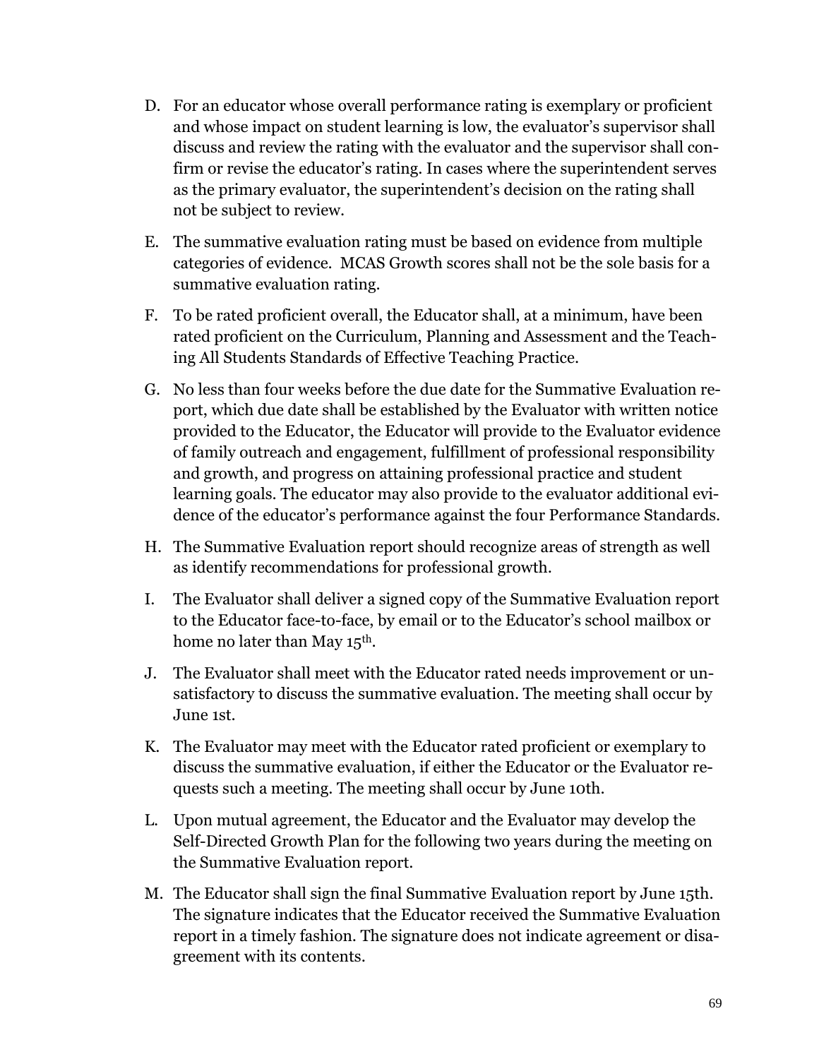D. For an educator whose overall performance rating is exemplary or proficient and whose impact on student learning is low, the evaluator's supervisor shall discuss and review the rating with the evaluator and the supervisor shall confirm or revise the educator's rating. In cases where the superintendent serves as the primary evaluator, the superintendent's decision on the rating shall not be subject to review.

E. The summative evaluation rating must be based on evidence from multiple categories of evidence. MCAS Growth scores shall not be the sole basis for a summative evaluation rating.

F. To be rated proficient overall, the Educator shall, at a minimum, have been rated proficient on the Curriculum, Planning and Assessment and the Teaching All Students Standards of Effective Teaching Practice.

G. No less than four weeks before the due date for the Summative Evaluation report, which due date shall be established by the Evaluator with written notice provided to the Educator, the Educator will provide to the Evaluator evidence of family outreach and engagement, fulfillment of professional responsibility and growth, and progress on attaining professional practice and student learning goals. The educator may also provide to the evaluator additional evidence of the educator's performance against the four Performance Standards.

H. The Summative Evaluation report should recognize areas of strength as well as identify recommendations for professional growth.

I. The Evaluator shall deliver a signed copy of the Summative Evaluation report to the Educator face-to-face, by email or to the Educator's school mailbox or home no later than May 15th.

J. The Evaluator shall meet with the Educator rated needs improvement or unsatisfactory to discuss the summative evaluation. The meeting shall occur by June 1st.

K. The Evaluator may meet with the Educator rated proficient or exemplary to discuss the summative evaluation, if either the Educator or the Evaluator requests such a meeting. The meeting shall occur by June 10th.

L. Upon mutual agreement, the Educator and the Evaluator may develop the Self-Directed Growth Plan for the following two years during the meeting on the Summative Evaluation report.

M. The Educator shall sign the final Summative Evaluation report by June 15th. The signature indicates that the Educator received the Summative Evaluation report in a timely fashion. The signature does not indicate agreement or disagreement with its contents.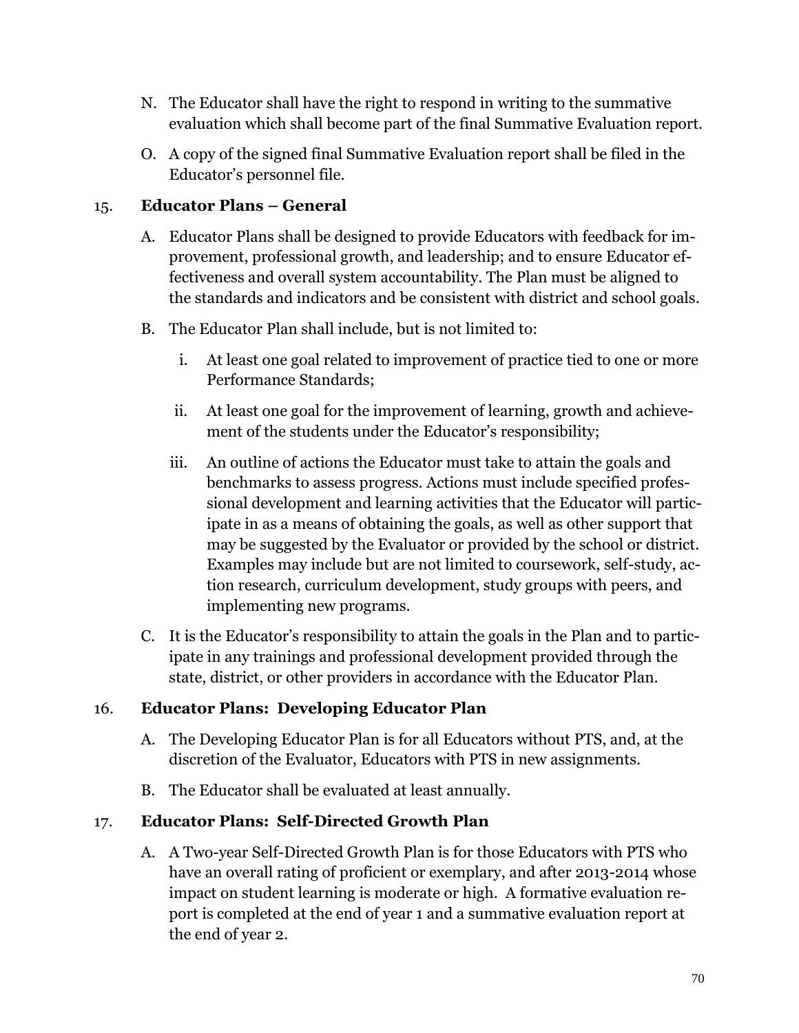N. The Educator shall have the right to respond in writing to the summative evaluation which shall become part of the final Summative Evaluation report.

O. A copy of the signed final Summative Evaluation report shall be filed in the Educator's personnel file.

15. **Educator Plans – General**

A. Educator Plans shall be designed to provide Educators with feedback for improvement, professional growth, and leadership; and to ensure Educator effectiveness and overall system accountability. The Plan must be aligned to the standards and indicators and be consistent with district and school goals.

B. The Educator Plan shall include, but is not limited to:

i. At least one goal related to improvement of practice tied to one or more Performance Standards;

ii. At least one goal for the improvement of learning, growth and achievement of the students under the Educator's responsibility;

iii. An outline of actions the Educator must take to attain the goals and benchmarks to assess progress. Actions must include specified professional development and learning activities that the Educator will participate in as a means of obtaining the goals, as well as other support that may be suggested by the Evaluator or provided by the school or district. Examples may include but are not limited to coursework, self-study, action research, curriculum development, study groups with peers, and implementing new programs.

C. It is the Educator's responsibility to attain the goals in the Plan and to participate in any trainings and professional development provided through the state, district, or other providers in accordance with the Educator Plan.

16. **Educator Plans: Developing Educator Plan**

A. The Developing Educator Plan is for all Educators without PTS, and, at the discretion of the Evaluator, Educators with PTS in new assignments.

B. The Educator shall be evaluated at least annually.

17. **Educator Plans: Self-Directed Growth Plan**

A. A Two-year Self-Directed Growth Plan is for those Educators with PTS who have an overall rating of proficient or exemplary, and after 2013-2014 whose impact on student learning is moderate or high. A formative evaluation report is completed at the end of year 1 and a summative evaluation report at the end of year 2.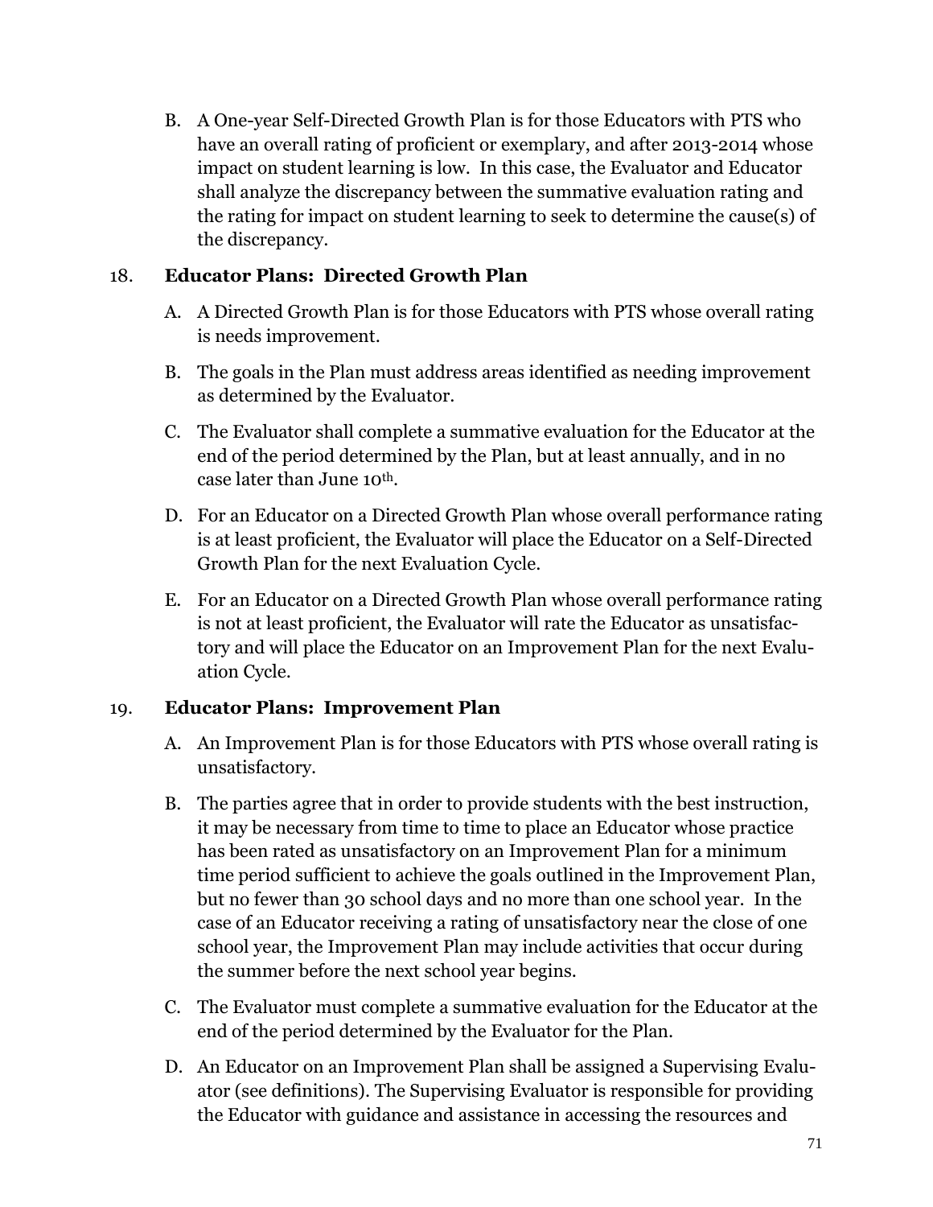B. A One-year Self-Directed Growth Plan is for those Educators with PTS who have an overall rating of proficient or exemplary, and after 2013-2014 whose impact on student learning is low. In this case, the Evaluator and Educator shall analyze the discrepancy between the summative evaluation rating and the rating for impact on student learning to seek to determine the cause(s) of the discrepancy.

18. **Educator Plans: Directed Growth Plan**

A. A Directed Growth Plan is for those Educators with PTS whose overall rating is needs improvement.

B. The goals in the Plan must address areas identified as needing improvement as determined by the Evaluator.

C. The Evaluator shall complete a summative evaluation for the Educator at the end of the period determined by the Plan, but at least annually, and in no case later than June 10th.

D. For an Educator on a Directed Growth Plan whose overall performance rating is at least proficient, the Evaluator will place the Educator on a Self-Directed Growth Plan for the next Evaluation Cycle.

E. For an Educator on a Directed Growth Plan whose overall performance rating is not at least proficient, the Evaluator will rate the Educator as unsatisfactory and will place the Educator on an Improvement Plan for the next Evaluation Cycle.

19. **Educator Plans: Improvement Plan**

A. An Improvement Plan is for those Educators with PTS whose overall rating is unsatisfactory.

B. The parties agree that in order to provide students with the best instruction, it may be necessary from time to time to place an Educator whose practice has been rated as unsatisfactory on an Improvement Plan for a minimum time period sufficient to achieve the goals outlined in the Improvement Plan, but no fewer than 30 school days and no more than one school year. In the case of an Educator receiving a rating of unsatisfactory near the close of one school year, the Improvement Plan may include activities that occur during the summer before the next school year begins.

C. The Evaluator must complete a summative evaluation for the Educator at the end of the period determined by the Evaluator for the Plan.

D. An Educator on an Improvement Plan shall be assigned a Supervising Evaluator (see definitions). The Supervising Evaluator is responsible for providing the Educator with guidance and assistance in accessing the resources and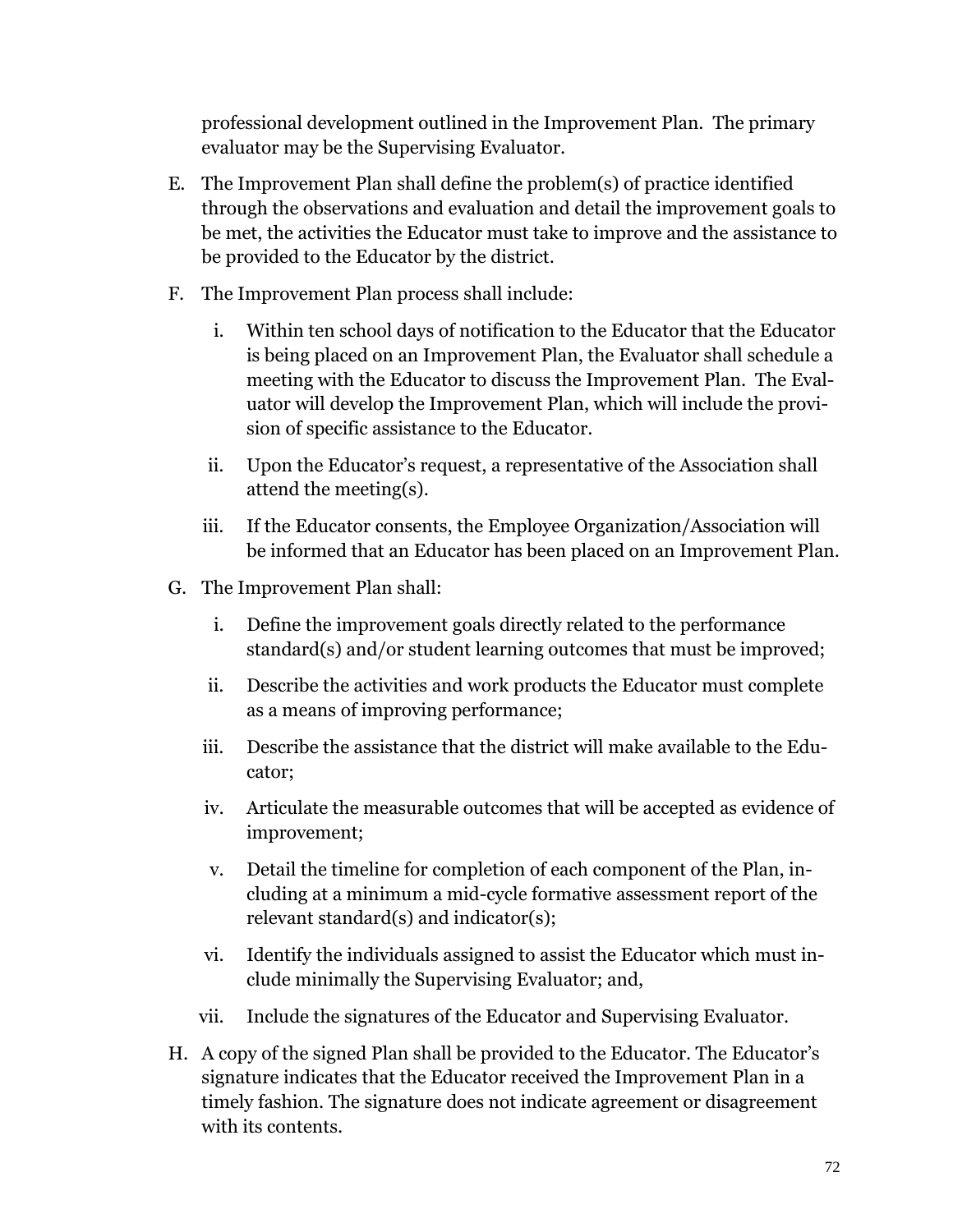professional development outlined in the Improvement Plan. The primary evaluator may be the Supervising Evaluator.

E. The Improvement Plan shall define the problem(s) of practice identified through the observations and evaluation and detail the improvement goals to be met, the activities the Educator must take to improve and the assistance to be provided to the Educator by the district.

F. The Improvement Plan process shall include:

   i. Within ten school days of notification to the Educator that the Educator is being placed on an Improvement Plan, the Evaluator shall schedule a meeting with the Educator to discuss the Improvement Plan. The Evaluator will develop the Improvement Plan, which will include the provision of specific assistance to the Educator.

   ii. Upon the Educator's request, a representative of the Association shall attend the meeting(s).

   iii. If the Educator consents, the Employee Organization/Association will be informed that an Educator has been placed on an Improvement Plan.

G. The Improvement Plan shall:

   i. Define the improvement goals directly related to the performance standard(s) and/or student learning outcomes that must be improved;

   ii. Describe the activities and work products the Educator must complete as a means of improving performance;

   iii. Describe the assistance that the district will make available to the Educator;

   iv. Articulate the measurable outcomes that will be accepted as evidence of improvement;

   v. Detail the timeline for completion of each component of the Plan, including at a minimum a mid-cycle formative assessment report of the relevant standard(s) and indicator(s);

   vi. Identify the individuals assigned to assist the Educator which must include minimally the Supervising Evaluator; and,

   vii. Include the signatures of the Educator and Supervising Evaluator.

H. A copy of the signed Plan shall be provided to the Educator. The Educator's signature indicates that the Educator received the Improvement Plan in a timely fashion. The signature does not indicate agreement or disagreement with its contents.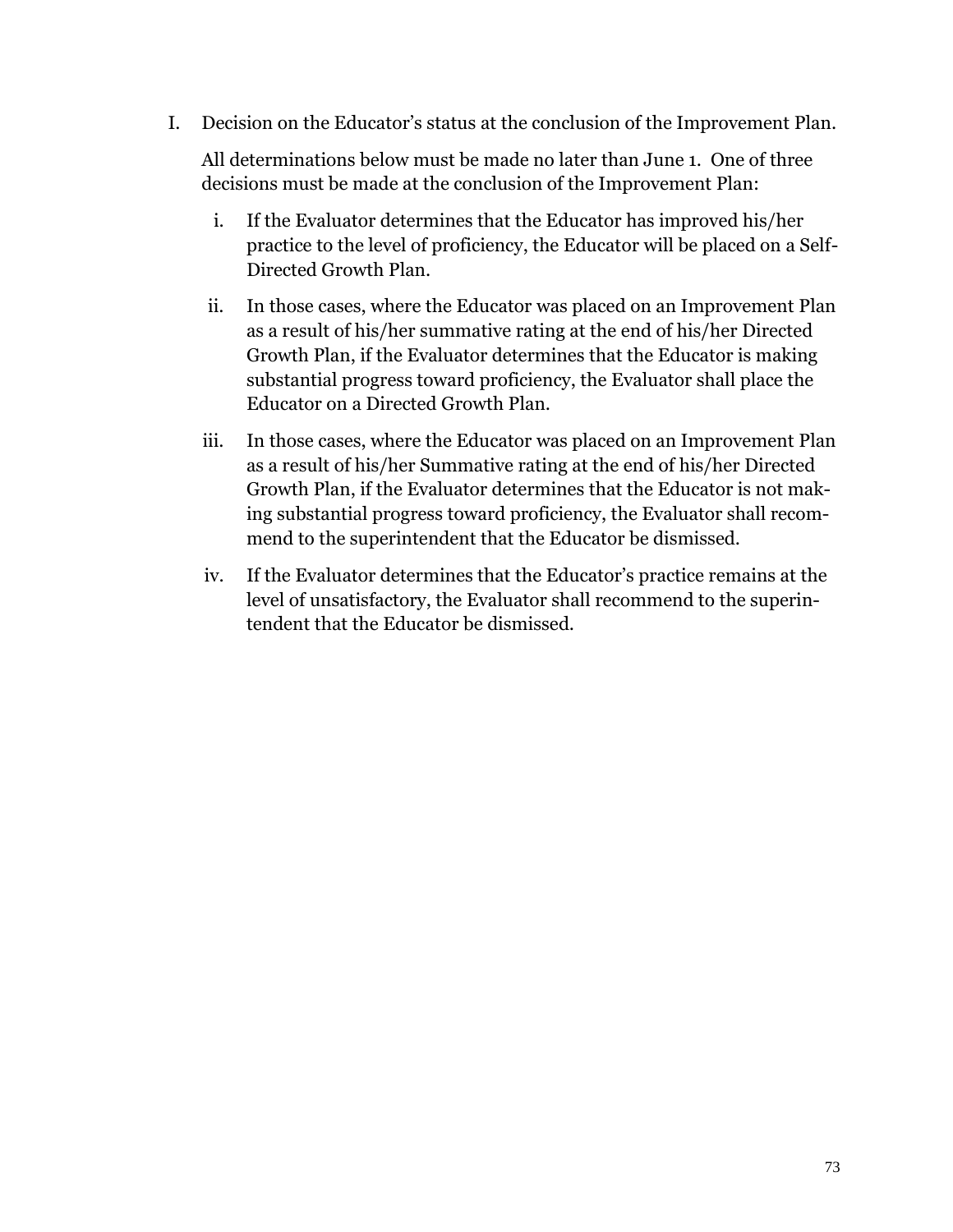I. Decision on the Educator's status at the conclusion of the Improvement Plan.

   All determinations below must be made no later than June 1. One of three decisions must be made at the conclusion of the Improvement Plan:

   i. If the Evaluator determines that the Educator has improved his/her practice to the level of proficiency, the Educator will be placed on a Self-Directed Growth Plan.

   ii. In those cases, where the Educator was placed on an Improvement Plan as a result of his/her summative rating at the end of his/her Directed Growth Plan, if the Evaluator determines that the Educator is making substantial progress toward proficiency, the Evaluator shall place the Educator on a Directed Growth Plan.

   iii. In those cases, where the Educator was placed on an Improvement Plan as a result of his/her Summative rating at the end of his/her Directed Growth Plan, if the Evaluator determines that the Educator is not making substantial progress toward proficiency, the Evaluator shall recommend to the superintendent that the Educator be dismissed.

   iv. If the Evaluator determines that the Educator's practice remains at the level of unsatisfactory, the Evaluator shall recommend to the superintendent that the Educator be dismissed.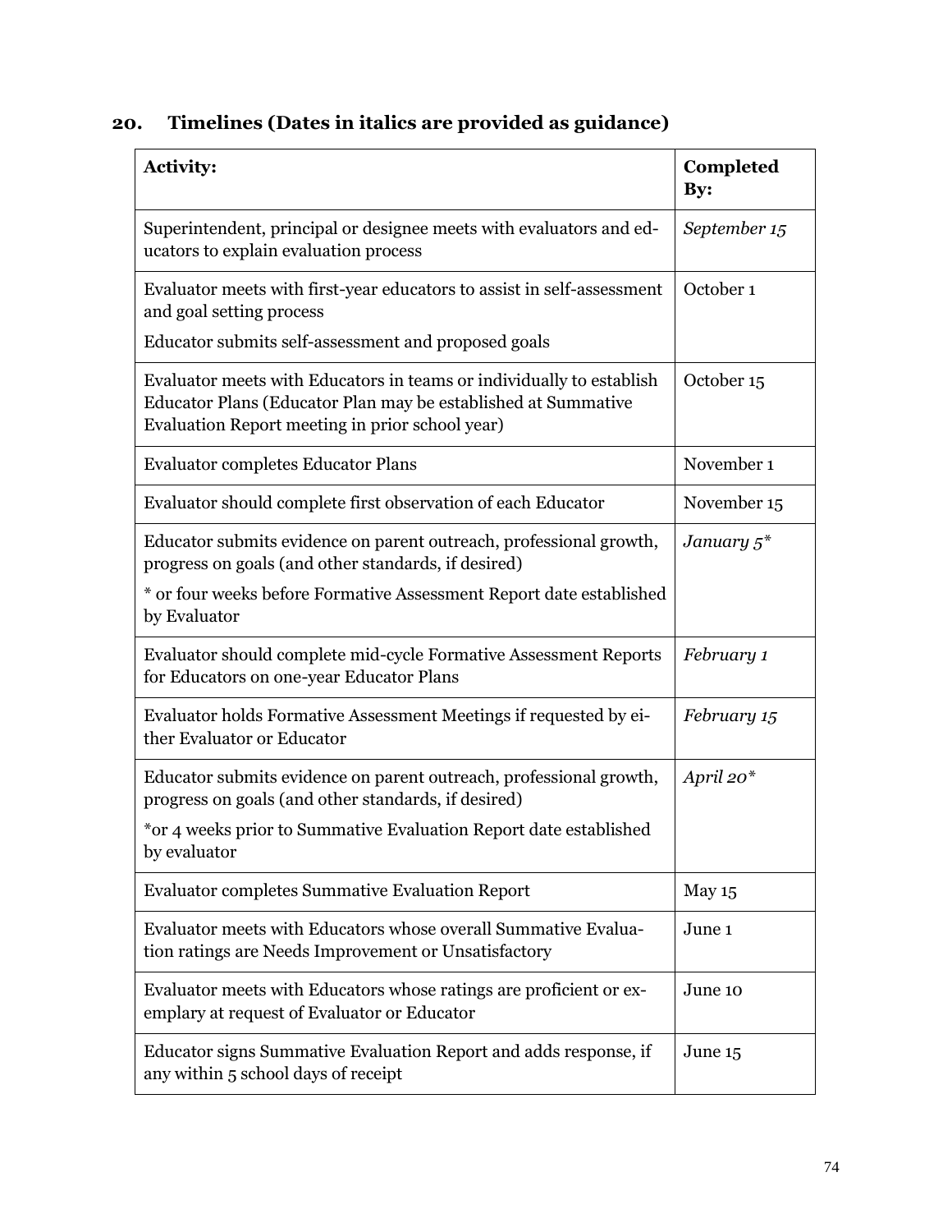## 20. Timelines (Dates in italics are provided as guidance)

| Activity: | Completed By: |
|---|---|
| Superintendent, principal or designee meets with evaluators and educators to explain evaluation process | *September 15* |
| Evaluator meets with first-year educators to assist in self-assessment and goal setting process<br>Educator submits self-assessment and proposed goals | October 1 |
| Evaluator meets with Educators in teams or individually to establish Educator Plans (Educator Plan may be established at Summative Evaluation Report meeting in prior school year) | October 15 |
| Evaluator completes Educator Plans | November 1 |
| Evaluator should complete first observation of each Educator | November 15 |
| Educator submits evidence on parent outreach, professional growth, progress on goals (and other standards, if desired)<br>* or four weeks before Formative Assessment Report date established by Evaluator | *January 5** |
| Evaluator should complete mid-cycle Formative Assessment Reports for Educators on one-year Educator Plans | *February 1* |
| Evaluator holds Formative Assessment Meetings if requested by either Evaluator or Educator | *February 15* |
| Educator submits evidence on parent outreach, professional growth, progress on goals (and other standards, if desired)<br>*or 4 weeks prior to Summative Evaluation Report date established by evaluator | *April 20** |
| Evaluator completes Summative Evaluation Report | May 15 |
| Evaluator meets with Educators whose overall Summative Evaluation ratings are Needs Improvement or Unsatisfactory | June 1 |
| Evaluator meets with Educators whose ratings are proficient or exemplary at request of Evaluator or Educator | June 10 |
| Educator signs Summative Evaluation Report and adds response, if any within 5 school days of receipt | June 15 |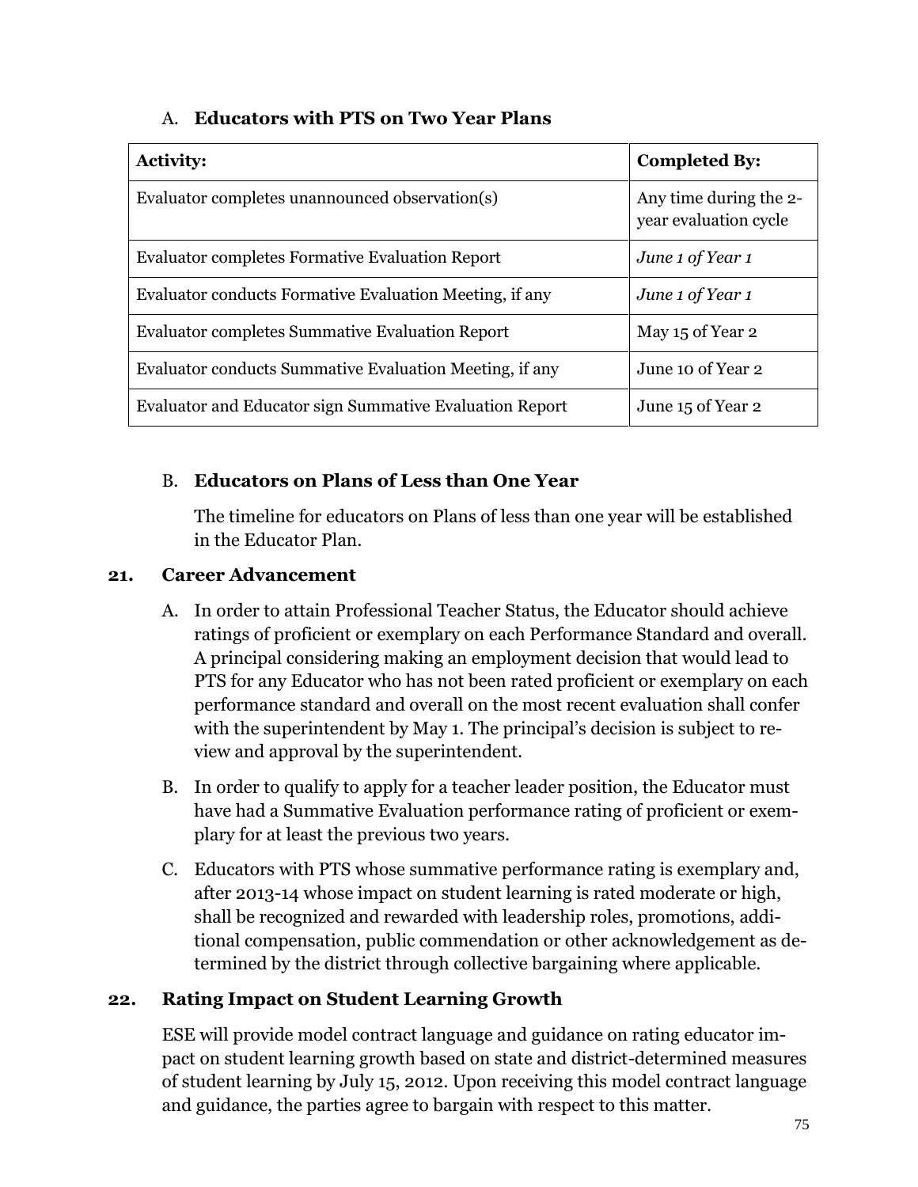A. **Educators with PTS on Two Year Plans**

| **Activity:** | **Completed By:** |
|---|---|
| Evaluator completes unannounced observation(s) | Any time during the 2-year evaluation cycle |
| Evaluator completes Formative Evaluation Report | *June 1 of Year 1* |
| Evaluator conducts Formative Evaluation Meeting, if any | *June 1 of Year 1* |
| Evaluator completes Summative Evaluation Report | May 15 of Year 2 |
| Evaluator conducts Summative Evaluation Meeting, if any | June 10 of Year 2 |
| Evaluator and Educator sign Summative Evaluation Report | June 15 of Year 2 |

B. **Educators on Plans of Less than One Year**

The timeline for educators on Plans of less than one year will be established in the Educator Plan.

**21. Career Advancement**

A. In order to attain Professional Teacher Status, the Educator should achieve ratings of proficient or exemplary on each Performance Standard and overall. A principal considering making an employment decision that would lead to PTS for any Educator who has not been rated proficient or exemplary on each performance standard and overall on the most recent evaluation shall confer with the superintendent by May 1. The principal's decision is subject to review and approval by the superintendent.

B. In order to qualify to apply for a teacher leader position, the Educator must have had a Summative Evaluation performance rating of proficient or exemplary for at least the previous two years.

C. Educators with PTS whose summative performance rating is exemplary and, after 2013-14 whose impact on student learning is rated moderate or high, shall be recognized and rewarded with leadership roles, promotions, additional compensation, public commendation or other acknowledgement as determined by the district through collective bargaining where applicable.

**22. Rating Impact on Student Learning Growth**

ESE will provide model contract language and guidance on rating educator impact on student learning growth based on state and district-determined measures of student learning by July 15, 2012. Upon receiving this model contract language and guidance, the parties agree to bargain with respect to this matter.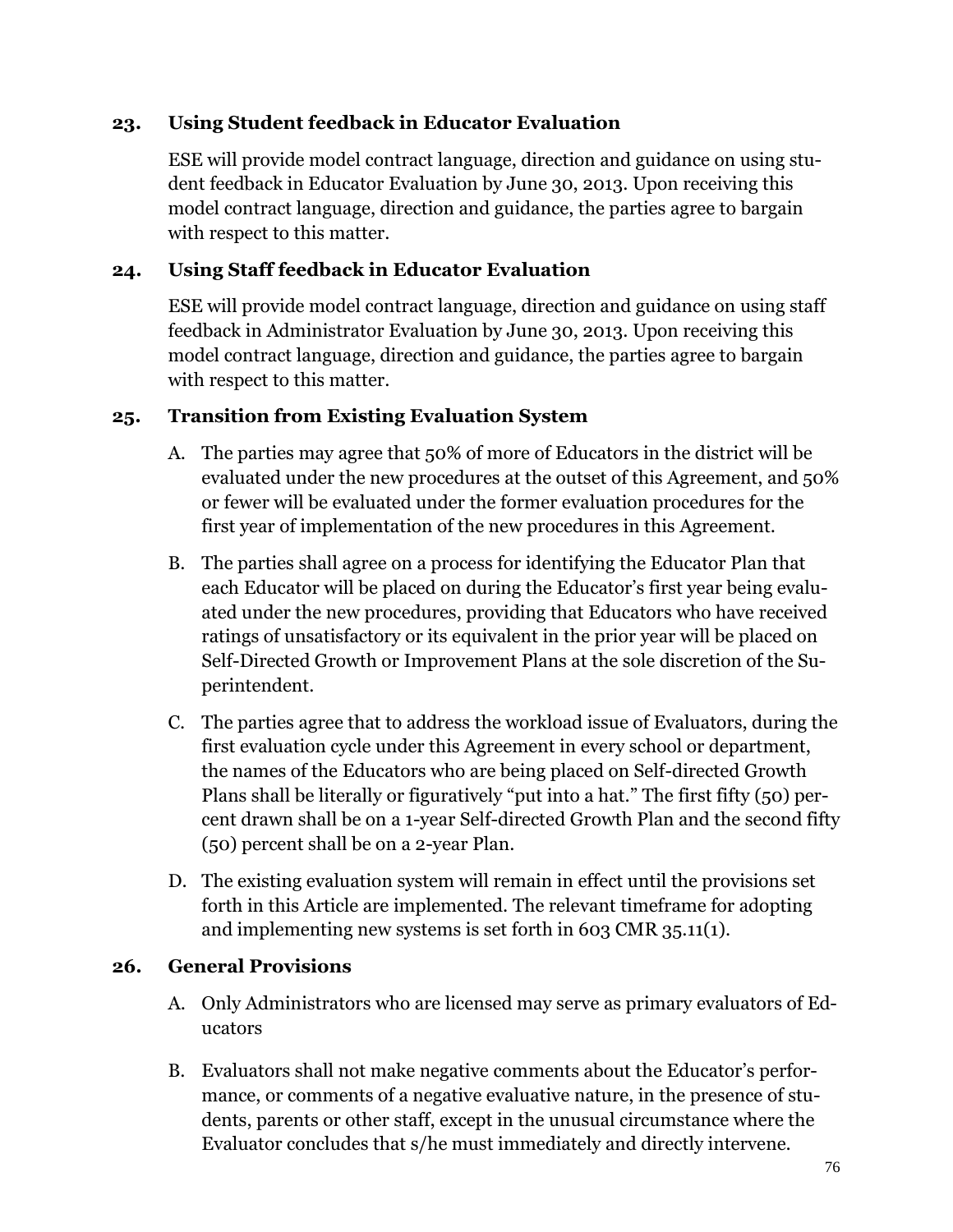## 23. Using Student feedback in Educator Evaluation

ESE will provide model contract language, direction and guidance on using student feedback in Educator Evaluation by June 30, 2013. Upon receiving this model contract language, direction and guidance, the parties agree to bargain with respect to this matter.

## 24. Using Staff feedback in Educator Evaluation

ESE will provide model contract language, direction and guidance on using staff feedback in Administrator Evaluation by June 30, 2013. Upon receiving this model contract language, direction and guidance, the parties agree to bargain with respect to this matter.

## 25. Transition from Existing Evaluation System

A. The parties may agree that 50% of more of Educators in the district will be evaluated under the new procedures at the outset of this Agreement, and 50% or fewer will be evaluated under the former evaluation procedures for the first year of implementation of the new procedures in this Agreement.

B. The parties shall agree on a process for identifying the Educator Plan that each Educator will be placed on during the Educator's first year being evaluated under the new procedures, providing that Educators who have received ratings of unsatisfactory or its equivalent in the prior year will be placed on Self-Directed Growth or Improvement Plans at the sole discretion of the Superintendent.

C. The parties agree that to address the workload issue of Evaluators, during the first evaluation cycle under this Agreement in every school or department, the names of the Educators who are being placed on Self-directed Growth Plans shall be literally or figuratively "put into a hat." The first fifty (50) percent drawn shall be on a 1-year Self-directed Growth Plan and the second fifty (50) percent shall be on a 2-year Plan.

D. The existing evaluation system will remain in effect until the provisions set forth in this Article are implemented. The relevant timeframe for adopting and implementing new systems is set forth in 603 CMR 35.11(1).

## 26. General Provisions

A. Only Administrators who are licensed may serve as primary evaluators of Educators

B. Evaluators shall not make negative comments about the Educator's performance, or comments of a negative evaluative nature, in the presence of students, parents or other staff, except in the unusual circumstance where the Evaluator concludes that s/he must immediately and directly intervene.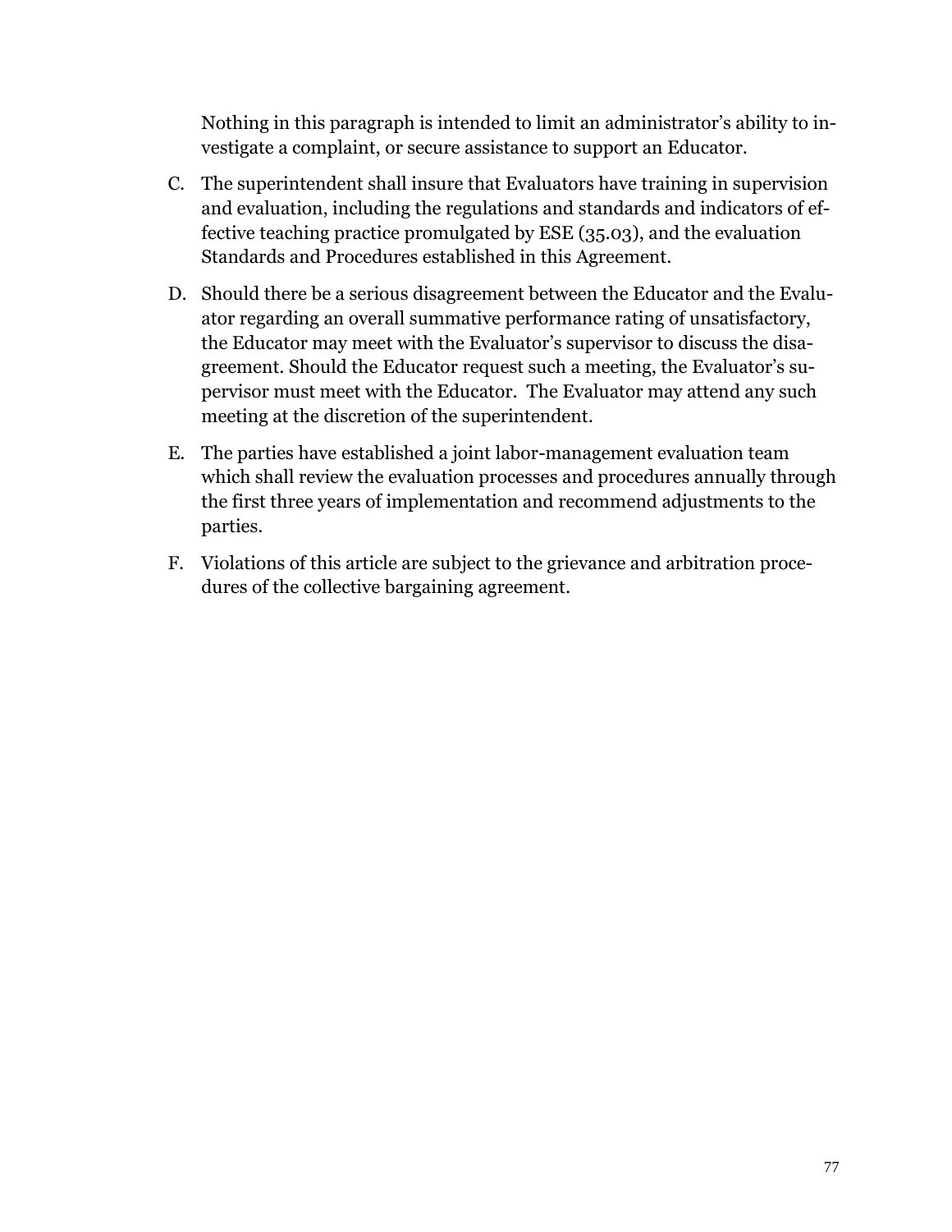Nothing in this paragraph is intended to limit an administrator's ability to investigate a complaint, or secure assistance to support an Educator.

C. The superintendent shall insure that Evaluators have training in supervision and evaluation, including the regulations and standards and indicators of effective teaching practice promulgated by ESE (35.03), and the evaluation Standards and Procedures established in this Agreement.

D. Should there be a serious disagreement between the Educator and the Evaluator regarding an overall summative performance rating of unsatisfactory, the Educator may meet with the Evaluator's supervisor to discuss the disagreement. Should the Educator request such a meeting, the Evaluator's supervisor must meet with the Educator. The Evaluator may attend any such meeting at the discretion of the superintendent.

E. The parties have established a joint labor-management evaluation team which shall review the evaluation processes and procedures annually through the first three years of implementation and recommend adjustments to the parties.

F. Violations of this article are subject to the grievance and arbitration procedures of the collective bargaining agreement.